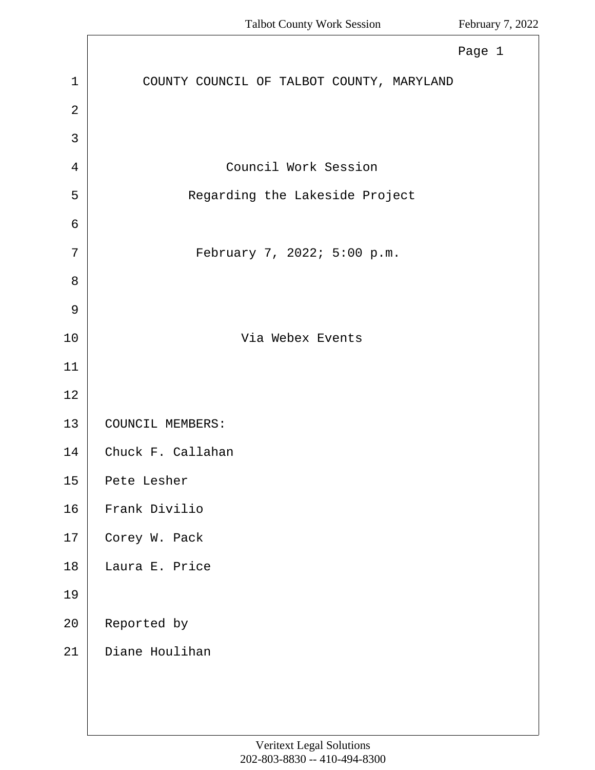COUNTY COUNCIL OF TALBOT COUNTY, MARYLAND

Council Work Session

Regarding the Lakeside Project

February 7, 2022; 5:00 p.m.

Via Webex Events

COUNCIL MEMBERS:

Chuck F. Callahan

Pete Lesher

Frank Divilio

Corey W. Pack

Laura E. Price

Reported by

Diane Houlihan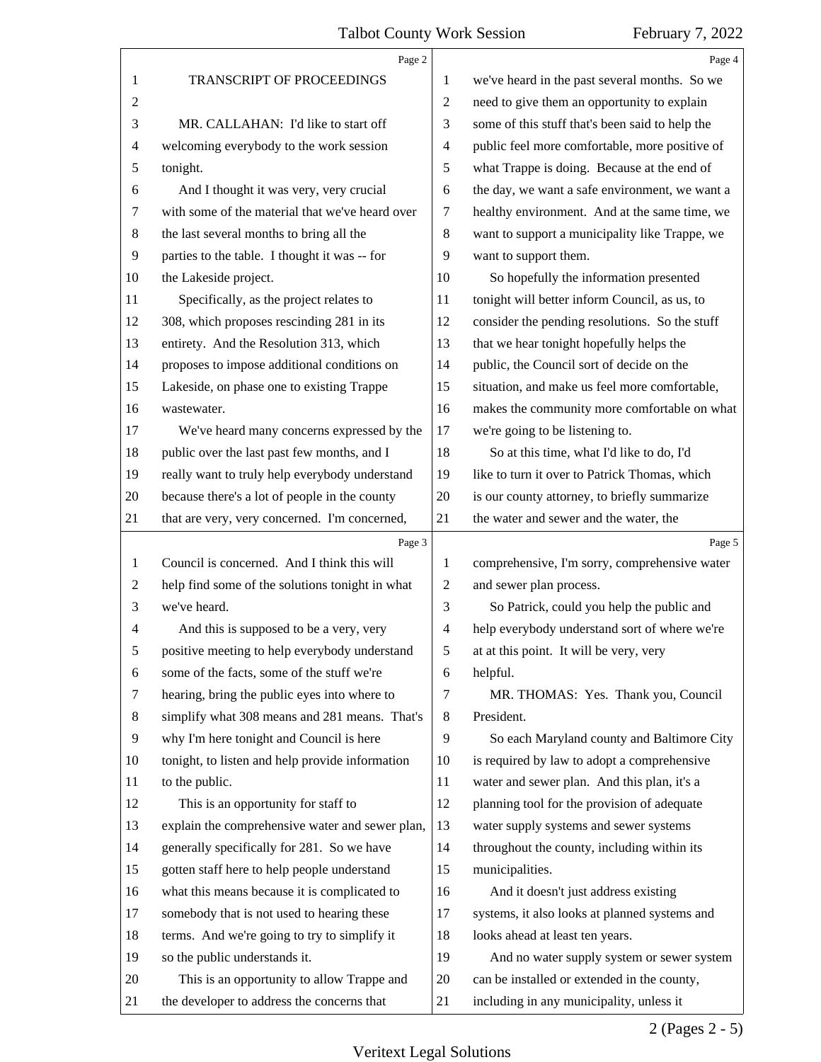TRANSCRIPT OF PROCEEDINGS

MR. CALLAHAN: I'd like to start off welcoming everybody to the work session tonight.

And I thought it was very, very crucial with some of the material that we've heard over the last several months to bring all the parties to the table. I thought it was -- for the Lakeside project.

Specifically, as the project relates to 308, which proposes rescinding 281 in its entirety. And the Resolution 313, which proposes to impose additional conditions on Lakeside, on phase one to existing Trappe wastewater.

We've heard many concerns expressed by the public over the last past few months, and I really want to truly help everybody understand because there's a lot of people in the county that are very, very concerned. I'm concerned, Council is concerned. And I think this will help find some of the solutions tonight in what we've heard.

And this is supposed to be a very, very positive meeting to help everybody understand some of the facts, some of the stuff we're hearing, bring the public eyes into where to simplify what 308 means and 281 means. That's why I'm here tonight and Council is here tonight, to listen and help provide information to the public.

This is an opportunity for staff to explain the comprehensive water and sewer plan, generally specifically for 281. So we have gotten staff here to help people understand what this means because it is complicated to somebody that is not used to hearing these terms. And we're going to try to simplify it so the public understands it.

This is an opportunity to allow Trappe and the developer to address the concerns that we've heard in the past several months. So we need to give them an opportunity to explain some of this stuff that's been said to help the public feel more comfortable, more positive of what Trappe is doing. Because at the end of the day, we want a safe environment, we want a healthy environment. And at the same time, we want to support a municipality like Trappe, we want to support them.

So hopefully the information presented tonight will better inform Council, as us, to consider the pending resolutions. So the stuff that we hear tonight hopefully helps the public, the Council sort of decide on the situation, and make us feel more comfortable, makes the community more comfortable on what we're going to be listening to.

So at this time, what I'd like to do, I'd like to turn it over to Patrick Thomas, which is our county attorney, to briefly summarize the water and sewer and the water, the comprehensive, I'm sorry, comprehensive water and sewer plan process.

So Patrick, could you help the public and help everybody understand sort of where we're at at this point. It will be very, very helpful.

MR. THOMAS: Yes. Thank you, Council President.

So each Maryland county and Baltimore City is required by law to adopt a comprehensive water and sewer plan. And this plan, it's a planning tool for the provision of adequate water supply systems and sewer systems throughout the county, including within its municipalities.

And it doesn't just address existing systems, it also looks at planned systems and looks ahead at least ten years.

And no water supply system or sewer system can be installed or extended in the county, including in any municipality, unless it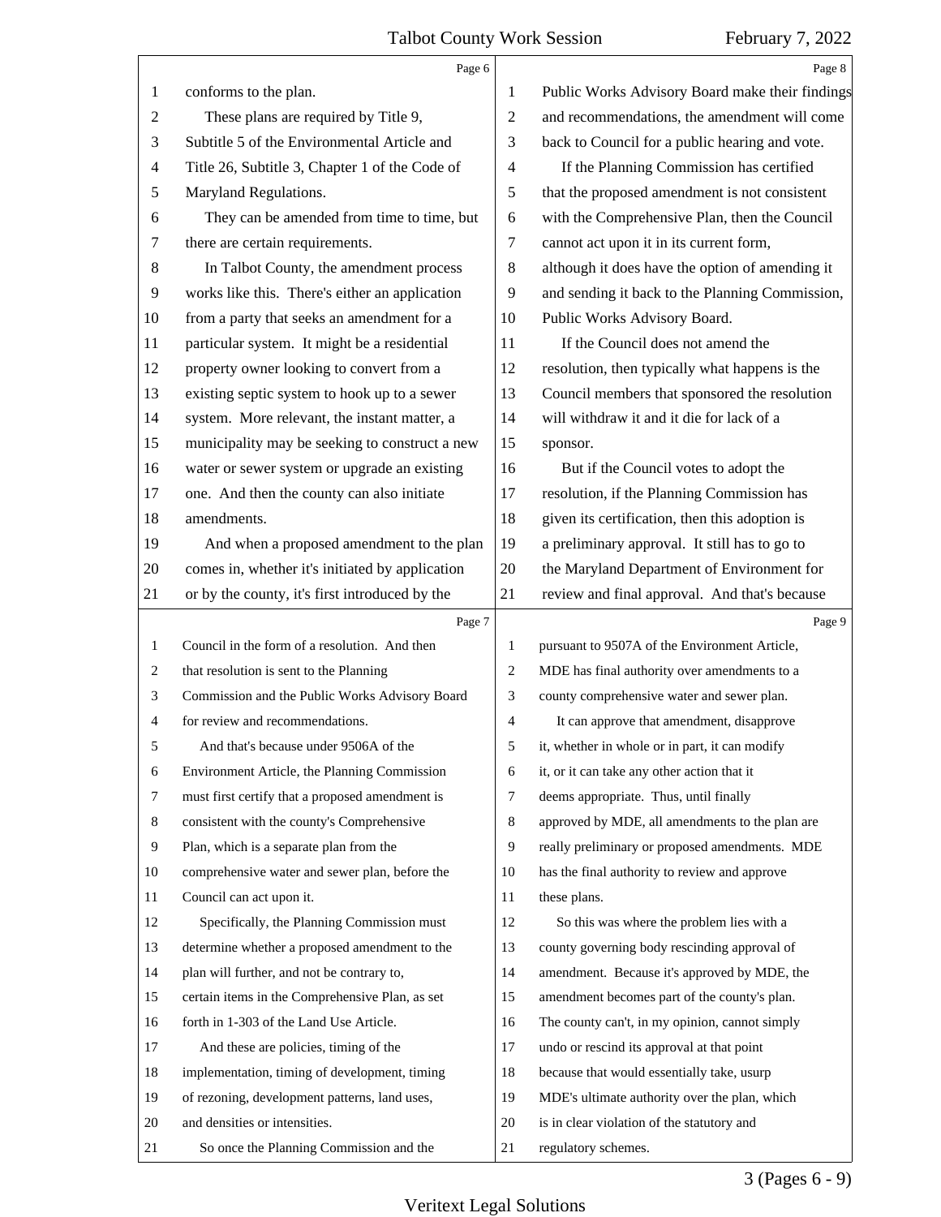conforms to the plan.

These plans are required by Title 9, Subtitle 5 of the Environmental Article and Title 26, Subtitle 3, Chapter 1 of the Code of Maryland Regulations.

They can be amended from time to time, but there are certain requirements.

In Talbot County, the amendment process works like this. There's either an application from a party that seeks an amendment for a particular system. It might be a residential property owner looking to convert from a existing septic system to hook up to a sewer system. More relevant, the instant matter, a municipality may be seeking to construct a new water or sewer system or upgrade an existing one. And then the county can also initiate amendments.

And when a proposed amendment to the plan comes in, whether it's initiated by application or by the county, it's first introduced by the Council in the form of a resolution. And then that resolution is sent to the Planning Commission and the Public Works Advisory Board for review and recommendations.

And that's because under 9506A of the Environment Article, the Planning Commission must first certify that a proposed amendment is consistent with the county's Comprehensive Plan, which is a separate plan from the comprehensive water and sewer plan, before the Council can act upon it.

Specifically, the Planning Commission must determine whether a proposed amendment to the plan will further, and not be contrary to, certain items in the Comprehensive Plan, as set forth in 1-303 of the Land Use Article.

And these are policies, timing of the implementation, timing of development, timing of rezoning, development patterns, land uses, and densities or intensities.

So once the Planning Commission and the Public Works Advisory Board make their findings and recommendations, the amendment will come back to Council for a public hearing and vote.

If the Planning Commission has certified that the proposed amendment is not consistent with the Comprehensive Plan, then the Council cannot act upon it in its current form, although it does have the option of amending it and sending it back to the Planning Commission, Public Works Advisory Board.

If the Council does not amend the resolution, then typically what happens is the Council members that sponsored the resolution will withdraw it and it die for lack of a sponsor.

But if the Council votes to adopt the resolution, if the Planning Commission has given its certification, then this adoption is a preliminary approval. It still has to go to the Maryland Department of Environment for review and final approval. And that's because pursuant to 9507A of the Environment Article, MDE has final authority over amendments to a county comprehensive water and sewer plan.

It can approve that amendment, disapprove it, whether in whole or in part, it can modify it, or it can take any other action that it deems appropriate. Thus, until finally approved by MDE, all amendments to the plan are really preliminary or proposed amendments. MDE has the final authority to review and approve these plans.

So this was where the problem lies with a county governing body rescinding approval of amendment. Because it's approved by MDE, the amendment becomes part of the county's plan. The county can't, in my opinion, cannot simply undo or rescind its approval at that point because that would essentially take, usurp MDE's ultimate authority over the plan, which is in clear violation of the statutory and regulatory schemes.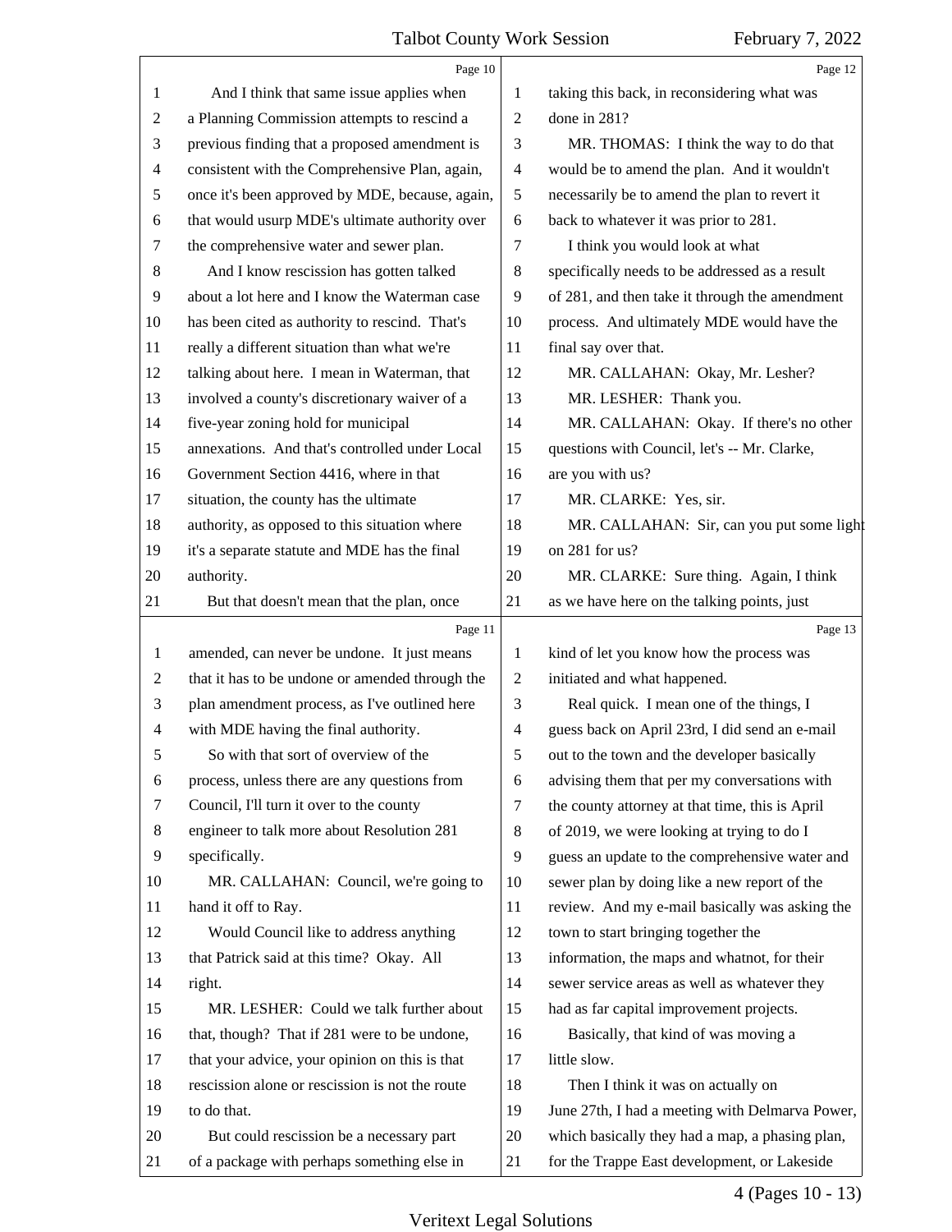And I think that same issue applies when a Planning Commission attempts to rescind a previous finding that a proposed amendment is consistent with the Comprehensive Plan, again, once it's been approved by MDE, because, again, that would usurp MDE's ultimate authority over the comprehensive water and sewer plan.

And I know rescission has gotten talked about a lot here and I know the Waterman case has been cited as authority to rescind. That's really a different situation than what we're talking about here. I mean in Waterman, that involved a county's discretionary waiver of a five-year zoning hold for municipal annexations. And that's controlled under Local Government Section 4416, where in that situation, the county has the ultimate authority, as opposed to this situation where it's a separate statute and MDE has the final authority.

But that doesn't mean that the plan, once amended, can never be undone. It just means that it has to be undone or amended through the plan amendment process, as I've outlined here with MDE having the final authority.

So with that sort of overview of the process, unless there are any questions from Council, I'll turn it over to the county engineer to talk more about Resolution 281 specifically.

MR. CALLAHAN: Council, we're going to hand it off to Ray.

Would Council like to address anything that Patrick said at this time? Okay. All right.

MR. LESHER: Could we talk further about that, though? That if 281 were to be undone, that your advice, your opinion on this is that rescission alone or rescission is not the route to do that.

But could rescission be a necessary part of a package with perhaps something else in taking this back, in reconsidering what was done in 281?

MR. THOMAS: I think the way to do that would be to amend the plan. And it wouldn't necessarily be to amend the plan to revert it back to whatever it was prior to 281.

I think you would look at what specifically needs to be addressed as a result of 281, and then take it through the amendment process. And ultimately MDE would have the final say over that.

MR. CALLAHAN: Okay, Mr. Lesher?

MR. LESHER: Thank you.

MR. CALLAHAN: Okay. If there's no other questions with Council, let's -- Mr. Clarke, are you with us?

MR. CLARKE: Yes, sir.

MR. CALLAHAN: Sir, can you put some light on 281 for us?

MR. CLARKE: Sure thing. Again, I think as we have here on the talking points, just kind of let you know how the process was initiated and what happened.

Real quick. I mean one of the things, I guess back on April 23rd, I did send an e-mail out to the town and the developer basically advising them that per my conversations with the county attorney at that time, this is April of 2019, we were looking at trying to do I guess an update to the comprehensive water and sewer plan by doing like a new report of the review. And my e-mail basically was asking the town to start bringing together the information, the maps and whatnot, for their sewer service areas as well as whatever they had as far capital improvement projects.

Basically, that kind of was moving a little slow.

Then I think it was on actually on June 27th, I had a meeting with Delmarva Power, which basically they had a map, a phasing plan, for the Trappe East development, or Lakeside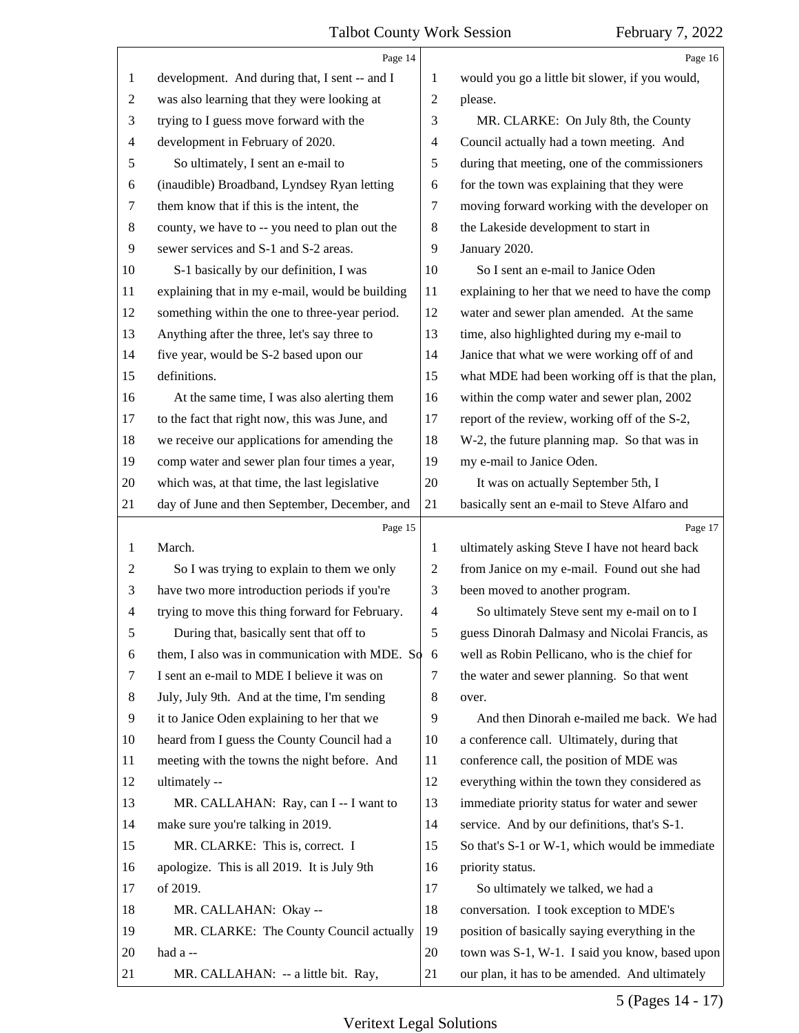development. And during that, I sent -- and I was also learning that they were looking at trying to I guess move forward with the development in February of 2020.

So ultimately, I sent an e-mail to (inaudible) Broadband, Lyndsey Ryan letting them know that if this is the intent, the county, we have to -- you need to plan out the sewer services and S-1 and S-2 areas.

S-1 basically by our definition, I was explaining that in my e-mail, would be building something within the one to three-year period. Anything after the three, let's say three to five year, would be S-2 based upon our definitions.

At the same time, I was also alerting them to the fact that right now, this was June, and we receive our applications for amending the comp water and sewer plan four times a year, which was, at that time, the last legislative day of June and then September, December, and March.

So I was trying to explain to them we only have two more introduction periods if you're trying to move this thing forward for February.

During that, basically sent that off to them, I also was in communication with MDE. So I sent an e-mail to MDE I believe it was on July, July 9th. And at the time, I'm sending it to Janice Oden explaining to her that we heard from I guess the County Council had a meeting with the towns the night before. And ultimately --

MR. CALLAHAN: Ray, can I -- I want to make sure you're talking in 2019.

MR. CLARKE: This is, correct. I apologize. This is all 2019. It is July 9th of 2019.

MR. CALLAHAN: Okay --

MR. CLARKE: The County Council actually had a --

MR. CALLAHAN: -- a little bit. Ray, would you go a little bit slower, if you would, please.

MR. CLARKE: On July 8th, the County Council actually had a town meeting. And during that meeting, one of the commissioners for the town was explaining that they were moving forward working with the developer on the Lakeside development to start in January 2020.

So I sent an e-mail to Janice Oden explaining to her that we need to have the comp water and sewer plan amended. At the same time, also highlighted during my e-mail to Janice that what we were working off of and what MDE had been working off is that the plan, within the comp water and sewer plan, 2002 report of the review, working off of the S-2, W-2, the future planning map. So that was in my e-mail to Janice Oden.

It was on actually September 5th, I basically sent an e-mail to Steve Alfaro and ultimately asking Steve I have not heard back from Janice on my e-mail. Found out she had been moved to another program.

So ultimately Steve sent my e-mail on to I guess Dinorah Dalmasy and Nicolai Francis, as well as Robin Pellicano, who is the chief for the water and sewer planning. So that went over.

And then Dinorah e-mailed me back. We had a conference call. Ultimately, during that conference call, the position of MDE was everything within the town they considered as immediate priority status for water and sewer service. And by our definitions, that's S-1. So that's S-1 or W-1, which would be immediate priority status.

So ultimately we talked, we had a conversation. I took exception to MDE's position of basically saying everything in the town was S-1, W-1. I said you know, based upon our plan, it has to be amended. And ultimately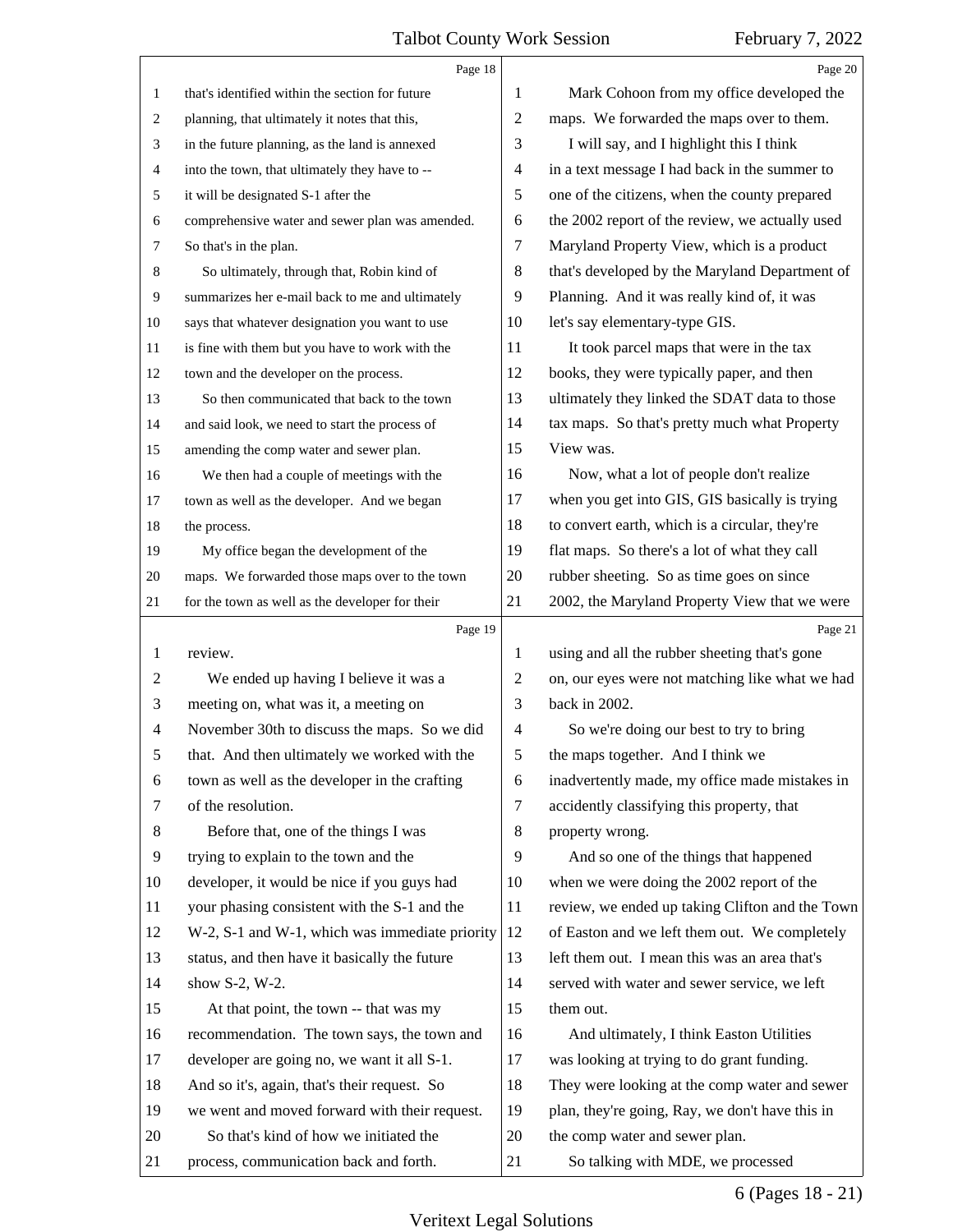Page 18

1 that's identified within the section for future
2 planning, that ultimately it notes that this,
3 in the future planning, as the land is annexed
4 into the town, that ultimately they have to --
5 it will be designated S-1 after the
6 comprehensive water and sewer plan was amended.
7 So that's in the plan.
8 So ultimately, through that, Robin kind of
9 summarizes her e-mail back to me and ultimately
10 says that whatever designation you want to use
11 is fine with them but you have to work with the
12 town and the developer on the process.
13 So then communicated that back to the town
14 and said look, we need to start the process of
15 amending the comp water and sewer plan.
16 We then had a couple of meetings with the
17 town as well as the developer. And we began
18 the process.
19 My office began the development of the
20 maps. We forwarded those maps over to the town
21 for the town as well as the developer for their

Page 19

1 review.
2 We ended up having I believe it was a
3 meeting on, what was it, a meeting on
4 November 30th to discuss the maps. So we did
5 that. And then ultimately we worked with the
6 town as well as the developer in the crafting
7 of the resolution.
8 Before that, one of the things I was
9 trying to explain to the town and the
10 developer, it would be nice if you guys had
11 your phasing consistent with the S-1 and the
12 W-2, S-1 and W-1, which was immediate priority
13 status, and then have it basically the future
14 show S-2, W-2.
15 At that point, the town -- that was my
16 recommendation. The town says, the town and
17 developer are going no, we want it all S-1.
18 And so it's, again, that's their request. So
19 we went and moved forward with their request.
20 So that's kind of how we initiated the
21 process, communication back and forth.

Page 20

1 Mark Cohoon from my office developed the
2 maps. We forwarded the maps over to them.
3 I will say, and I highlight this I think
4 in a text message I had back in the summer to
5 one of the citizens, when the county prepared
6 the 2002 report of the review, we actually used
7 Maryland Property View, which is a product
8 that's developed by the Maryland Department of
9 Planning. And it was really kind of, it was
10 let's say elementary-type GIS.
11 It took parcel maps that were in the tax
12 books, they were typically paper, and then
13 ultimately they linked the SDAT data to those
14 tax maps. So that's pretty much what Property
15 View was.
16 Now, what a lot of people don't realize
17 when you get into GIS, GIS basically is trying
18 to convert earth, which is a circular, they're
19 flat maps. So there's a lot of what they call
20 rubber sheeting. So as time goes on since
21 2002, the Maryland Property View that we were

Page 21

1 using and all the rubber sheeting that's gone
2 on, our eyes were not matching like what we had
3 back in 2002.
4 So we're doing our best to try to bring
5 the maps together. And I think we
6 inadvertently made, my office made mistakes in
7 accidently classifying this property, that
8 property wrong.
9 And so one of the things that happened
10 when we were doing the 2002 report of the
11 review, we ended up taking Clifton and the Town
12 of Easton and we left them out. We completely
13 left them out. I mean this was an area that's
14 served with water and sewer service, we left
15 them out.
16 And ultimately, I think Easton Utilities
17 was looking at trying to do grant funding.
18 They were looking at the comp water and sewer
19 plan, they're going, Ray, we don't have this in
20 the comp water and sewer plan.
21 So talking with MDE, we processed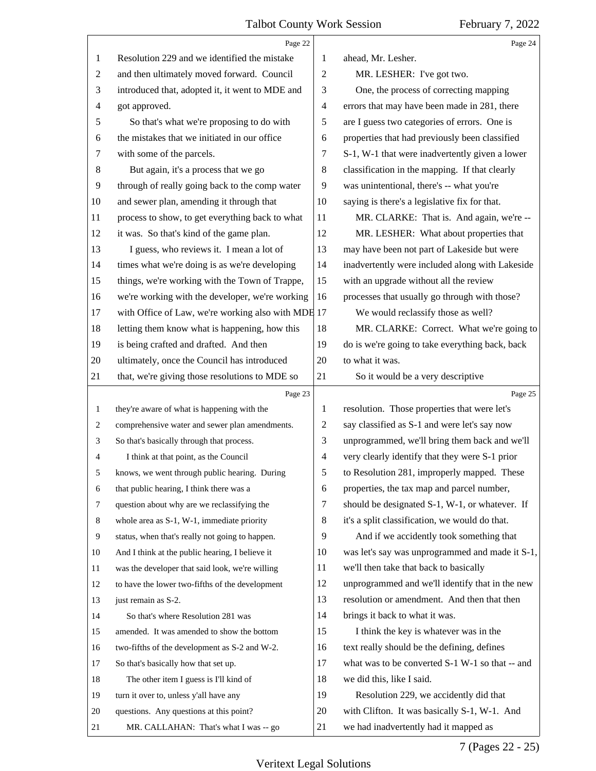Page 22

1 Resolution 229 and we identified the mistake
2 and then ultimately moved forward. Council
3 introduced that, adopted it, it went to MDE and
4 got approved.
5 So that's what we're proposing to do with
6 the mistakes that we initiated in our office
7 with some of the parcels.
8 But again, it's a process that we go
9 through of really going back to the comp water
10 and sewer plan, amending it through that
11 process to show, to get everything back to what
12 it was. So that's kind of the game plan.
13 I guess, who reviews it. I mean a lot of
14 times what we're doing is as we're developing
15 things, we're working with the Town of Trappe,
16 we're working with the developer, we're working
17 with Office of Law, we're working also with MDE
18 letting them know what is happening, how this
19 is being crafted and drafted. And then
20 ultimately, once the Council has introduced
21 that, we're giving those resolutions to MDE so

Page 23

1 they're aware of what is happening with the
2 comprehensive water and sewer plan amendments.
3 So that's basically through that process.
4 I think at that point, as the Council
5 knows, we went through public hearing. During
6 that public hearing, I think there was a
7 question about why are we reclassifying the
8 whole area as S-1, W-1, immediate priority
9 status, when that's really not going to happen.
10 And I think at the public hearing, I believe it
11 was the developer that said look, we're willing
12 to have the lower two-fifths of the development
13 just remain as S-2.
14 So that's where Resolution 281 was
15 amended. It was amended to show the bottom
16 two-fifths of the development as S-2 and W-2.
17 So that's basically how that set up.
18 The other item I guess is I'll kind of
19 turn it over to, unless y'all have any
20 questions. Any questions at this point?
21 MR. CALLAHAN: That's what I was -- go

Page 24

1 ahead, Mr. Lesher.
2 MR. LESHER: I've got two.
3 One, the process of correcting mapping
4 errors that may have been made in 281, there
5 are I guess two categories of errors. One is
6 properties that had previously been classified
7 S-1, W-1 that were inadvertently given a lower
8 classification in the mapping. If that clearly
9 was unintentional, there's -- what you're
10 saying is there's a legislative fix for that.
11 MR. CLARKE: That is. And again, we're --
12 MR. LESHER: What about properties that
13 may have been not part of Lakeside but were
14 inadvertently were included along with Lakeside
15 with an upgrade without all the review
16 processes that usually go through with those?
17 We would reclassify those as well?
18 MR. CLARKE: Correct. What we're going to
19 do is we're going to take everything back, back
20 to what it was.
21 So it would be a very descriptive

Page 25

1 resolution. Those properties that were let's
2 say classified as S-1 and were let's say now
3 unprogrammed, we'll bring them back and we'll
4 very clearly identify that they were S-1 prior
5 to Resolution 281, improperly mapped. These
6 properties, the tax map and parcel number,
7 should be designated S-1, W-1, or whatever. If
8 it's a split classification, we would do that.
9 And if we accidently took something that
10 was let's say was unprogrammed and made it S-1,
11 we'll then take that back to basically
12 unprogrammed and we'll identify that in the new
13 resolution or amendment. And then that then
14 brings it back to what it was.
15 I think the key is whatever was in the
16 text really should be the defining, defines
17 what was to be converted S-1 W-1 so that -- and
18 we did this, like I said.
19 Resolution 229, we accidently did that
20 with Clifton. It was basically S-1, W-1. And
21 we had inadvertently had it mapped as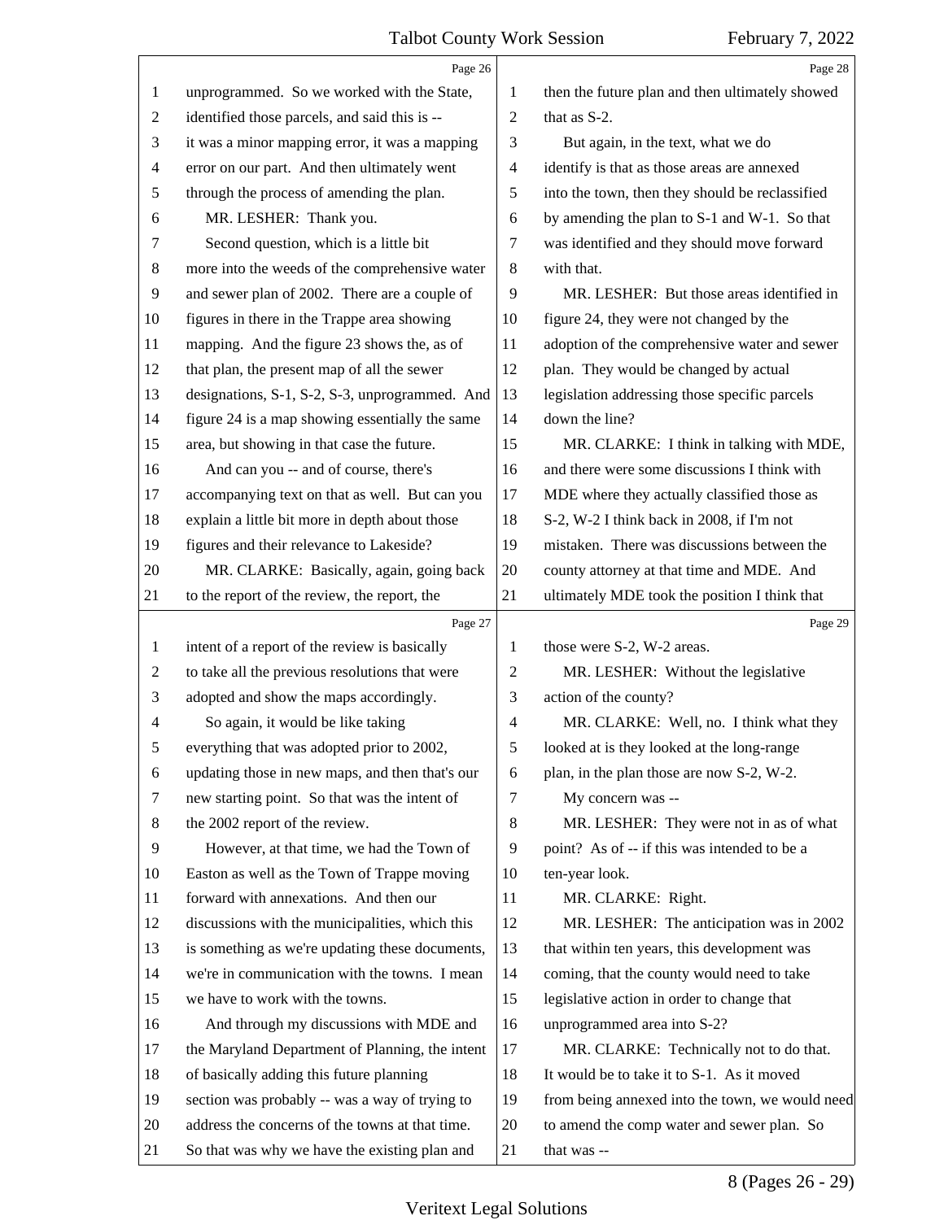Page 26

unprogrammed. So we worked with the State, identified those parcels, and said this is -- it was a minor mapping error, it was a mapping error on our part. And then ultimately went through the process of amending the plan.

MR. LESHER: Thank you.

Second question, which is a little bit more into the weeds of the comprehensive water and sewer plan of 2002. There are a couple of figures in there in the Trappe area showing mapping. And the figure 23 shows the, as of that plan, the present map of all the sewer designations, S-1, S-2, S-3, unprogrammed. And figure 24 is a map showing essentially the same area, but showing in that case the future.

And can you -- and of course, there's accompanying text on that as well. But can you explain a little bit more in depth about those figures and their relevance to Lakeside?

MR. CLARKE: Basically, again, going back to the report of the review, the report, the

Page 27

intent of a report of the review is basically to take all the previous resolutions that were adopted and show the maps accordingly.

So again, it would be like taking everything that was adopted prior to 2002, updating those in new maps, and then that's our new starting point. So that was the intent of the 2002 report of the review.

However, at that time, we had the Town of Easton as well as the Town of Trappe moving forward with annexations. And then our discussions with the municipalities, which this is something as we're updating these documents, we're in communication with the towns. I mean we have to work with the towns.

And through my discussions with MDE and the Maryland Department of Planning, the intent of basically adding this future planning section was probably -- was a way of trying to address the concerns of the towns at that time. So that was why we have the existing plan and

Page 28

then the future plan and then ultimately showed that as S-2.

But again, in the text, what we do identify is that as those areas are annexed into the town, then they should be reclassified by amending the plan to S-1 and W-1. So that was identified and they should move forward with that.

MR. LESHER: But those areas identified in figure 24, they were not changed by the adoption of the comprehensive water and sewer plan. They would be changed by actual legislation addressing those specific parcels down the line?

MR. CLARKE: I think in talking with MDE, and there were some discussions I think with MDE where they actually classified those as S-2, W-2 I think back in 2008, if I'm not mistaken. There was discussions between the county attorney at that time and MDE. And ultimately MDE took the position I think that

Page 29

those were S-2, W-2 areas.

MR. LESHER: Without the legislative action of the county?

MR. CLARKE: Well, no. I think what they looked at is they looked at the long-range plan, in the plan those are now S-2, W-2.

My concern was --

MR. LESHER: They were not in as of what point? As of -- if this was intended to be a ten-year look.

MR. CLARKE: Right.

MR. LESHER: The anticipation was in 2002 that within ten years, this development was coming, that the county would need to take legislative action in order to change that unprogrammed area into S-2?

MR. CLARKE: Technically not to do that. It would be to take it to S-1. As it moved from being annexed into the town, we would need to amend the comp water and sewer plan. So that was --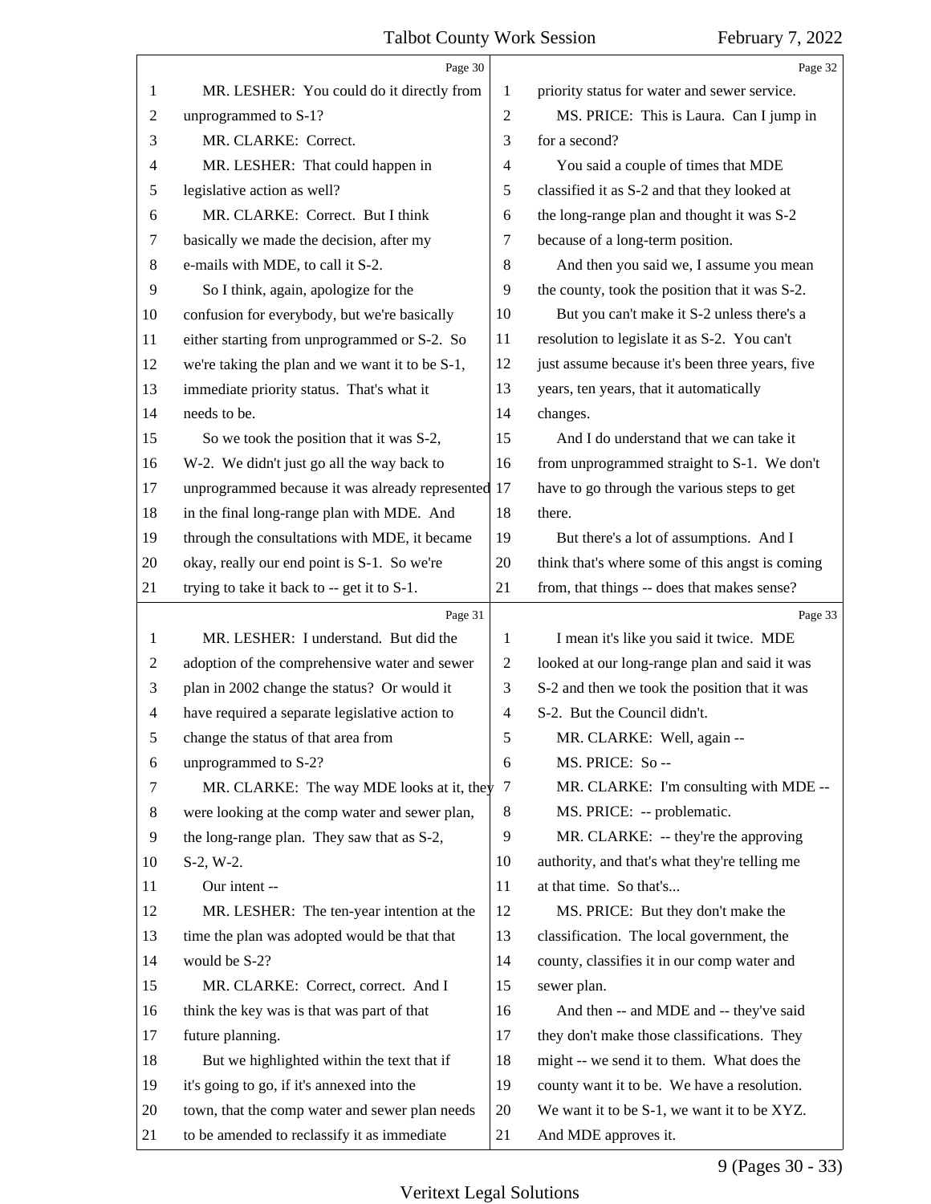Page 30

MR. LESHER: You could do it directly from unprogrammed to S-1?

MR. CLARKE: Correct.

MR. LESHER: That could happen in legislative action as well?

MR. CLARKE: Correct. But I think basically we made the decision, after my e-mails with MDE, to call it S-2.

So I think, again, apologize for the confusion for everybody, but we're basically either starting from unprogrammed or S-2. So we're taking the plan and we want it to be S-1, immediate priority status. That's what it needs to be.

So we took the position that it was S-2, W-2. We didn't just go all the way back to unprogrammed because it was already represented in the final long-range plan with MDE. And through the consultations with MDE, it became okay, really our end point is S-1. So we're trying to take it back to -- get it to S-1.

Page 31

MR. LESHER: I understand. But did the adoption of the comprehensive water and sewer plan in 2002 change the status? Or would it have required a separate legislative action to change the status of that area from unprogrammed to S-2?

MR. CLARKE: The way MDE looks at it, they were looking at the comp water and sewer plan, the long-range plan. They saw that as S-2, S-2, W-2.

Our intent --

MR. LESHER: The ten-year intention at the time the plan was adopted would be that that would be S-2?

MR. CLARKE: Correct, correct. And I think the key was is that was part of that future planning.

But we highlighted within the text that if it's going to go, if it's annexed into the town, that the comp water and sewer plan needs to be amended to reclassify it as immediate

Page 32

priority status for water and sewer service.

MS. PRICE: This is Laura. Can I jump in for a second?

You said a couple of times that MDE classified it as S-2 and that they looked at the long-range plan and thought it was S-2 because of a long-term position.

And then you said we, I assume you mean the county, took the position that it was S-2.

But you can't make it S-2 unless there's a resolution to legislate it as S-2. You can't just assume because it's been three years, five years, ten years, that it automatically changes.

And I do understand that we can take it from unprogrammed straight to S-1. We don't have to go through the various steps to get there.

But there's a lot of assumptions. And I think that's where some of this angst is coming from, that things -- does that makes sense?

Page 33

I mean it's like you said it twice. MDE looked at our long-range plan and said it was S-2 and then we took the position that it was S-2. But the Council didn't.

MR. CLARKE: Well, again --

MS. PRICE: So --

MR. CLARKE: I'm consulting with MDE --

MS. PRICE: -- problematic.

MR. CLARKE: -- they're the approving authority, and that's what they're telling me at that time. So that's...

MS. PRICE: But they don't make the classification. The local government, the county, classifies it in our comp water and sewer plan.

And then -- and MDE and -- they've said they don't make those classifications. They might -- we send it to them. What does the county want it to be. We have a resolution. We want it to be S-1, we want it to be XYZ. And MDE approves it.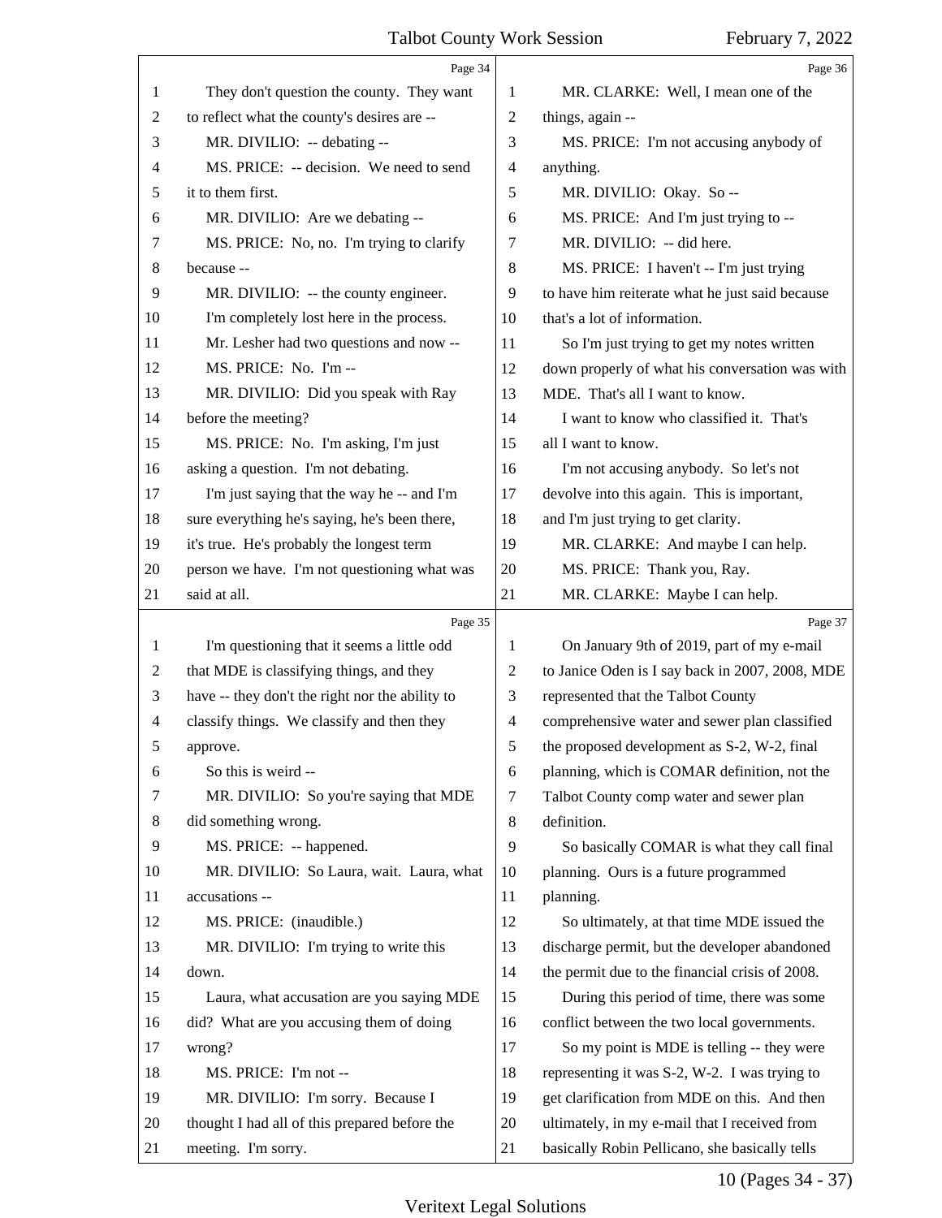Page 34

1 They don't question the county. They want
2 to reflect what the county's desires are --
3 MR. DIVILIO: -- debating --
4 MS. PRICE: -- decision. We need to send
5 it to them first.
6 MR. DIVILIO: Are we debating --
7 MS. PRICE: No, no. I'm trying to clarify
8 because --
9 MR. DIVILIO: -- the county engineer.
10 I'm completely lost here in the process.
11 Mr. Lesher had two questions and now --
12 MS. PRICE: No. I'm --
13 MR. DIVILIO: Did you speak with Ray
14 before the meeting?
15 MS. PRICE: No. I'm asking, I'm just
16 asking a question. I'm not debating.
17 I'm just saying that the way he -- and I'm
18 sure everything he's saying, he's been there,
19 it's true. He's probably the longest term
20 person we have. I'm not questioning what was
21 said at all.

Page 35

1 I'm questioning that it seems a little odd
2 that MDE is classifying things, and they
3 have -- they don't the right nor the ability to
4 classify things. We classify and then they
5 approve.
6 So this is weird --
7 MR. DIVILIO: So you're saying that MDE
8 did something wrong.
9 MS. PRICE: -- happened.
10 MR. DIVILIO: So Laura, wait. Laura, what
11 accusations --
12 MS. PRICE: (inaudible.)
13 MR. DIVILIO: I'm trying to write this
14 down.
15 Laura, what accusation are you saying MDE
16 did? What are you accusing them of doing
17 wrong?
18 MS. PRICE: I'm not --
19 MR. DIVILIO: I'm sorry. Because I
20 thought I had all of this prepared before the
21 meeting. I'm sorry.

Page 36

1 MR. CLARKE: Well, I mean one of the
2 things, again --
3 MS. PRICE: I'm not accusing anybody of
4 anything.
5 MR. DIVILIO: Okay. So --
6 MS. PRICE: And I'm just trying to --
7 MR. DIVILIO: -- did here.
8 MS. PRICE: I haven't -- I'm just trying
9 to have him reiterate what he just said because
10 that's a lot of information.
11 So I'm just trying to get my notes written
12 down properly of what his conversation was with
13 MDE. That's all I want to know.
14 I want to know who classified it. That's
15 all I want to know.
16 I'm not accusing anybody. So let's not
17 devolve into this again. This is important,
18 and I'm just trying to get clarity.
19 MR. CLARKE: And maybe I can help.
20 MS. PRICE: Thank you, Ray.
21 MR. CLARKE: Maybe I can help.

Page 37

1 On January 9th of 2019, part of my e-mail
2 to Janice Oden is I say back in 2007, 2008, MDE
3 represented that the Talbot County
4 comprehensive water and sewer plan classified
5 the proposed development as S-2, W-2, final
6 planning, which is COMAR definition, not the
7 Talbot County comp water and sewer plan
8 definition.
9 So basically COMAR is what they call final
10 planning. Ours is a future programmed
11 planning.
12 So ultimately, at that time MDE issued the
13 discharge permit, but the developer abandoned
14 the permit due to the financial crisis of 2008.
15 During this period of time, there was some
16 conflict between the two local governments.
17 So my point is MDE is telling -- they were
18 representing it was S-2, W-2. I was trying to
19 get clarification from MDE on this. And then
20 ultimately, in my e-mail that I received from
21 basically Robin Pellicano, she basically tells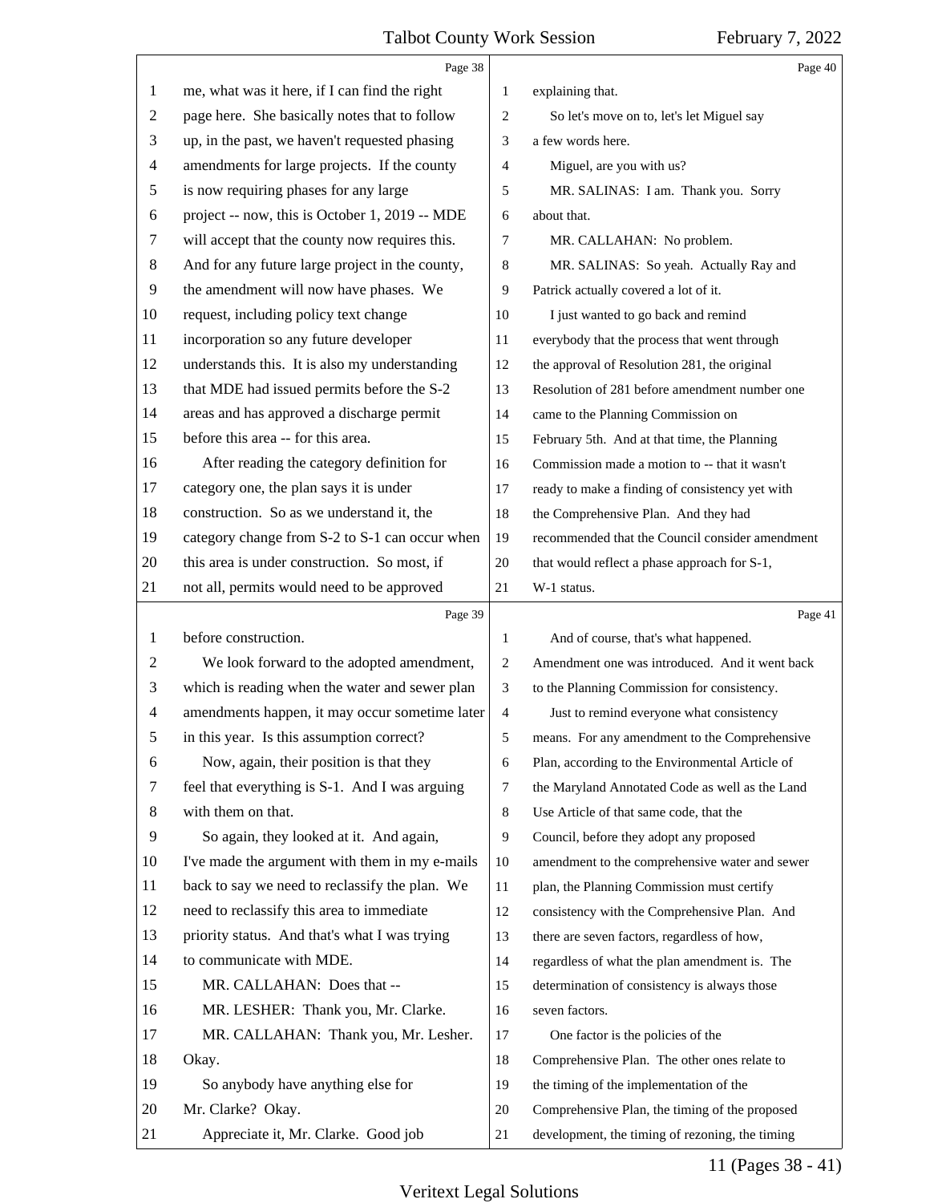me, what was it here, if I can find the right page here. She basically notes that to follow up, in the past, we haven't requested phasing amendments for large projects. If the county is now requiring phases for any large project -- now, this is October 1, 2019 -- MDE will accept that the county now requires this. And for any future large project in the county, the amendment will now have phases. We request, including policy text change incorporation so any future developer understands this. It is also my understanding that MDE had issued permits before the S-2 areas and has approved a discharge permit before this area -- for this area.

After reading the category definition for category one, the plan says it is under construction. So as we understand it, the category change from S-2 to S-1 can occur when this area is under construction. So most, if not all, permits would need to be approved before construction.

We look forward to the adopted amendment, which is reading when the water and sewer plan amendments happen, it may occur sometime later in this year. Is this assumption correct?

Now, again, their position is that they feel that everything is S-1. And I was arguing with them on that.

So again, they looked at it. And again, I've made the argument with them in my e-mails back to say we need to reclassify the plan. We need to reclassify this area to immediate priority status. And that's what I was trying to communicate with MDE.

MR. CALLAHAN: Does that --

MR. LESHER: Thank you, Mr. Clarke.

MR. CALLAHAN: Thank you, Mr. Lesher. Okay.

So anybody have anything else for Mr. Clarke? Okay.

Appreciate it, Mr. Clarke. Good job explaining that.

So let's move on to, let's let Miguel say a few words here.

Miguel, are you with us?

MR. SALINAS: I am. Thank you. Sorry about that.

MR. CALLAHAN: No problem.

MR. SALINAS: So yeah. Actually Ray and Patrick actually covered a lot of it.

I just wanted to go back and remind everybody that the process that went through the approval of Resolution 281, the original Resolution of 281 before amendment number one came to the Planning Commission on February 5th. And at that time, the Planning Commission made a motion to -- that it wasn't ready to make a finding of consistency yet with the Comprehensive Plan. And they had recommended that the Council consider amendment that would reflect a phase approach for S-1, W-1 status.

And of course, that's what happened. Amendment one was introduced. And it went back to the Planning Commission for consistency.

Just to remind everyone what consistency means. For any amendment to the Comprehensive Plan, according to the Environmental Article of the Maryland Annotated Code as well as the Land Use Article of that same code, that the Council, before they adopt any proposed amendment to the comprehensive water and sewer plan, the Planning Commission must certify consistency with the Comprehensive Plan. And there are seven factors, regardless of how, regardless of what the plan amendment is. The determination of consistency is always those seven factors.

One factor is the policies of the Comprehensive Plan. The other ones relate to the timing of the implementation of the Comprehensive Plan, the timing of the proposed development, the timing of rezoning, the timing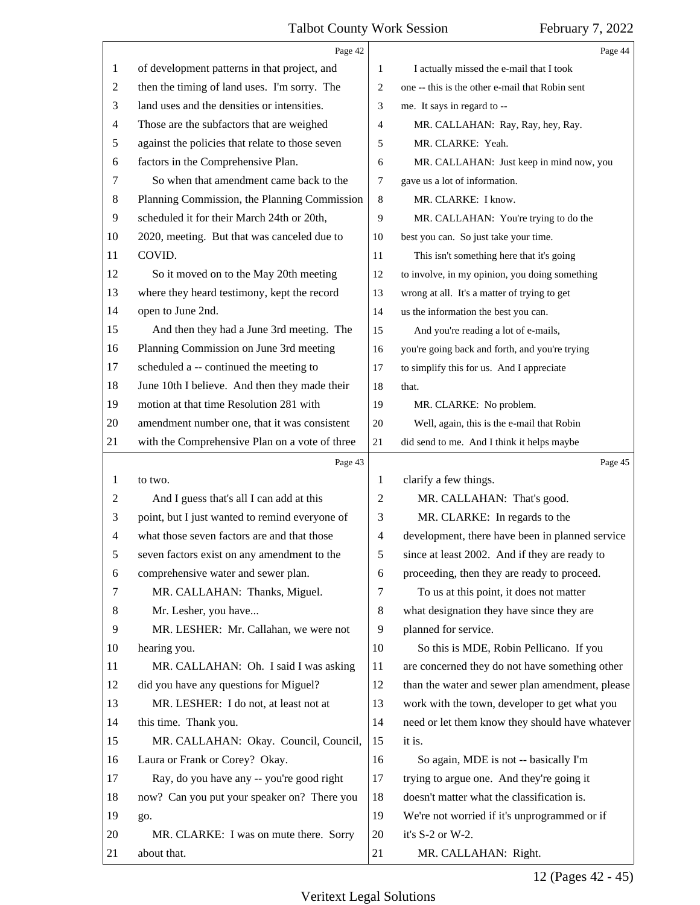Page 42

of development patterns in that project, and then the timing of land uses. I'm sorry. The land uses and the densities or intensities. Those are the subfactors that are weighed against the policies that relate to those seven factors in the Comprehensive Plan.

So when that amendment came back to the Planning Commission, the Planning Commission scheduled it for their March 24th or 20th, 2020, meeting. But that was canceled due to COVID.

So it moved on to the May 20th meeting where they heard testimony, kept the record open to June 2nd.

And then they had a June 3rd meeting. The Planning Commission on June 3rd meeting scheduled a -- continued the meeting to June 10th I believe. And then they made their motion at that time Resolution 281 with amendment number one, that it was consistent with the Comprehensive Plan on a vote of three

Page 43

to two.

And I guess that's all I can add at this point, but I just wanted to remind everyone of what those seven factors are and that those seven factors exist on any amendment to the comprehensive water and sewer plan.

MR. CALLAHAN: Thanks, Miguel.

Mr. Lesher, you have...

MR. LESHER: Mr. Callahan, we were not hearing you.

MR. CALLAHAN: Oh. I said I was asking did you have any questions for Miguel?

MR. LESHER: I do not, at least not at this time. Thank you.

MR. CALLAHAN: Okay. Council, Council, Laura or Frank or Corey? Okay.

Ray, do you have any -- you're good right now? Can you put your speaker on? There you go.

MR. CLARKE: I was on mute there. Sorry about that.

Page 44

I actually missed the e-mail that I took one -- this is the other e-mail that Robin sent me. It says in regard to --

MR. CALLAHAN: Ray, Ray, hey, Ray.

MR. CLARKE: Yeah.

MR. CALLAHAN: Just keep in mind now, you gave us a lot of information.

MR. CLARKE: I know.

MR. CALLAHAN: You're trying to do the best you can. So just take your time.

This isn't something here that it's going to involve, in my opinion, you doing something wrong at all. It's a matter of trying to get us the information the best you can.

And you're reading a lot of e-mails, you're going back and forth, and you're trying to simplify this for us. And I appreciate that.

MR. CLARKE: No problem.

Well, again, this is the e-mail that Robin did send to me. And I think it helps maybe

Page 45

clarify a few things.

MR. CALLAHAN: That's good.

MR. CLARKE: In regards to the development, there have been in planned service since at least 2002. And if they are ready to proceeding, then they are ready to proceed.

To us at this point, it does not matter what designation they have since they are planned for service.

So this is MDE, Robin Pellicano. If you are concerned they do not have something other than the water and sewer plan amendment, please work with the town, developer to get what you need or let them know they should have whatever it is.

So again, MDE is not -- basically I'm trying to argue one. And they're going it doesn't matter what the classification is. We're not worried if it's unprogrammed or if it's S-2 or W-2.

MR. CALLAHAN: Right.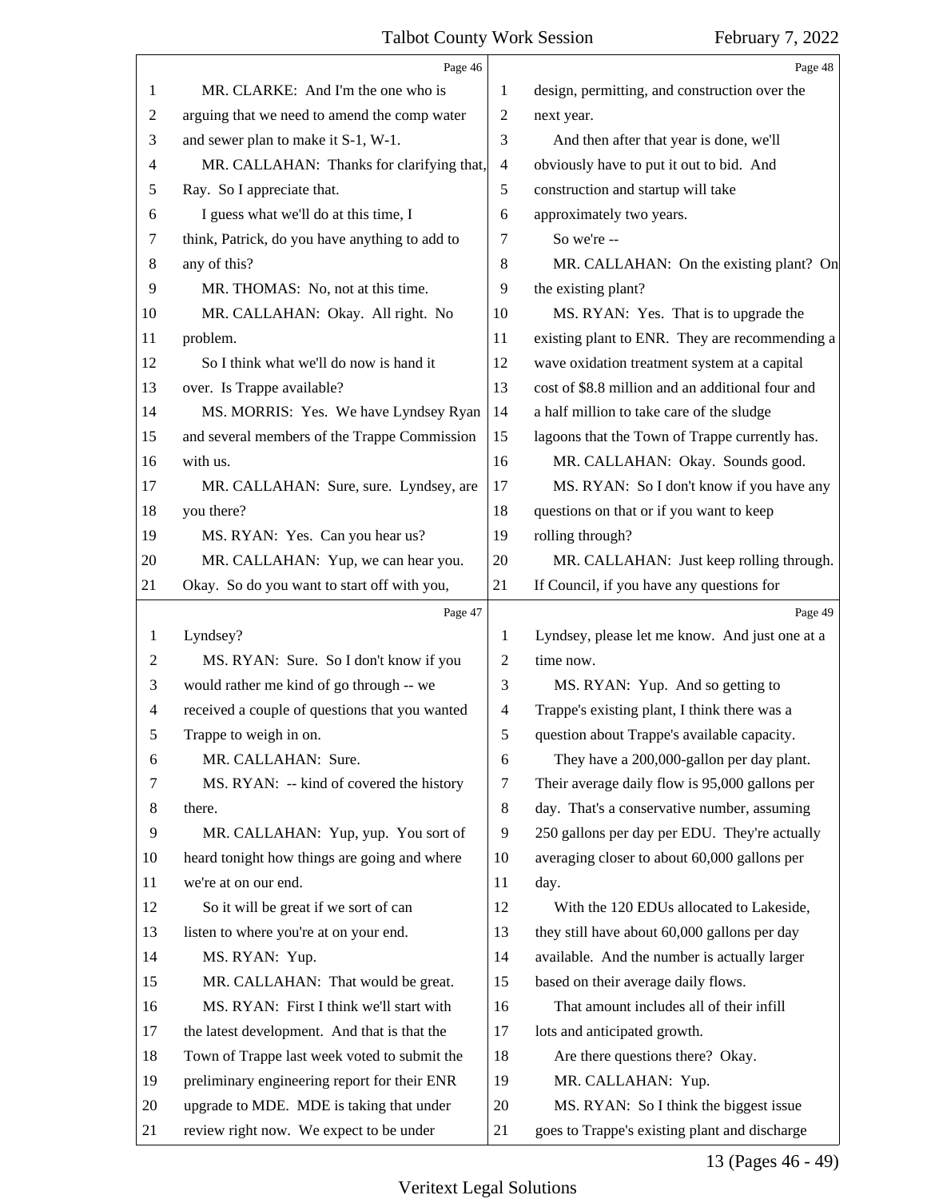Page 46

MR. CLARKE: And I'm the one who is arguing that we need to amend the comp water and sewer plan to make it S-1, W-1.

MR. CALLAHAN: Thanks for clarifying that, Ray. So I appreciate that.

I guess what we'll do at this time, I think, Patrick, do you have anything to add to any of this?

MR. THOMAS: No, not at this time.

MR. CALLAHAN: Okay. All right. No problem.

So I think what we'll do now is hand it over. Is Trappe available?

MS. MORRIS: Yes. We have Lyndsey Ryan and several members of the Trappe Commission with us.

MR. CALLAHAN: Sure, sure. Lyndsey, are you there?

MS. RYAN: Yes. Can you hear us?

MR. CALLAHAN: Yup, we can hear you. Okay. So do you want to start off with you,

Page 47

Lyndsey?

MS. RYAN: Sure. So I don't know if you would rather me kind of go through -- we received a couple of questions that you wanted Trappe to weigh in on.

MR. CALLAHAN: Sure.

MS. RYAN: -- kind of covered the history there.

MR. CALLAHAN: Yup, yup. You sort of heard tonight how things are going and where we're at on our end.

So it will be great if we sort of can listen to where you're at on your end.

MS. RYAN: Yup.

MR. CALLAHAN: That would be great.

MS. RYAN: First I think we'll start with the latest development. And that is that the Town of Trappe last week voted to submit the preliminary engineering report for their ENR upgrade to MDE. MDE is taking that under review right now. We expect to be under

Page 48

design, permitting, and construction over the next year.

And then after that year is done, we'll obviously have to put it out to bid. And construction and startup will take approximately two years.

So we're --

MR. CALLAHAN: On the existing plant? On the existing plant?

MS. RYAN: Yes. That is to upgrade the existing plant to ENR. They are recommending a wave oxidation treatment system at a capital cost of $8.8 million and an additional four and a half million to take care of the sludge lagoons that the Town of Trappe currently has.

MR. CALLAHAN: Okay. Sounds good.

MS. RYAN: So I don't know if you have any questions on that or if you want to keep rolling through?

MR. CALLAHAN: Just keep rolling through. If Council, if you have any questions for

Page 49

Lyndsey, please let me know. And just one at a time now.

MS. RYAN: Yup. And so getting to Trappe's existing plant, I think there was a question about Trappe's available capacity.

They have a 200,000-gallon per day plant. Their average daily flow is 95,000 gallons per day. That's a conservative number, assuming 250 gallons per day per EDU. They're actually averaging closer to about 60,000 gallons per day.

With the 120 EDUs allocated to Lakeside, they still have about 60,000 gallons per day available. And the number is actually larger based on their average daily flows.

That amount includes all of their infill lots and anticipated growth.

Are there questions there? Okay.

MR. CALLAHAN: Yup.

MS. RYAN: So I think the biggest issue goes to Trappe's existing plant and discharge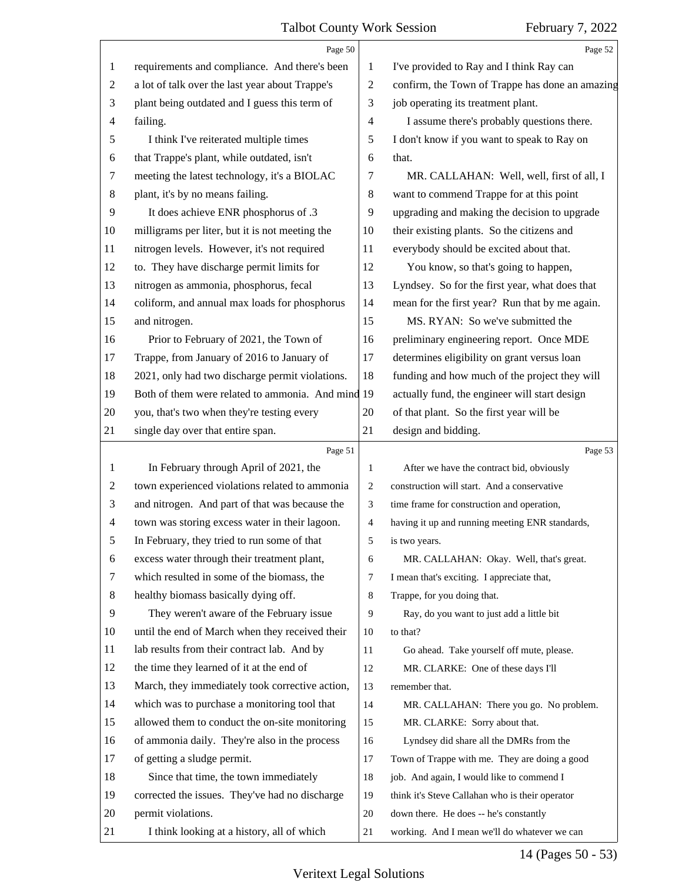requirements and compliance. And there's been a lot of talk over the last year about Trappe's plant being outdated and I guess this term of failing.

I think I've reiterated multiple times that Trappe's plant, while outdated, isn't meeting the latest technology, it's a BIOLAC plant, it's by no means failing.

It does achieve ENR phosphorus of .3 milligrams per liter, but it is not meeting the nitrogen levels. However, it's not required to. They have discharge permit limits for nitrogen as ammonia, phosphorus, fecal coliform, and annual max loads for phosphorus and nitrogen.

Prior to February of 2021, the Town of Trappe, from January of 2016 to January of 2021, only had two discharge permit violations. Both of them were related to ammonia. And mind you, that's two when they're testing every single day over that entire span.

In February through April of 2021, the town experienced violations related to ammonia and nitrogen. And part of that was because the town was storing excess water in their lagoon. In February, they tried to run some of that excess water through their treatment plant, which resulted in some of the biomass, the healthy biomass basically dying off.

They weren't aware of the February issue until the end of March when they received their lab results from their contract lab. And by the time they learned of it at the end of March, they immediately took corrective action, which was to purchase a monitoring tool that allowed them to conduct the on-site monitoring of ammonia daily. They're also in the process of getting a sludge permit.

Since that time, the town immediately corrected the issues. They've had no discharge permit violations.

I think looking at a history, all of which I've provided to Ray and I think Ray can confirm, the Town of Trappe has done an amazing job operating its treatment plant.

I assume there's probably questions there. I don't know if you want to speak to Ray on that.

MR. CALLAHAN: Well, well, first of all, I want to commend Trappe for at this point upgrading and making the decision to upgrade their existing plants. So the citizens and everybody should be excited about that.

You know, so that's going to happen, Lyndsey. So for the first year, what does that mean for the first year? Run that by me again.

MS. RYAN: So we've submitted the preliminary engineering report. Once MDE determines eligibility on grant versus loan funding and how much of the project they will actually fund, the engineer will start design of that plant. So the first year will be design and bidding.

After we have the contract bid, obviously construction will start. And a conservative time frame for construction and operation, having it up and running meeting ENR standards, is two years.

MR. CALLAHAN: Okay. Well, that's great. I mean that's exciting. I appreciate that, Trappe, for you doing that.

Ray, do you want to just add a little bit to that?

Go ahead. Take yourself off mute, please.

MR. CLARKE: One of these days I'll remember that.

MR. CALLAHAN: There you go. No problem.

MR. CLARKE: Sorry about that.

Lyndsey did share all the DMRs from the Town of Trappe with me. They are doing a good job. And again, I would like to commend I think it's Steve Callahan who is their operator down there. He does -- he's constantly working. And I mean we'll do whatever we can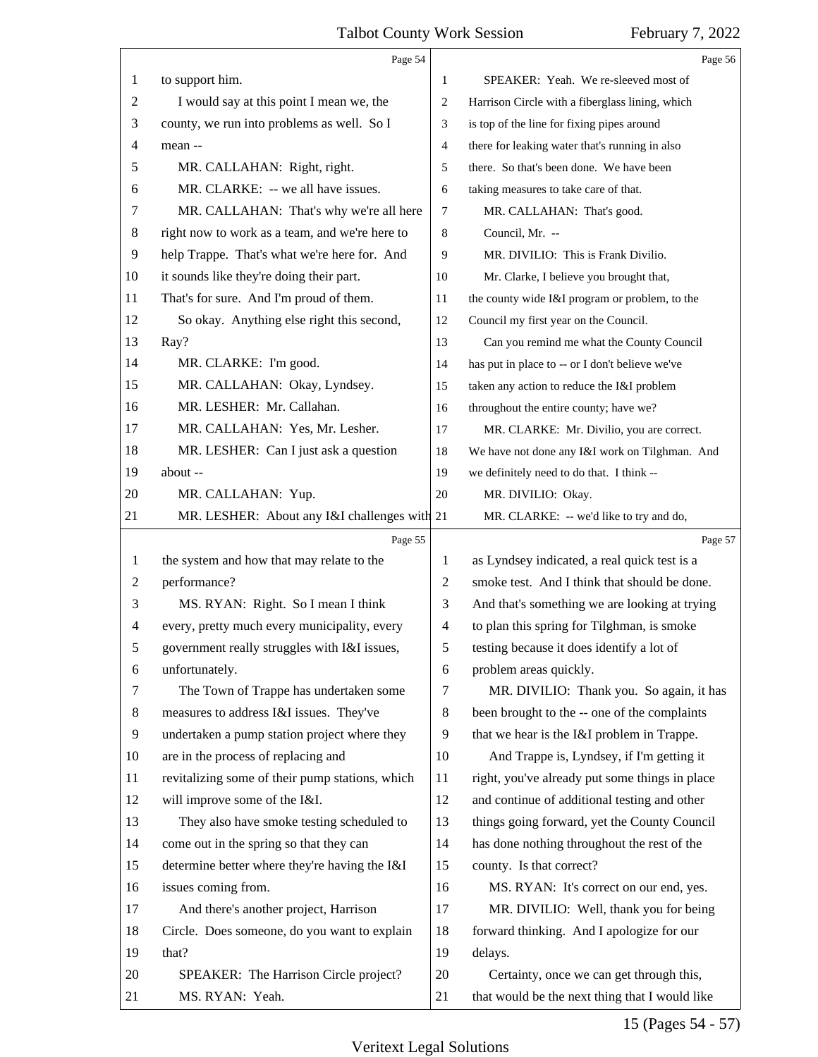Page 54

1 to support him.
2 I would say at this point I mean we, the
3 county, we run into problems as well. So I
4 mean --
5 MR. CALLAHAN: Right, right.
6 MR. CLARKE: -- we all have issues.
7 MR. CALLAHAN: That's why we're all here
8 right now to work as a team, and we're here to
9 help Trappe. That's what we're here for. And
10 it sounds like they're doing their part.
11 That's for sure. And I'm proud of them.
12 So okay. Anything else right this second,
13 Ray?
14 MR. CLARKE: I'm good.
15 MR. CALLAHAN: Okay, Lyndsey.
16 MR. LESHER: Mr. Callahan.
17 MR. CALLAHAN: Yes, Mr. Lesher.
18 MR. LESHER: Can I just ask a question
19 about --
20 MR. CALLAHAN: Yup.
21 MR. LESHER: About any I&I challenges with

Page 55

1 the system and how that may relate to the
2 performance?
3 MS. RYAN: Right. So I mean I think
4 every, pretty much every municipality, every
5 government really struggles with I&I issues,
6 unfortunately.
7 The Town of Trappe has undertaken some
8 measures to address I&I issues. They've
9 undertaken a pump station project where they
10 are in the process of replacing and
11 revitalizing some of their pump stations, which
12 will improve some of the I&I.
13 They also have smoke testing scheduled to
14 come out in the spring so that they can
15 determine better where they're having the I&I
16 issues coming from.
17 And there's another project, Harrison
18 Circle. Does someone, do you want to explain
19 that?
20 SPEAKER: The Harrison Circle project?
21 MS. RYAN: Yeah.

Page 56

1 SPEAKER: Yeah. We re-sleeved most of
2 Harrison Circle with a fiberglass lining, which
3 is top of the line for fixing pipes around
4 there for leaking water that's running in also
5 there. So that's been done. We have been
6 taking measures to take care of that.
7 MR. CALLAHAN: That's good.
8 Council, Mr. --
9 MR. DIVILIO: This is Frank Divilio.
10 Mr. Clarke, I believe you brought that,
11 the county wide I&I program or problem, to the
12 Council my first year on the Council.
13 Can you remind me what the County Council
14 has put in place to -- or I don't believe we've
15 taken any action to reduce the I&I problem
16 throughout the entire county; have we?
17 MR. CLARKE: Mr. Divilio, you are correct.
18 We have not done any I&I work on Tilghman. And
19 we definitely need to do that. I think --
20 MR. DIVILIO: Okay.
21 MR. CLARKE: -- we'd like to try and do,

Page 57

1 as Lyndsey indicated, a real quick test is a
2 smoke test. And I think that should be done.
3 And that's something we are looking at trying
4 to plan this spring for Tilghman, is smoke
5 testing because it does identify a lot of
6 problem areas quickly.
7 MR. DIVILIO: Thank you. So again, it has
8 been brought to the -- one of the complaints
9 that we hear is the I&I problem in Trappe.
10 And Trappe is, Lyndsey, if I'm getting it
11 right, you've already put some things in place
12 and continue of additional testing and other
13 things going forward, yet the County Council
14 has done nothing throughout the rest of the
15 county. Is that correct?
16 MS. RYAN: It's correct on our end, yes.
17 MR. DIVILIO: Well, thank you for being
18 forward thinking. And I apologize for our
19 delays.
20 Certainty, once we can get through this,
21 that would be the next thing that I would like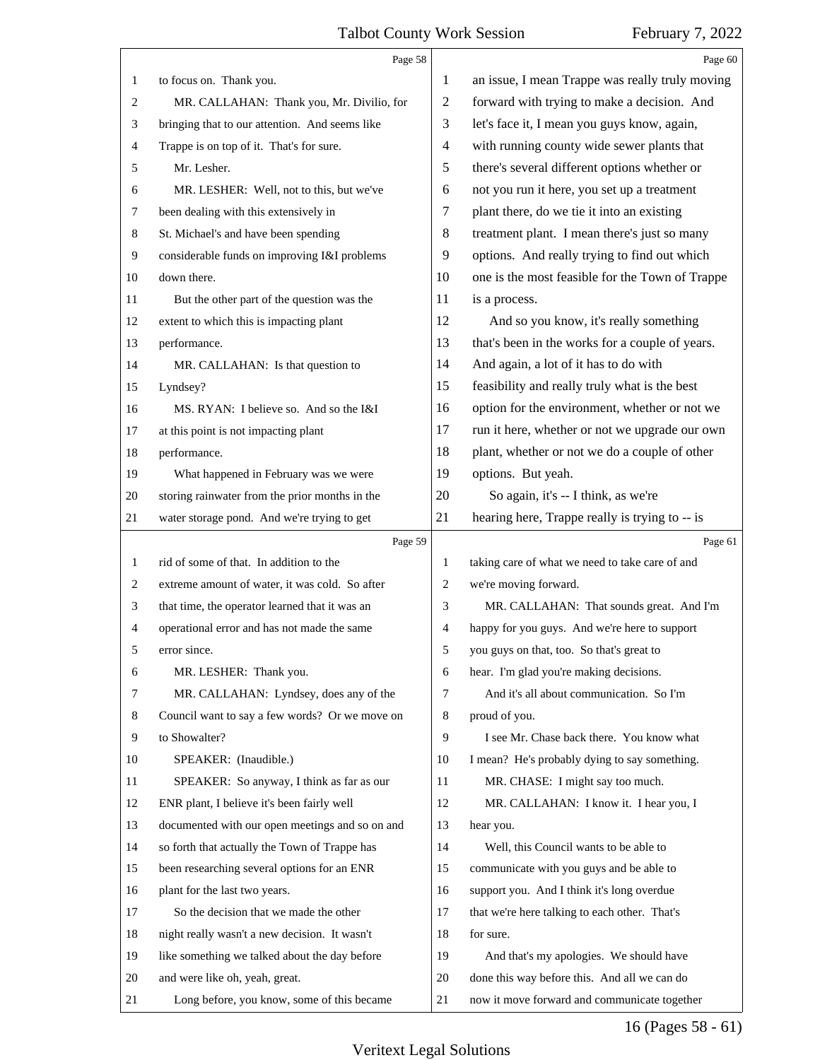to focus on. Thank you.

MR. CALLAHAN: Thank you, Mr. Divilio, for bringing that to our attention. And seems like Trappe is on top of it. That's for sure.

Mr. Lesher.

MR. LESHER: Well, not to this, but we've been dealing with this extensively in St. Michael's and have been spending considerable funds on improving I&I problems down there.

But the other part of the question was the extent to which this is impacting plant performance.

MR. CALLAHAN: Is that question to Lyndsey?

MS. RYAN: I believe so. And so the I&I at this point is not impacting plant performance.

What happened in February was we were storing rainwater from the prior months in the water storage pond. And we're trying to get rid of some of that. In addition to the extreme amount of water, it was cold. So after that time, the operator learned that it was an operational error and has not made the same error since.

MR. LESHER: Thank you.

MR. CALLAHAN: Lyndsey, does any of the Council want to say a few words? Or we move on to Showalter?

SPEAKER: (Inaudible.)

SPEAKER: So anyway, I think as far as our ENR plant, I believe it's been fairly well documented with our open meetings and so on and so forth that actually the Town of Trappe has been researching several options for an ENR plant for the last two years.

So the decision that we made the other night really wasn't a new decision. It wasn't like something we talked about the day before and were like oh, yeah, great.

Long before, you know, some of this became an issue, I mean Trappe was really truly moving forward with trying to make a decision. And let's face it, I mean you guys know, again, with running county wide sewer plants that there's several different options whether or not you run it here, you set up a treatment plant there, do we tie it into an existing treatment plant. I mean there's just so many options. And really trying to find out which one is the most feasible for the Town of Trappe is a process.

And so you know, it's really something that's been in the works for a couple of years. And again, a lot of it has to do with feasibility and really truly what is the best option for the environment, whether or not we run it here, whether or not we upgrade our own plant, whether or not we do a couple of other options. But yeah.

So again, it's -- I think, as we're hearing here, Trappe really is trying to -- is taking care of what we need to take care of and we're moving forward.

MR. CALLAHAN: That sounds great. And I'm happy for you guys. And we're here to support you guys on that, too. So that's great to hear. I'm glad you're making decisions.

And it's all about communication. So I'm proud of you.

I see Mr. Chase back there. You know what I mean? He's probably dying to say something.

MR. CHASE: I might say too much.

MR. CALLAHAN: I know it. I hear you, I hear you.

Well, this Council wants to be able to communicate with you guys and be able to support you. And I think it's long overdue that we're here talking to each other. That's for sure.

And that's my apologies. We should have done this way before this. And all we can do now it move forward and communicate together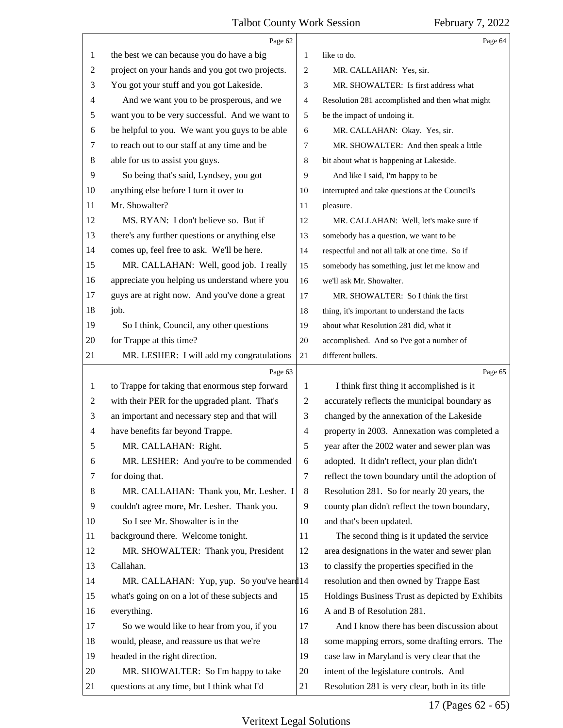Page 62

1 the best we can because you do have a big
2 project on your hands and you got two projects.
3 You got your stuff and you got Lakeside.
4 And we want you to be prosperous, and we
5 want you to be very successful. And we want to
6 be helpful to you. We want you guys to be able
7 to reach out to our staff at any time and be
8 able for us to assist you guys.
9 So being that's said, Lyndsey, you got
10 anything else before I turn it over to
11 Mr. Showalter?
12 MS. RYAN: I don't believe so. But if
13 there's any further questions or anything else
14 comes up, feel free to ask. We'll be here.
15 MR. CALLAHAN: Well, good job. I really
16 appreciate you helping us understand where you
17 guys are at right now. And you've done a great
18 job.
19 So I think, Council, any other questions
20 for Trappe at this time?
21 MR. LESHER: I will add my congratulations

Page 63

1 to Trappe for taking that enormous step forward
2 with their PER for the upgraded plant. That's
3 an important and necessary step and that will
4 have benefits far beyond Trappe.
5 MR. CALLAHAN: Right.
6 MR. LESHER: And you're to be commended
7 for doing that.
8 MR. CALLAHAN: Thank you, Mr. Lesher. I
9 couldn't agree more, Mr. Lesher. Thank you.
10 So I see Mr. Showalter is in the
11 background there. Welcome tonight.
12 MR. SHOWALTER: Thank you, President
13 Callahan.
14 MR. CALLAHAN: Yup, yup. So you've heard
15 what's going on on a lot of these subjects and
16 everything.
17 So we would like to hear from you, if you
18 would, please, and reassure us that we're
19 headed in the right direction.
20 MR. SHOWALTER: So I'm happy to take
21 questions at any time, but I think what I'd

Page 64

1 like to do.
2 MR. CALLAHAN: Yes, sir.
3 MR. SHOWALTER: Is first address what
4 Resolution 281 accomplished and then what might
5 be the impact of undoing it.
6 MR. CALLAHAN: Okay. Yes, sir.
7 MR. SHOWALTER: And then speak a little
8 bit about what is happening at Lakeside.
9 And like I said, I'm happy to be
10 interrupted and take questions at the Council's
11 pleasure.
12 MR. CALLAHAN: Well, let's make sure if
13 somebody has a question, we want to be
14 respectful and not all talk at one time. So if
15 somebody has something, just let me know and
16 we'll ask Mr. Showalter.
17 MR. SHOWALTER: So I think the first
18 thing, it's important to understand the facts
19 about what Resolution 281 did, what it
20 accomplished. And so I've got a number of
21 different bullets.

Page 65

1 I think first thing it accomplished is it
2 accurately reflects the municipal boundary as
3 changed by the annexation of the Lakeside
4 property in 2003. Annexation was completed a
5 year after the 2002 water and sewer plan was
6 adopted. It didn't reflect, your plan didn't
7 reflect the town boundary until the adoption of
8 Resolution 281. So for nearly 20 years, the
9 county plan didn't reflect the town boundary,
10 and that's been updated.
11 The second thing is it updated the service
12 area designations in the water and sewer plan
13 to classify the properties specified in the
14 resolution and then owned by Trappe East
15 Holdings Business Trust as depicted by Exhibits
16 A and B of Resolution 281.
17 And I know there has been discussion about
18 some mapping errors, some drafting errors. The
19 case law in Maryland is very clear that the
20 intent of the legislature controls. And
21 Resolution 281 is very clear, both in its title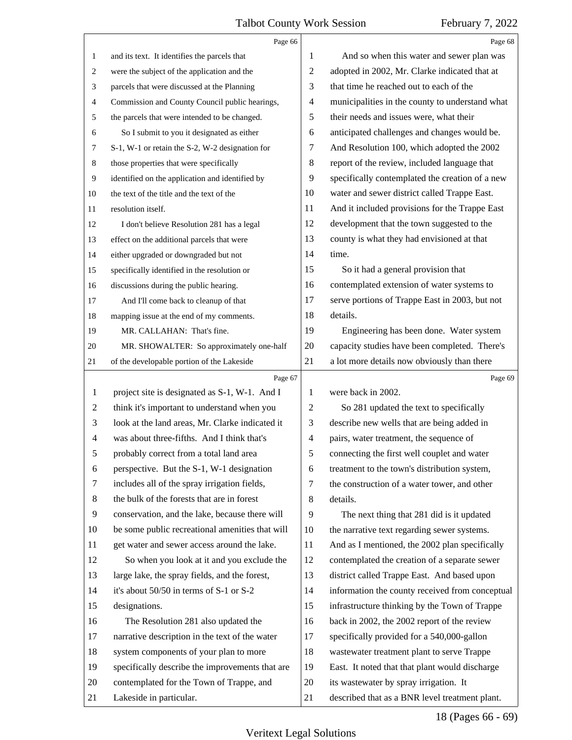Page 66

and its text. It identifies the parcels that were the subject of the application and the parcels that were discussed at the Planning Commission and County Council public hearings, the parcels that were intended to be changed.

So I submit to you it designated as either S-1, W-1 or retain the S-2, W-2 designation for those properties that were specifically identified on the application and identified by the text of the title and the text of the resolution itself.

I don't believe Resolution 281 has a legal effect on the additional parcels that were either upgraded or downgraded but not specifically identified in the resolution or discussions during the public hearing.

And I'll come back to cleanup of that mapping issue at the end of my comments.

MR. CALLAHAN: That's fine.

MR. SHOWALTER: So approximately one-half of the developable portion of the Lakeside

Page 67

project site is designated as S-1, W-1. And I think it's important to understand when you look at the land areas, Mr. Clarke indicated it was about three-fifths. And I think that's probably correct from a total land area perspective. But the S-1, W-1 designation includes all of the spray irrigation fields, the bulk of the forests that are in forest conservation, and the lake, because there will be some public recreational amenities that will get water and sewer access around the lake.

So when you look at it and you exclude the large lake, the spray fields, and the forest, it's about 50/50 in terms of S-1 or S-2 designations.

The Resolution 281 also updated the narrative description in the text of the water system components of your plan to more specifically describe the improvements that are contemplated for the Town of Trappe, and Lakeside in particular.

Page 68

And so when this water and sewer plan was adopted in 2002, Mr. Clarke indicated that at that time he reached out to each of the municipalities in the county to understand what their needs and issues were, what their anticipated challenges and changes would be. And Resolution 100, which adopted the 2002 report of the review, included language that specifically contemplated the creation of a new water and sewer district called Trappe East. And it included provisions for the Trappe East development that the town suggested to the county is what they had envisioned at that time.

So it had a general provision that contemplated extension of water systems to serve portions of Trappe East in 2003, but not details.

Engineering has been done. Water system capacity studies have been completed. There's a lot more details now obviously than there

Page 69

were back in 2002.

So 281 updated the text to specifically describe new wells that are being added in pairs, water treatment, the sequence of connecting the first well couplet and water treatment to the town's distribution system, the construction of a water tower, and other details.

The next thing that 281 did is it updated the narrative text regarding sewer systems. And as I mentioned, the 2002 plan specifically contemplated the creation of a separate sewer district called Trappe East. And based upon information the county received from conceptual infrastructure thinking by the Town of Trappe back in 2002, the 2002 report of the review specifically provided for a 540,000-gallon wastewater treatment plant to serve Trappe East. It noted that that plant would discharge its wastewater by spray irrigation. It described that as a BNR level treatment plant.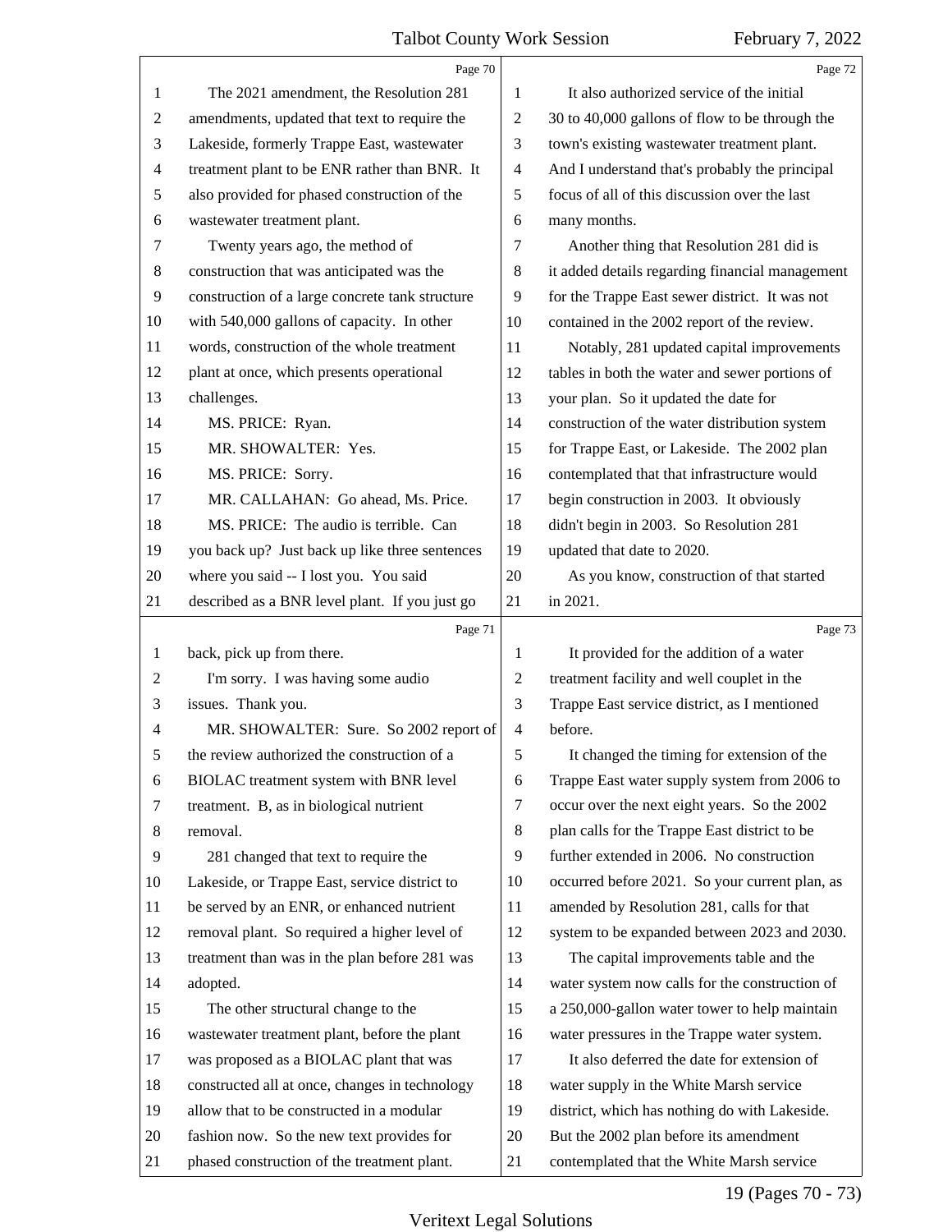The 2021 amendment, the Resolution 281 amendments, updated that text to require the Lakeside, formerly Trappe East, wastewater treatment plant to be ENR rather than BNR. It also provided for phased construction of the wastewater treatment plant.

Twenty years ago, the method of construction that was anticipated was the construction of a large concrete tank structure with 540,000 gallons of capacity. In other words, construction of the whole treatment plant at once, which presents operational challenges.

MS. PRICE: Ryan.

MR. SHOWALTER: Yes.

MS. PRICE: Sorry.

MR. CALLAHAN: Go ahead, Ms. Price.

MS. PRICE: The audio is terrible. Can you back up? Just back up like three sentences where you said -- I lost you. You said described as a BNR level plant. If you just go back, pick up from there.

I'm sorry. I was having some audio issues. Thank you.

MR. SHOWALTER: Sure. So 2002 report of the review authorized the construction of a BIOLAC treatment system with BNR level treatment. B, as in biological nutrient removal.

281 changed that text to require the Lakeside, or Trappe East, service district to be served by an ENR, or enhanced nutrient removal plant. So required a higher level of treatment than was in the plan before 281 was adopted.

The other structural change to the wastewater treatment plant, before the plant was proposed as a BIOLAC plant that was constructed all at once, changes in technology allow that to be constructed in a modular fashion now. So the new text provides for phased construction of the treatment plant.

It also authorized service of the initial 30 to 40,000 gallons of flow to be through the town's existing wastewater treatment plant. And I understand that's probably the principal focus of all of this discussion over the last many months.

Another thing that Resolution 281 did is it added details regarding financial management for the Trappe East sewer district. It was not contained in the 2002 report of the review.

Notably, 281 updated capital improvements tables in both the water and sewer portions of your plan. So it updated the date for construction of the water distribution system for Trappe East, or Lakeside. The 2002 plan contemplated that that infrastructure would begin construction in 2003. It obviously didn't begin in 2003. So Resolution 281 updated that date to 2020.

As you know, construction of that started in 2021.

It provided for the addition of a water treatment facility and well couplet in the Trappe East service district, as I mentioned before.

It changed the timing for extension of the Trappe East water supply system from 2006 to occur over the next eight years. So the 2002 plan calls for the Trappe East district to be further extended in 2006. No construction occurred before 2021. So your current plan, as amended by Resolution 281, calls for that system to be expanded between 2023 and 2030.

The capital improvements table and the water system now calls for the construction of a 250,000-gallon water tower to help maintain water pressures in the Trappe water system.

It also deferred the date for extension of water supply in the White Marsh service district, which has nothing do with Lakeside. But the 2002 plan before its amendment contemplated that the White Marsh service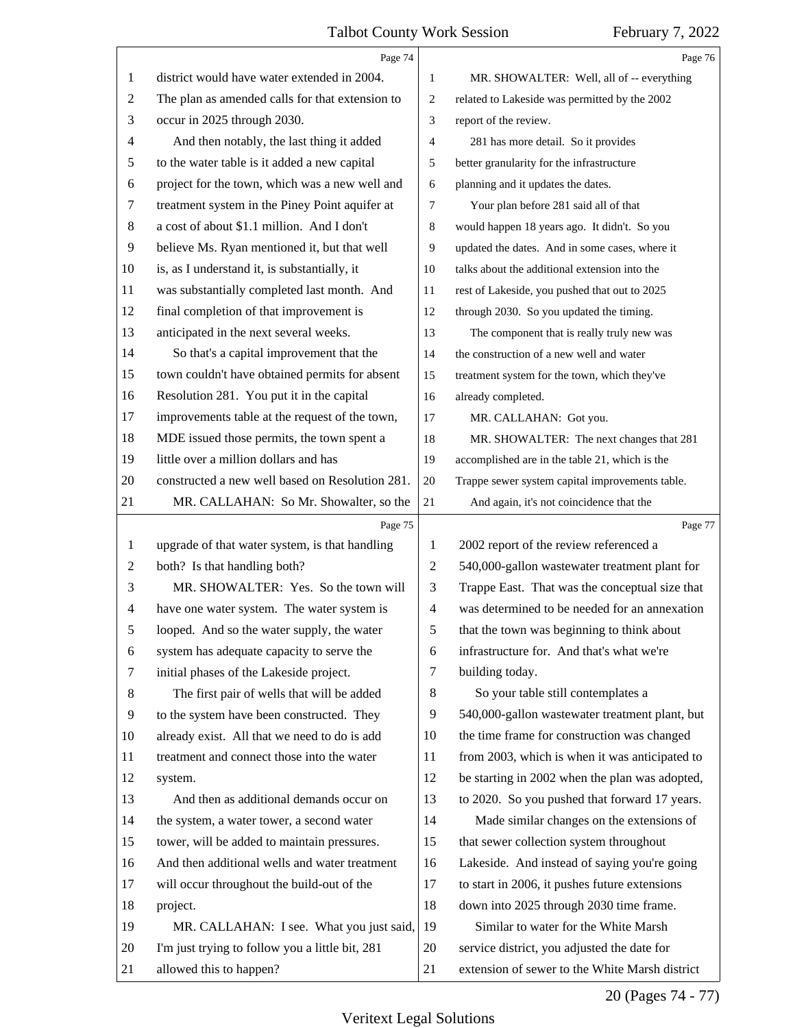Page 74

1 district would have water extended in 2004.
2 The plan as amended calls for that extension to
3 occur in 2025 through 2030.
4 And then notably, the last thing it added
5 to the water table is it added a new capital
6 project for the town, which was a new well and
7 treatment system in the Piney Point aquifer at
8 a cost of about $1.1 million. And I don't
9 believe Ms. Ryan mentioned it, but that well
10 is, as I understand it, is substantially, it
11 was substantially completed last month. And
12 final completion of that improvement is
13 anticipated in the next several weeks.
14 So that's a capital improvement that the
15 town couldn't have obtained permits for absent
16 Resolution 281. You put it in the capital
17 improvements table at the request of the town,
18 MDE issued those permits, the town spent a
19 little over a million dollars and has
20 constructed a new well based on Resolution 281.
21 MR. CALLAHAN: So Mr. Showalter, so the

Page 75

1 upgrade of that water system, is that handling
2 both? Is that handling both?
3 MR. SHOWALTER: Yes. So the town will
4 have one water system. The water system is
5 looped. And so the water supply, the water
6 system has adequate capacity to serve the
7 initial phases of the Lakeside project.
8 The first pair of wells that will be added
9 to the system have been constructed. They
10 already exist. All that we need to do is add
11 treatment and connect those into the water
12 system.
13 And then as additional demands occur on
14 the system, a water tower, a second water
15 tower, will be added to maintain pressures.
16 And then additional wells and water treatment
17 will occur throughout the build-out of the
18 project.
19 MR. CALLAHAN: I see. What you just said,
20 I'm just trying to follow you a little bit, 281
21 allowed this to happen?

Page 76

1 MR. SHOWALTER: Well, all of -- everything
2 related to Lakeside was permitted by the 2002
3 report of the review.
4 281 has more detail. So it provides
5 better granularity for the infrastructure
6 planning and it updates the dates.
7 Your plan before 281 said all of that
8 would happen 18 years ago. It didn't. So you
9 updated the dates. And in some cases, where it
10 talks about the additional extension into the
11 rest of Lakeside, you pushed that out to 2025
12 through 2030. So you updated the timing.
13 The component that is really truly new was
14 the construction of a new well and water
15 treatment system for the town, which they've
16 already completed.
17 MR. CALLAHAN: Got you.
18 MR. SHOWALTER: The next changes that 281
19 accomplished are in the table 21, which is the
20 Trappe sewer system capital improvements table.
21 And again, it's not coincidence that the

Page 77

1 2002 report of the review referenced a
2 540,000-gallon wastewater treatment plant for
3 Trappe East. That was the conceptual size that
4 was determined to be needed for an annexation
5 that the town was beginning to think about
6 infrastructure for. And that's what we're
7 building today.
8 So your table still contemplates a
9 540,000-gallon wastewater treatment plant, but
10 the time frame for construction was changed
11 from 2003, which is when it was anticipated to
12 be starting in 2002 when the plan was adopted,
13 to 2020. So you pushed that forward 17 years.
14 Made similar changes on the extensions of
15 that sewer collection system throughout
16 Lakeside. And instead of saying you're going
17 to start in 2006, it pushes future extensions
18 down into 2025 through 2030 time frame.
19 Similar to water for the White Marsh
20 service district, you adjusted the date for
21 extension of sewer to the White Marsh district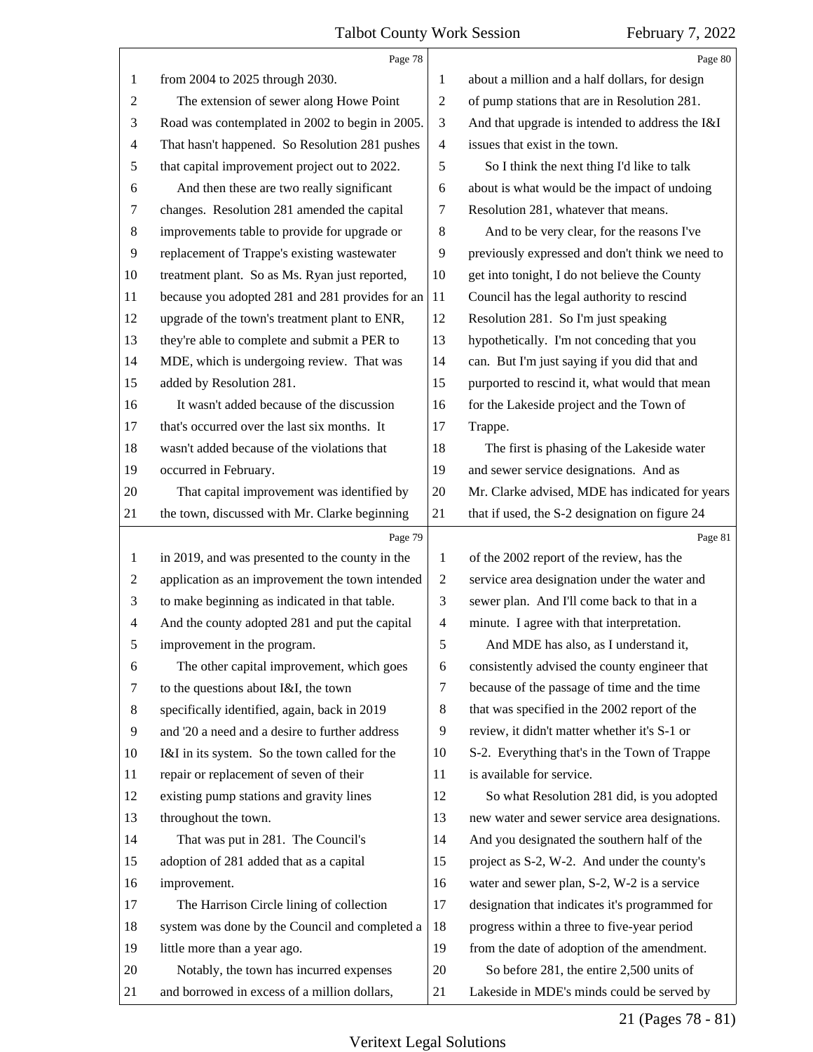Page 78

from 2004 to 2025 through 2030.

The extension of sewer along Howe Point Road was contemplated in 2002 to begin in 2005. That hasn't happened. So Resolution 281 pushes that capital improvement project out to 2022.

And then these are two really significant changes. Resolution 281 amended the capital improvements table to provide for upgrade or replacement of Trappe's existing wastewater treatment plant. So as Ms. Ryan just reported, because you adopted 281 and 281 provides for an upgrade of the town's treatment plant to ENR, they're able to complete and submit a PER to MDE, which is undergoing review. That was added by Resolution 281.

It wasn't added because of the discussion that's occurred over the last six months. It wasn't added because of the violations that occurred in February.

That capital improvement was identified by the town, discussed with Mr. Clarke beginning

Page 79

in 2019, and was presented to the county in the application as an improvement the town intended to make beginning as indicated in that table. And the county adopted 281 and put the capital improvement in the program.

The other capital improvement, which goes to the questions about I&I, the town specifically identified, again, back in 2019 and '20 a need and a desire to further address I&I in its system. So the town called for the repair or replacement of seven of their existing pump stations and gravity lines throughout the town.

That was put in 281. The Council's adoption of 281 added that as a capital improvement.

The Harrison Circle lining of collection system was done by the Council and completed a little more than a year ago.

Notably, the town has incurred expenses and borrowed in excess of a million dollars,

Page 80

about a million and a half dollars, for design of pump stations that are in Resolution 281. And that upgrade is intended to address the I&I issues that exist in the town.

So I think the next thing I'd like to talk about is what would be the impact of undoing Resolution 281, whatever that means.

And to be very clear, for the reasons I've previously expressed and don't think we need to get into tonight, I do not believe the County Council has the legal authority to rescind Resolution 281. So I'm just speaking hypothetically. I'm not conceding that you can. But I'm just saying if you did that and purported to rescind it, what would that mean for the Lakeside project and the Town of Trappe.

The first is phasing of the Lakeside water and sewer service designations. And as Mr. Clarke advised, MDE has indicated for years that if used, the S-2 designation on figure 24

Page 81

of the 2002 report of the review, has the service area designation under the water and sewer plan. And I'll come back to that in a minute. I agree with that interpretation.

And MDE has also, as I understand it, consistently advised the county engineer that because of the passage of time and the time that was specified in the 2002 report of the review, it didn't matter whether it's S-1 or S-2. Everything that's in the Town of Trappe is available for service.

So what Resolution 281 did, is you adopted new water and sewer service area designations. And you designated the southern half of the project as S-2, W-2. And under the county's water and sewer plan, S-2, W-2 is a service designation that indicates it's programmed for progress within a three to five-year period from the date of adoption of the amendment.

So before 281, the entire 2,500 units of Lakeside in MDE's minds could be served by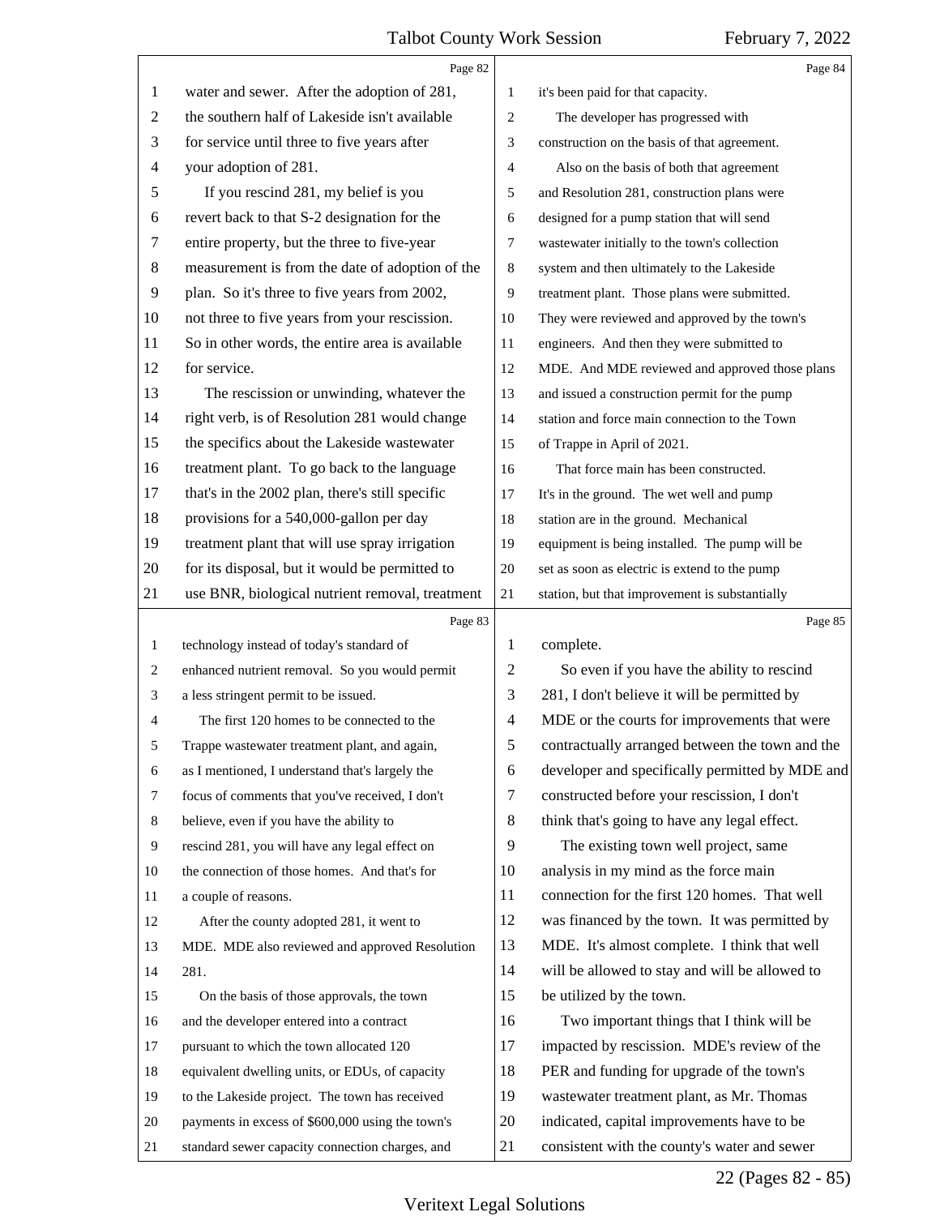water and sewer. After the adoption of 281, the southern half of Lakeside isn't available for service until three to five years after your adoption of 281.

If you rescind 281, my belief is you revert back to that S-2 designation for the entire property, but the three to five-year measurement is from the date of adoption of the plan. So it's three to five years from 2002, not three to five years from your rescission. So in other words, the entire area is available for service.

The rescission or unwinding, whatever the right verb, is of Resolution 281 would change the specifics about the Lakeside wastewater treatment plant. To go back to the language that's in the 2002 plan, there's still specific provisions for a 540,000-gallon per day treatment plant that will use spray irrigation for its disposal, but it would be permitted to use BNR, biological nutrient removal, treatment technology instead of today's standard of enhanced nutrient removal. So you would permit a less stringent permit to be issued.

The first 120 homes to be connected to the Trappe wastewater treatment plant, and again, as I mentioned, I understand that's largely the focus of comments that you've received, I don't believe, even if you have the ability to rescind 281, you will have any legal effect on the connection of those homes. And that's for a couple of reasons.

After the county adopted 281, it went to MDE. MDE also reviewed and approved Resolution 281.

On the basis of those approvals, the town and the developer entered into a contract pursuant to which the town allocated 120 equivalent dwelling units, or EDUs, of capacity to the Lakeside project. The town has received payments in excess of $600,000 using the town's standard sewer capacity connection charges, and it's been paid for that capacity.

The developer has progressed with construction on the basis of that agreement.

Also on the basis of both that agreement and Resolution 281, construction plans were designed for a pump station that will send wastewater initially to the town's collection system and then ultimately to the Lakeside treatment plant. Those plans were submitted. They were reviewed and approved by the town's engineers. And then they were submitted to MDE. And MDE reviewed and approved those plans and issued a construction permit for the pump station and force main connection to the Town of Trappe in April of 2021.

That force main has been constructed. It's in the ground. The wet well and pump station are in the ground. Mechanical equipment is being installed. The pump will be set as soon as electric is extend to the pump station, but that improvement is substantially complete.

So even if you have the ability to rescind 281, I don't believe it will be permitted by MDE or the courts for improvements that were contractually arranged between the town and the developer and specifically permitted by MDE and constructed before your rescission, I don't think that's going to have any legal effect.

The existing town well project, same analysis in my mind as the force main connection for the first 120 homes. That well was financed by the town. It was permitted by MDE. It's almost complete. I think that well will be allowed to stay and will be allowed to be utilized by the town.

Two important things that I think will be impacted by rescission. MDE's review of the PER and funding for upgrade of the town's wastewater treatment plant, as Mr. Thomas indicated, capital improvements have to be consistent with the county's water and sewer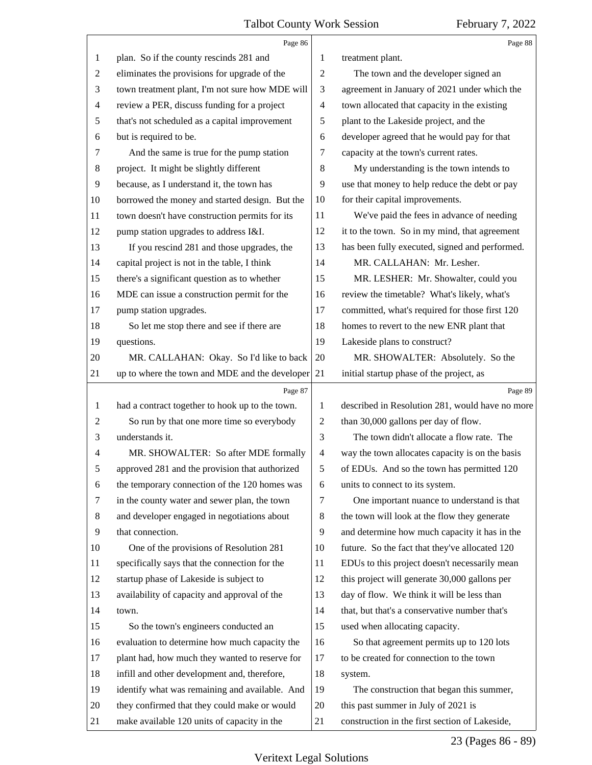plan. So if the county rescinds 281 and eliminates the provisions for upgrade of the town treatment plant, I'm not sure how MDE will review a PER, discuss funding for a project that's not scheduled as a capital improvement but is required to be.

And the same is true for the pump station project. It might be slightly different because, as I understand it, the town has borrowed the money and started design. But the town doesn't have construction permits for its pump station upgrades to address I&I.

If you rescind 281 and those upgrades, the capital project is not in the table, I think there's a significant question as to whether MDE can issue a construction permit for the pump station upgrades.

So let me stop there and see if there are questions.

MR. CALLAHAN: Okay. So I'd like to back up to where the town and MDE and the developer had a contract together to hook up to the town.

So run by that one more time so everybody understands it.

MR. SHOWALTER: So after MDE formally approved 281 and the provision that authorized the temporary connection of the 120 homes was in the county water and sewer plan, the town and developer engaged in negotiations about that connection.

One of the provisions of Resolution 281 specifically says that the connection for the startup phase of Lakeside is subject to availability of capacity and approval of the town.

So the town's engineers conducted an evaluation to determine how much capacity the plant had, how much they wanted to reserve for infill and other development and, therefore, identify what was remaining and available. And they confirmed that they could make or would make available 120 units of capacity in the treatment plant.

The town and the developer signed an agreement in January of 2021 under which the town allocated that capacity in the existing plant to the Lakeside project, and the developer agreed that he would pay for that capacity at the town's current rates.

My understanding is the town intends to use that money to help reduce the debt or pay for their capital improvements.

We've paid the fees in advance of needing it to the town. So in my mind, that agreement has been fully executed, signed and performed.

MR. CALLAHAN: Mr. Lesher.

MR. LESHER: Mr. Showalter, could you review the timetable? What's likely, what's committed, what's required for those first 120 homes to revert to the new ENR plant that Lakeside plans to construct?

MR. SHOWALTER: Absolutely. So the initial startup phase of the project, as described in Resolution 281, would have no more than 30,000 gallons per day of flow.

The town didn't allocate a flow rate. The way the town allocates capacity is on the basis of EDUs. And so the town has permitted 120 units to connect to its system.

One important nuance to understand is that the town will look at the flow they generate and determine how much capacity it has in the future. So the fact that they've allocated 120 EDUs to this project doesn't necessarily mean this project will generate 30,000 gallons per day of flow. We think it will be less than that, but that's a conservative number that's used when allocating capacity.

So that agreement permits up to 120 lots to be created for connection to the town system.

The construction that began this summer, this past summer in July of 2021 is construction in the first section of Lakeside,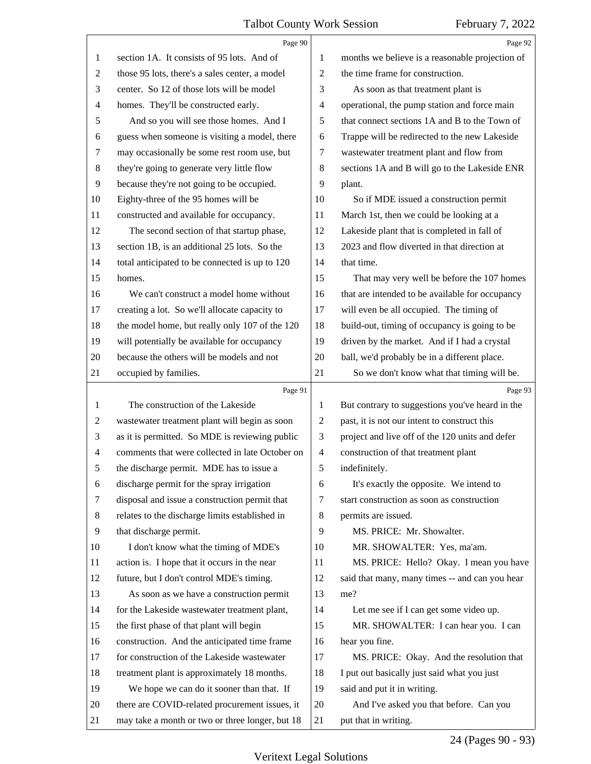Page 90

section 1A. It consists of 95 lots. And of those 95 lots, there's a sales center, a model center. So 12 of those lots will be model homes. They'll be constructed early.

And so you will see those homes. And I guess when someone is visiting a model, there may occasionally be some rest room use, but they're going to generate very little flow because they're not going to be occupied. Eighty-three of the 95 homes will be constructed and available for occupancy.

The second section of that startup phase, section 1B, is an additional 25 lots. So the total anticipated to be connected is up to 120 homes.

We can't construct a model home without creating a lot. So we'll allocate capacity to the model home, but really only 107 of the 120 will potentially be available for occupancy because the others will be models and not occupied by families.

Page 91

The construction of the Lakeside wastewater treatment plant will begin as soon as it is permitted. So MDE is reviewing public comments that were collected in late October on the discharge permit. MDE has to issue a discharge permit for the spray irrigation disposal and issue a construction permit that relates to the discharge limits established in that discharge permit.

I don't know what the timing of MDE's action is. I hope that it occurs in the near future, but I don't control MDE's timing.

As soon as we have a construction permit for the Lakeside wastewater treatment plant, the first phase of that plant will begin construction. And the anticipated time frame for construction of the Lakeside wastewater treatment plant is approximately 18 months.

We hope we can do it sooner than that. If there are COVID-related procurement issues, it may take a month or two or three longer, but 18

Page 92

months we believe is a reasonable projection of the time frame for construction.

As soon as that treatment plant is operational, the pump station and force main that connect sections 1A and B to the Town of Trappe will be redirected to the new Lakeside wastewater treatment plant and flow from sections 1A and B will go to the Lakeside ENR plant.

So if MDE issued a construction permit March 1st, then we could be looking at a Lakeside plant that is completed in fall of 2023 and flow diverted in that direction at that time.

That may very well be before the 107 homes that are intended to be available for occupancy will even be all occupied. The timing of build-out, timing of occupancy is going to be driven by the market. And if I had a crystal ball, we'd probably be in a different place.

So we don't know what that timing will be.

Page 93

But contrary to suggestions you've heard in the past, it is not our intent to construct this project and live off of the 120 units and defer construction of that treatment plant indefinitely.

It's exactly the opposite. We intend to start construction as soon as construction permits are issued.

MS. PRICE: Mr. Showalter.

MR. SHOWALTER: Yes, ma'am.

MS. PRICE: Hello? Okay. I mean you have said that many, many times -- and can you hear me?

Let me see if I can get some video up.

MR. SHOWALTER: I can hear you. I can hear you fine.

MS. PRICE: Okay. And the resolution that I put out basically just said what you just said and put it in writing.

And I've asked you that before. Can you put that in writing.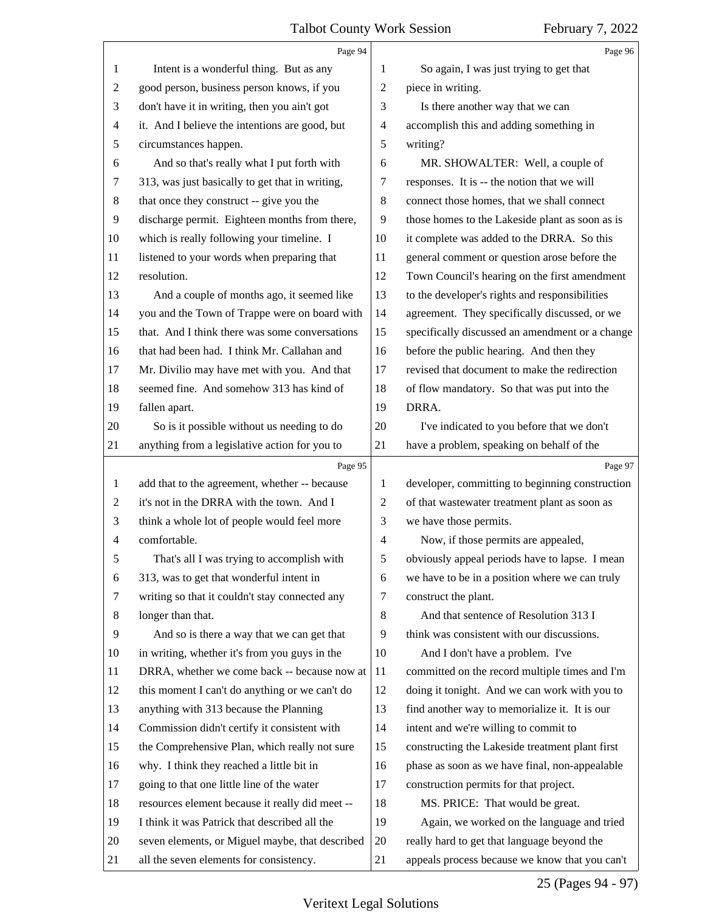Intent is a wonderful thing. But as any good person, business person knows, if you don't have it in writing, then you ain't got it. And I believe the intentions are good, but circumstances happen.

And so that's really what I put forth with 313, was just basically to get that in writing, that once they construct -- give you the discharge permit. Eighteen months from there, which is really following your timeline. I listened to your words when preparing that resolution.

And a couple of months ago, it seemed like you and the Town of Trappe were on board with that. And I think there was some conversations that had been had. I think Mr. Callahan and Mr. Divilio may have met with you. And that seemed fine. And somehow 313 has kind of fallen apart.

So is it possible without us needing to do anything from a legislative action for you to add that to the agreement, whether -- because it's not in the DRRA with the town. And I think a whole lot of people would feel more comfortable.

That's all I was trying to accomplish with 313, was to get that wonderful intent in writing so that it couldn't stay connected any longer than that.

And so is there a way that we can get that in writing, whether it's from you guys in the DRRA, whether we come back -- because now at this moment I can't do anything or we can't do anything with 313 because the Planning Commission didn't certify it consistent with the Comprehensive Plan, which really not sure why. I think they reached a little bit in going to that one little line of the water resources element because it really did meet -- I think it was Patrick that described all the seven elements, or Miguel maybe, that described all the seven elements for consistency.

So again, I was just trying to get that piece in writing.

Is there another way that we can accomplish this and adding something in writing?

MR. SHOWALTER: Well, a couple of responses. It is -- the notion that we will connect those homes, that we shall connect those homes to the Lakeside plant as soon as is it complete was added to the DRRA. So this general comment or question arose before the Town Council's hearing on the first amendment to the developer's rights and responsibilities agreement. They specifically discussed, or we specifically discussed an amendment or a change before the public hearing. And then they revised that document to make the redirection of flow mandatory. So that was put into the DRRA.

I've indicated to you before that we don't have a problem, speaking on behalf of the developer, committing to beginning construction of that wastewater treatment plant as soon as we have those permits.

Now, if those permits are appealed, obviously appeal periods have to lapse. I mean we have to be in a position where we can truly construct the plant.

And that sentence of Resolution 313 I think was consistent with our discussions.

And I don't have a problem. I've committed on the record multiple times and I'm doing it tonight. And we can work with you to find another way to memorialize it. It is our intent and we're willing to commit to constructing the Lakeside treatment plant first phase as soon as we have final, non-appealable construction permits for that project.

MS. PRICE: That would be great.

Again, we worked on the language and tried really hard to get that language beyond the appeals process because we know that you can't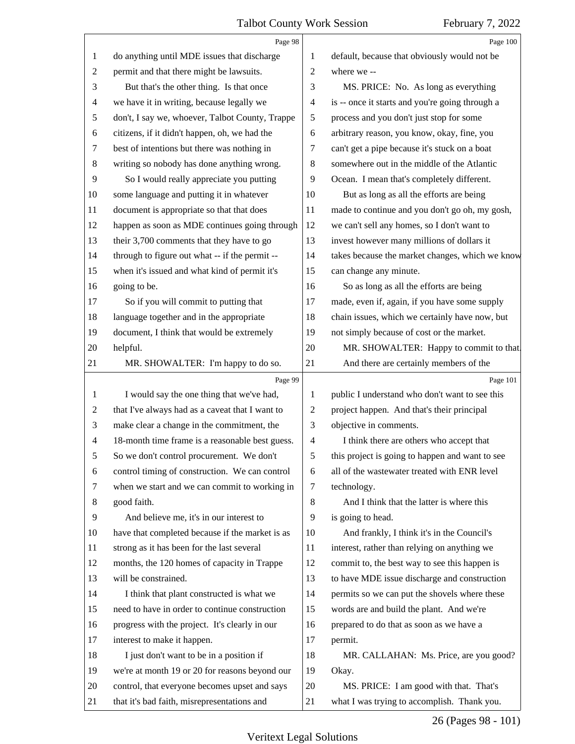do anything until MDE issues that discharge permit and that there might be lawsuits.

But that's the other thing. Is that once we have it in writing, because legally we don't, I say we, whoever, Talbot County, Trappe citizens, if it didn't happen, oh, we had the best of intentions but there was nothing in writing so nobody has done anything wrong.

So I would really appreciate you putting some language and putting it in whatever document is appropriate so that that does happen as soon as MDE continues going through their 3,700 comments that they have to go through to figure out what -- if the permit -- when it's issued and what kind of permit it's going to be.

So if you will commit to putting that language together and in the appropriate document, I think that would be extremely helpful.

MR. SHOWALTER: I'm happy to do so.

I would say the one thing that we've had, that I've always had as a caveat that I want to make clear a change in the commitment, the 18-month time frame is a reasonable best guess. So we don't control procurement. We don't control timing of construction. We can control when we start and we can commit to working in good faith.

And believe me, it's in our interest to have that completed because if the market is as strong as it has been for the last several months, the 120 homes of capacity in Trappe will be constrained.

I think that plant constructed is what we need to have in order to continue construction progress with the project. It's clearly in our interest to make it happen.

I just don't want to be in a position if we're at month 19 or 20 for reasons beyond our control, that everyone becomes upset and says that it's bad faith, misrepresentations and default, because that obviously would not be where we --

MS. PRICE: No. As long as everything is -- once it starts and you're going through a process and you don't just stop for some arbitrary reason, you know, okay, fine, you can't get a pipe because it's stuck on a boat somewhere out in the middle of the Atlantic Ocean. I mean that's completely different.

But as long as all the efforts are being made to continue and you don't go oh, my gosh, we can't sell any homes, so I don't want to invest however many millions of dollars it takes because the market changes, which we know can change any minute.

So as long as all the efforts are being made, even if, again, if you have some supply chain issues, which we certainly have now, but not simply because of cost or the market.

MR. SHOWALTER: Happy to commit to that.

And there are certainly members of the public I understand who don't want to see this project happen. And that's their principal objective in comments.

I think there are others who accept that this project is going to happen and want to see all of the wastewater treated with ENR level technology.

And I think that the latter is where this is going to head.

And frankly, I think it's in the Council's interest, rather than relying on anything we commit to, the best way to see this happen is to have MDE issue discharge and construction permits so we can put the shovels where these words are and build the plant. And we're prepared to do that as soon as we have a permit.

MR. CALLAHAN: Ms. Price, are you good? Okay.

MS. PRICE: I am good with that. That's what I was trying to accomplish. Thank you.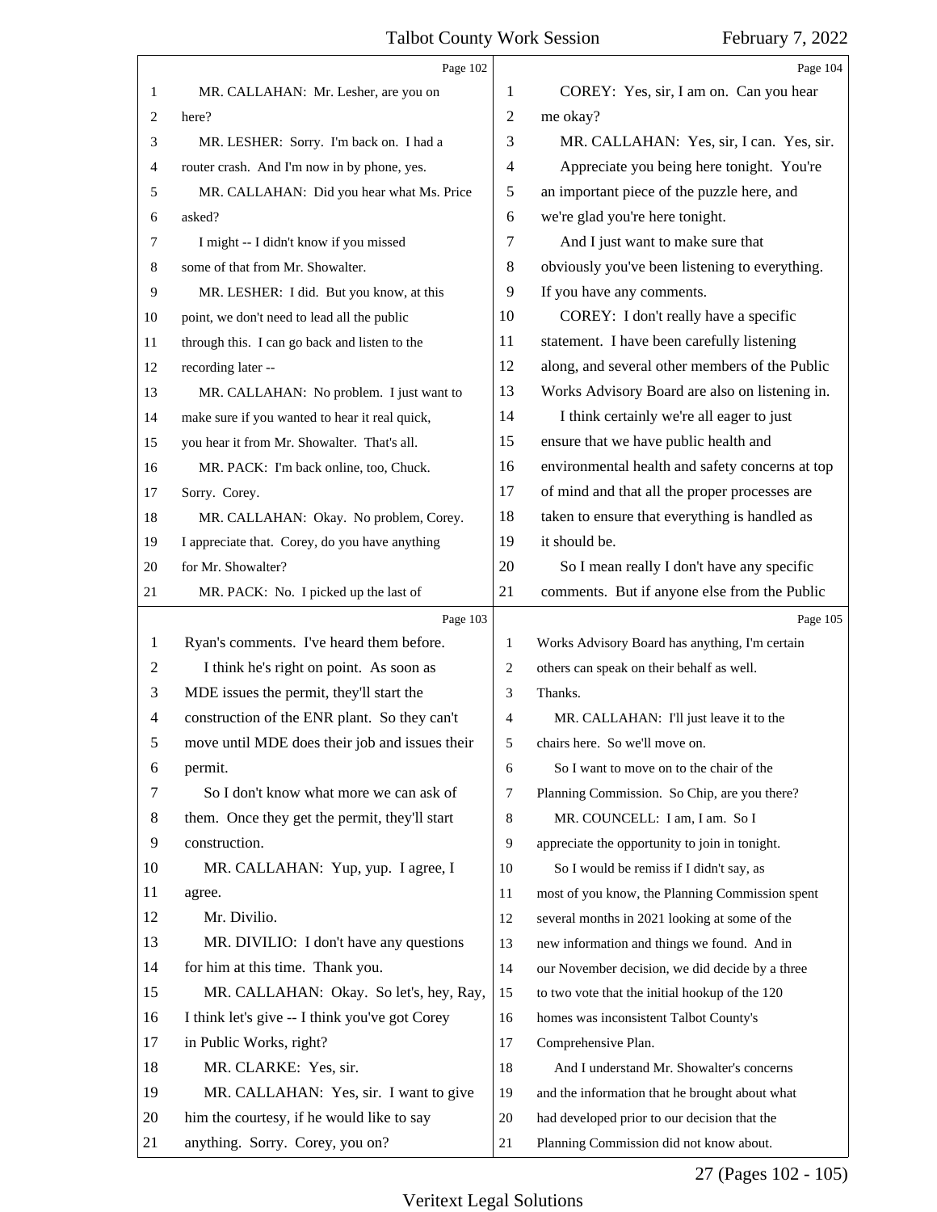Page 102

MR. CALLAHAN: Mr. Lesher, are you on here?

MR. LESHER: Sorry. I'm back on. I had a router crash. And I'm now in by phone, yes.

MR. CALLAHAN: Did you hear what Ms. Price asked?

I might -- I didn't know if you missed some of that from Mr. Showalter.

MR. LESHER: I did. But you know, at this point, we don't need to lead all the public through this. I can go back and listen to the recording later --

MR. CALLAHAN: No problem. I just want to make sure if you wanted to hear it real quick, you hear it from Mr. Showalter. That's all.

MR. PACK: I'm back online, too, Chuck. Sorry. Corey.

MR. CALLAHAN: Okay. No problem, Corey. I appreciate that. Corey, do you have anything for Mr. Showalter?

MR. PACK: No. I picked up the last of

Page 103

Ryan's comments. I've heard them before.

I think he's right on point. As soon as MDE issues the permit, they'll start the construction of the ENR plant. So they can't move until MDE does their job and issues their permit.

So I don't know what more we can ask of them. Once they get the permit, they'll start construction.

MR. CALLAHAN: Yup, yup. I agree, I agree.

Mr. Divilio.

MR. DIVILIO: I don't have any questions for him at this time. Thank you.

MR. CALLAHAN: Okay. So let's, hey, Ray, I think let's give -- I think you've got Corey in Public Works, right?

MR. CLARKE: Yes, sir.

MR. CALLAHAN: Yes, sir. I want to give him the courtesy, if he would like to say anything. Sorry. Corey, you on?

Page 104

COREY: Yes, sir, I am on. Can you hear me okay?

MR. CALLAHAN: Yes, sir, I can. Yes, sir.

Appreciate you being here tonight. You're an important piece of the puzzle here, and we're glad you're here tonight.

And I just want to make sure that obviously you've been listening to everything. If you have any comments.

COREY: I don't really have a specific statement. I have been carefully listening along, and several other members of the Public Works Advisory Board are also on listening in.

I think certainly we're all eager to just ensure that we have public health and environmental health and safety concerns at top of mind and that all the proper processes are taken to ensure that everything is handled as it should be.

So I mean really I don't have any specific comments. But if anyone else from the Public

Page 105

Works Advisory Board has anything, I'm certain others can speak on their behalf as well. Thanks.

MR. CALLAHAN: I'll just leave it to the chairs here. So we'll move on.

So I want to move on to the chair of the Planning Commission. So Chip, are you there?

MR. COUNCELL: I am, I am. So I appreciate the opportunity to join in tonight.

So I would be remiss if I didn't say, as most of you know, the Planning Commission spent several months in 2021 looking at some of the new information and things we found. And in our November decision, we did decide by a three to two vote that the initial hookup of the 120 homes was inconsistent Talbot County's Comprehensive Plan.

And I understand Mr. Showalter's concerns and the information that he brought about what had developed prior to our decision that the Planning Commission did not know about.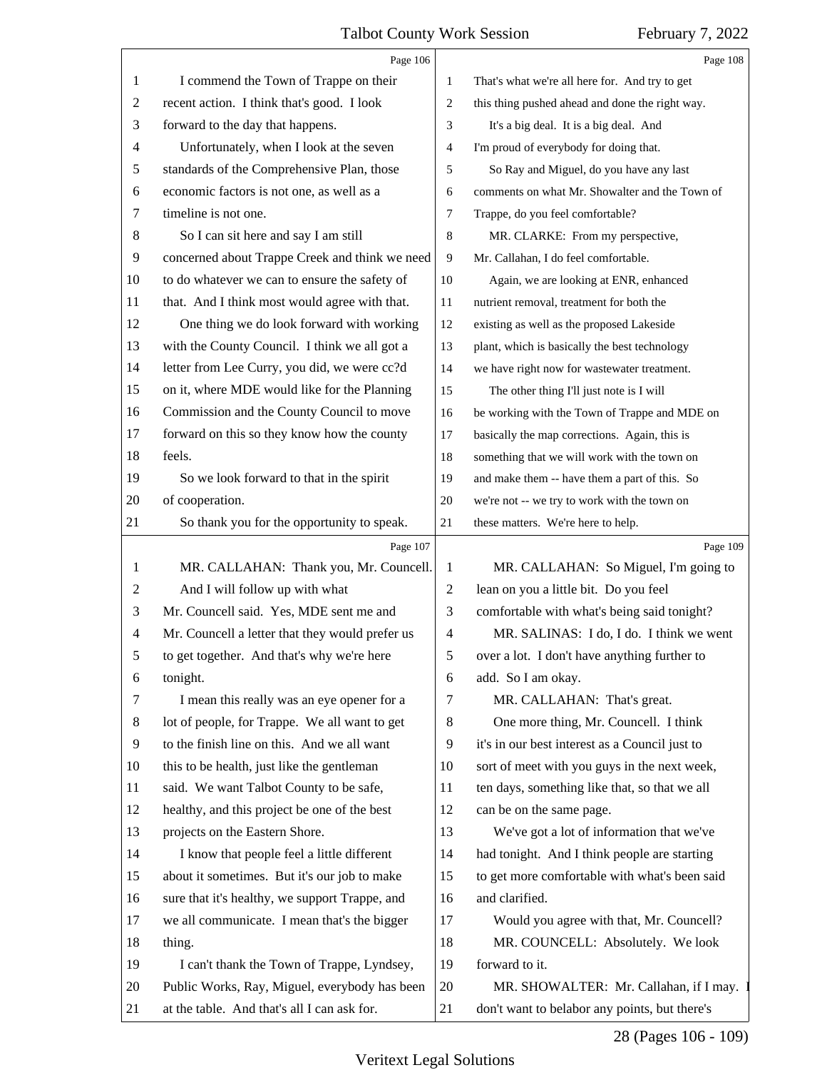I commend the Town of Trappe on their recent action. I think that's good. I look forward to the day that happens.

Unfortunately, when I look at the seven standards of the Comprehensive Plan, those economic factors is not one, as well as a timeline is not one.

So I can sit here and say I am still concerned about Trappe Creek and think we need to do whatever we can to ensure the safety of that. And I think most would agree with that.

One thing we do look forward with working with the County Council. I think we all got a letter from Lee Curry, you did, we were cc?d on it, where MDE would like for the Planning Commission and the County Council to move forward on this so they know how the county feels.

So we look forward to that in the spirit of cooperation.

So thank you for the opportunity to speak.

MR. CALLAHAN: Thank you, Mr. Councell.

And I will follow up with what Mr. Councell said. Yes, MDE sent me and Mr. Councell a letter that they would prefer us to get together. And that's why we're here tonight.

I mean this really was an eye opener for a lot of people, for Trappe. We all want to get to the finish line on this. And we all want this to be health, just like the gentleman said. We want Talbot County to be safe, healthy, and this project be one of the best projects on the Eastern Shore.

I know that people feel a little different about it sometimes. But it's our job to make sure that it's healthy, we support Trappe, and we all communicate. I mean that's the bigger thing.

I can't thank the Town of Trappe, Lyndsey, Public Works, Ray, Miguel, everybody has been at the table. And that's all I can ask for. That's what we're all here for. And try to get this thing pushed ahead and done the right way.

It's a big deal. It is a big deal. And I'm proud of everybody for doing that.

So Ray and Miguel, do you have any last comments on what Mr. Showalter and the Town of Trappe, do you feel comfortable?

MR. CLARKE: From my perspective, Mr. Callahan, I do feel comfortable.

Again, we are looking at ENR, enhanced nutrient removal, treatment for both the existing as well as the proposed Lakeside plant, which is basically the best technology we have right now for wastewater treatment.

The other thing I'll just note is I will be working with the Town of Trappe and MDE on basically the map corrections. Again, this is something that we will work with the town on and make them -- have them a part of this. So we're not -- we try to work with the town on these matters. We're here to help.

MR. CALLAHAN: So Miguel, I'm going to lean on you a little bit. Do you feel comfortable with what's being said tonight?

MR. SALINAS: I do, I do. I think we went over a lot. I don't have anything further to add. So I am okay.

MR. CALLAHAN: That's great.

One more thing, Mr. Councell. I think it's in our best interest as a Council just to sort of meet with you guys in the next week, ten days, something like that, so that we all can be on the same page.

We've got a lot of information that we've had tonight. And I think people are starting to get more comfortable with what's been said and clarified.

Would you agree with that, Mr. Councell?

MR. COUNCELL: Absolutely. We look forward to it.

MR. SHOWALTER: Mr. Callahan, if I may. I don't want to belabor any points, but there's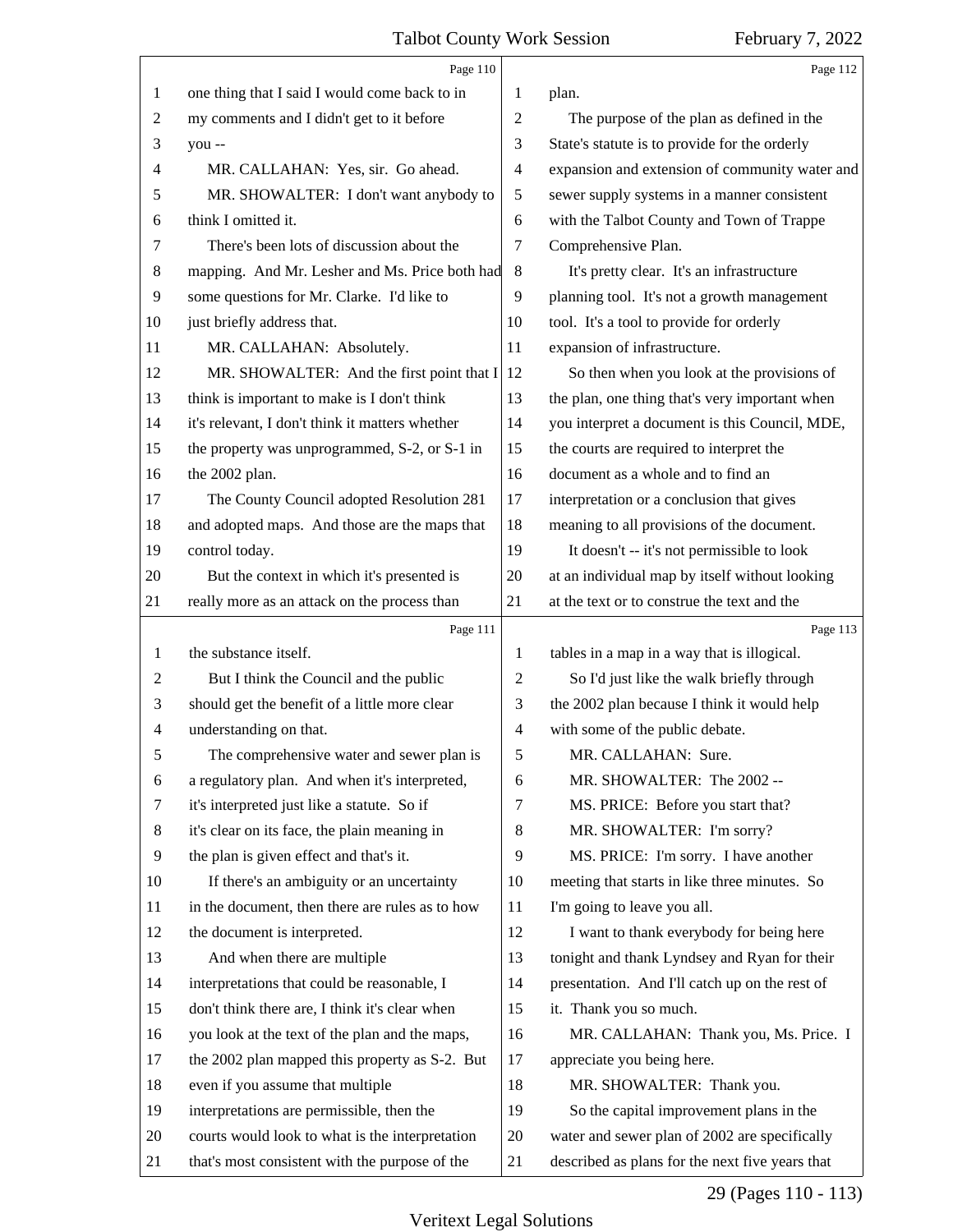**Page 110**

1 one thing that I said I would come back to in
2 my comments and I didn't get to it before
3 you --
4 MR. CALLAHAN: Yes, sir. Go ahead.
5 MR. SHOWALTER: I don't want anybody to
6 think I omitted it.
7 There's been lots of discussion about the
8 mapping. And Mr. Lesher and Ms. Price both had
9 some questions for Mr. Clarke. I'd like to
10 just briefly address that.
11 MR. CALLAHAN: Absolutely.
12 MR. SHOWALTER: And the first point that I
13 think is important to make is I don't think
14 it's relevant, I don't think it matters whether
15 the property was unprogrammed, S-2, or S-1 in
16 the 2002 plan.
17 The County Council adopted Resolution 281
18 and adopted maps. And those are the maps that
19 control today.
20 But the context in which it's presented is
21 really more as an attack on the process than

**Page 111**

1 the substance itself.
2 But I think the Council and the public
3 should get the benefit of a little more clear
4 understanding on that.
5 The comprehensive water and sewer plan is
6 a regulatory plan. And when it's interpreted,
7 it's interpreted just like a statute. So if
8 it's clear on its face, the plain meaning in
9 the plan is given effect and that's it.
10 If there's an ambiguity or an uncertainty
11 in the document, then there are rules as to how
12 the document is interpreted.
13 And when there are multiple
14 interpretations that could be reasonable, I
15 don't think there are, I think it's clear when
16 you look at the text of the plan and the maps,
17 the 2002 plan mapped this property as S-2. But
18 even if you assume that multiple
19 interpretations are permissible, then the
20 courts would look to what is the interpretation
21 that's most consistent with the purpose of the

**Page 112**

1 plan.
2 The purpose of the plan as defined in the
3 State's statute is to provide for the orderly
4 expansion and extension of community water and
5 sewer supply systems in a manner consistent
6 with the Talbot County and Town of Trappe
7 Comprehensive Plan.
8 It's pretty clear. It's an infrastructure
9 planning tool. It's not a growth management
10 tool. It's a tool to provide for orderly
11 expansion of infrastructure.
12 So then when you look at the provisions of
13 the plan, one thing that's very important when
14 you interpret a document is this Council, MDE,
15 the courts are required to interpret the
16 document as a whole and to find an
17 interpretation or a conclusion that gives
18 meaning to all provisions of the document.
19 It doesn't -- it's not permissible to look
20 at an individual map by itself without looking
21 at the text or to construe the text and the

**Page 113**

1 tables in a map in a way that is illogical.
2 So I'd just like the walk briefly through
3 the 2002 plan because I think it would help
4 with some of the public debate.
5 MR. CALLAHAN: Sure.
6 MR. SHOWALTER: The 2002 --
7 MS. PRICE: Before you start that?
8 MR. SHOWALTER: I'm sorry?
9 MS. PRICE: I'm sorry. I have another
10 meeting that starts in like three minutes. So
11 I'm going to leave you all.
12 I want to thank everybody for being here
13 tonight and thank Lyndsey and Ryan for their
14 presentation. And I'll catch up on the rest of
15 it. Thank you so much.
16 MR. CALLAHAN: Thank you, Ms. Price. I
17 appreciate you being here.
18 MR. SHOWALTER: Thank you.
19 So the capital improvement plans in the
20 water and sewer plan of 2002 are specifically
21 described as plans for the next five years that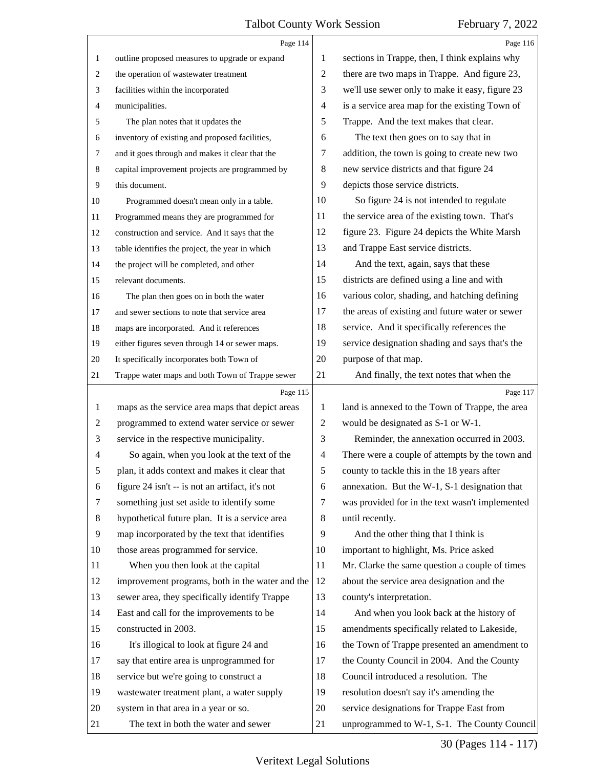Page 114

outline proposed measures to upgrade or expand the operation of wastewater treatment facilities within the incorporated municipalities.

The plan notes that it updates the inventory of existing and proposed facilities, and it goes through and makes it clear that the capital improvement projects are programmed by this document.

Programmed doesn't mean only in a table. Programmed means they are programmed for construction and service. And it says that the table identifies the project, the year in which the project will be completed, and other relevant documents.

The plan then goes on in both the water and sewer sections to note that service area maps are incorporated. And it references either figures seven through 14 or sewer maps. It specifically incorporates both Town of Trappe water maps and both Town of Trappe sewer

Page 115

maps as the service area maps that depict areas programmed to extend water service or sewer service in the respective municipality.

So again, when you look at the text of the plan, it adds context and makes it clear that figure 24 isn't -- is not an artifact, it's not something just set aside to identify some hypothetical future plan. It is a service area map incorporated by the text that identifies those areas programmed for service.

When you then look at the capital improvement programs, both in the water and the sewer area, they specifically identify Trappe East and call for the improvements to be constructed in 2003.

It's illogical to look at figure 24 and say that entire area is unprogrammed for service but we're going to construct a wastewater treatment plant, a water supply system in that area in a year or so.

The text in both the water and sewer

Page 116

sections in Trappe, then, I think explains why there are two maps in Trappe. And figure 23, we'll use sewer only to make it easy, figure 23 is a service area map for the existing Town of Trappe. And the text makes that clear.

The text then goes on to say that in addition, the town is going to create new two new service districts and that figure 24 depicts those service districts.

So figure 24 is not intended to regulate the service area of the existing town. That's figure 23. Figure 24 depicts the White Marsh and Trappe East service districts.

And the text, again, says that these districts are defined using a line and with various color, shading, and hatching defining the areas of existing and future water or sewer service. And it specifically references the service designation shading and says that's the purpose of that map.

And finally, the text notes that when the

Page 117

land is annexed to the Town of Trappe, the area would be designated as S-1 or W-1.

Reminder, the annexation occurred in 2003. There were a couple of attempts by the town and county to tackle this in the 18 years after annexation. But the W-1, S-1 designation that was provided for in the text wasn't implemented until recently.

And the other thing that I think is important to highlight, Ms. Price asked Mr. Clarke the same question a couple of times about the service area designation and the county's interpretation.

And when you look back at the history of amendments specifically related to Lakeside, the Town of Trappe presented an amendment to the County Council in 2004. And the County Council introduced a resolution. The resolution doesn't say it's amending the service designations for Trappe East from unprogrammed to W-1, S-1. The County Council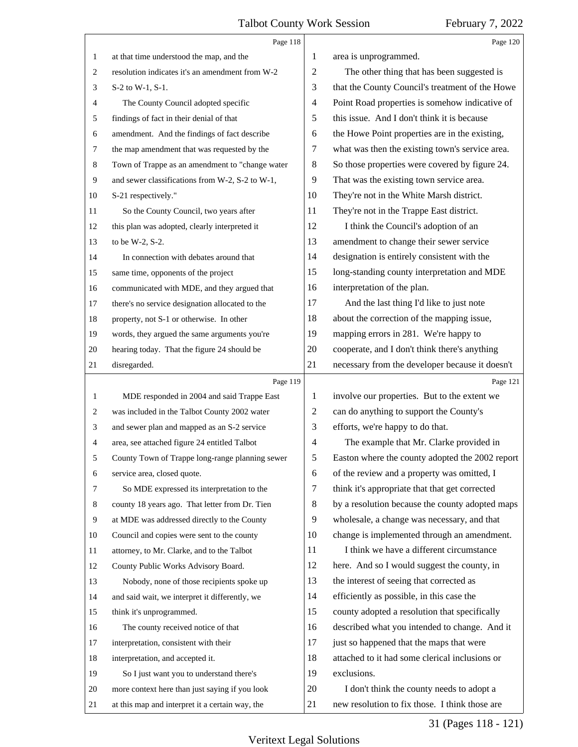at that time understood the map, and the resolution indicates it's an amendment from W-2 S-2 to W-1, S-1.

The County Council adopted specific findings of fact in their denial of that amendment. And the findings of fact describe the map amendment that was requested by the Town of Trappe as an amendment to "change water and sewer classifications from W-2, S-2 to W-1, S-21 respectively."

So the County Council, two years after this plan was adopted, clearly interpreted it to be W-2, S-2.

In connection with debates around that same time, opponents of the project communicated with MDE, and they argued that there's no service designation allocated to the property, not S-1 or otherwise. In other words, they argued the same arguments you're hearing today. That the figure 24 should be disregarded.

MDE responded in 2004 and said Trappe East was included in the Talbot County 2002 water and sewer plan and mapped as an S-2 service area, see attached figure 24 entitled Talbot County Town of Trappe long-range planning sewer service area, closed quote.

So MDE expressed its interpretation to the county 18 years ago. That letter from Dr. Tien at MDE was addressed directly to the County Council and copies were sent to the county attorney, to Mr. Clarke, and to the Talbot County Public Works Advisory Board.

Nobody, none of those recipients spoke up and said wait, we interpret it differently, we think it's unprogrammed.

The county received notice of that interpretation, consistent with their interpretation, and accepted it.

So I just want you to understand there's more context here than just saying if you look at this map and interpret it a certain way, the area is unprogrammed.

The other thing that has been suggested is that the County Council's treatment of the Howe Point Road properties is somehow indicative of this issue. And I don't think it is because the Howe Point properties are in the existing, what was then the existing town's service area. So those properties were covered by figure 24. That was the existing town service area. They're not in the White Marsh district. They're not in the Trappe East district.

I think the Council's adoption of an amendment to change their sewer service designation is entirely consistent with the long-standing county interpretation and MDE interpretation of the plan.

And the last thing I'd like to just note about the correction of the mapping issue, mapping errors in 281. We're happy to cooperate, and I don't think there's anything necessary from the developer because it doesn't involve our properties. But to the extent we can do anything to support the County's efforts, we're happy to do that.

The example that Mr. Clarke provided in Easton where the county adopted the 2002 report of the review and a property was omitted, I think it's appropriate that that get corrected by a resolution because the county adopted maps wholesale, a change was necessary, and that change is implemented through an amendment.

I think we have a different circumstance here. And so I would suggest the county, in the interest of seeing that corrected as efficiently as possible, in this case the county adopted a resolution that specifically described what you intended to change. And it just so happened that the maps that were attached to it had some clerical inclusions or exclusions.

I don't think the county needs to adopt a new resolution to fix those. I think those are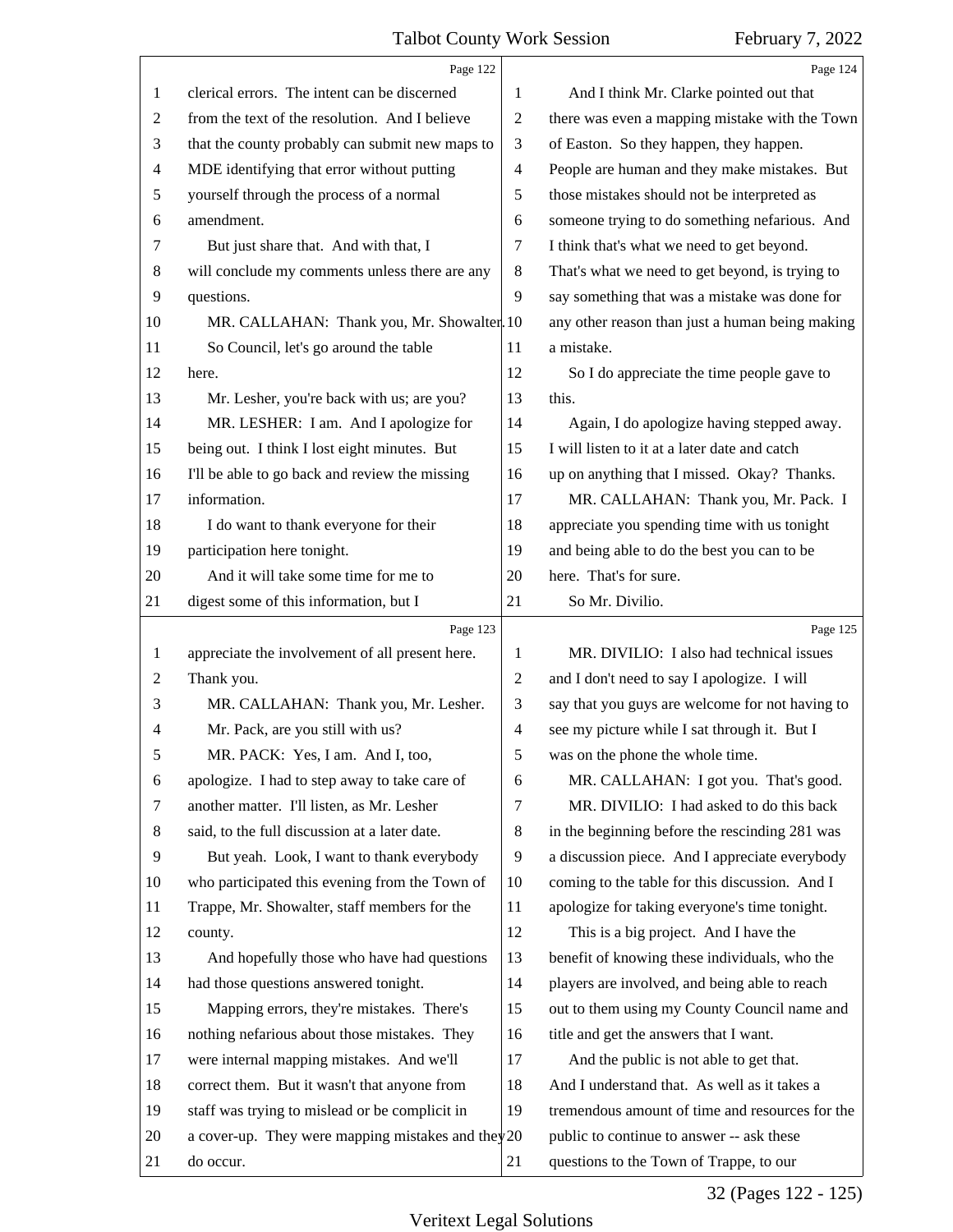clerical errors. The intent can be discerned from the text of the resolution. And I believe that the county probably can submit new maps to MDE identifying that error without putting yourself through the process of a normal amendment.

But just share that. And with that, I will conclude my comments unless there are any questions.

MR. CALLAHAN: Thank you, Mr. Showalter.

So Council, let's go around the table here.

Mr. Lesher, you're back with us; are you?

MR. LESHER: I am. And I apologize for being out. I think I lost eight minutes. But I'll be able to go back and review the missing information.

I do want to thank everyone for their participation here tonight.

And it will take some time for me to digest some of this information, but I appreciate the involvement of all present here. Thank you.

MR. CALLAHAN: Thank you, Mr. Lesher.

Mr. Pack, are you still with us?

MR. PACK: Yes, I am. And I, too, apologize. I had to step away to take care of another matter. I'll listen, as Mr. Lesher said, to the full discussion at a later date.

But yeah. Look, I want to thank everybody who participated this evening from the Town of Trappe, Mr. Showalter, staff members for the county.

And hopefully those who have had questions had those questions answered tonight.

Mapping errors, they're mistakes. There's nothing nefarious about those mistakes. They were internal mapping mistakes. And we'll correct them. But it wasn't that anyone from staff was trying to mislead or be complicit in a cover-up. They were mapping mistakes and they do occur.

And I think Mr. Clarke pointed out that there was even a mapping mistake with the Town of Easton. So they happen, they happen. People are human and they make mistakes. But those mistakes should not be interpreted as someone trying to do something nefarious. And I think that's what we need to get beyond. That's what we need to get beyond, is trying to say something that was a mistake was done for any other reason than just a human being making a mistake.

So I do appreciate the time people gave to this.

Again, I do apologize having stepped away. I will listen to it at a later date and catch up on anything that I missed. Okay? Thanks.

MR. CALLAHAN: Thank you, Mr. Pack. I appreciate you spending time with us tonight and being able to do the best you can to be here. That's for sure.

So Mr. Divilio.

MR. DIVILIO: I also had technical issues and I don't need to say I apologize. I will say that you guys are welcome for not having to see my picture while I sat through it. But I was on the phone the whole time.

MR. CALLAHAN: I got you. That's good.

MR. DIVILIO: I had asked to do this back in the beginning before the rescinding 281 was a discussion piece. And I appreciate everybody coming to the table for this discussion. And I apologize for taking everyone's time tonight.

This is a big project. And I have the benefit of knowing these individuals, who the players are involved, and being able to reach out to them using my County Council name and title and get the answers that I want.

And the public is not able to get that. And I understand that. As well as it takes a tremendous amount of time and resources for the public to continue to answer -- ask these questions to the Town of Trappe, to our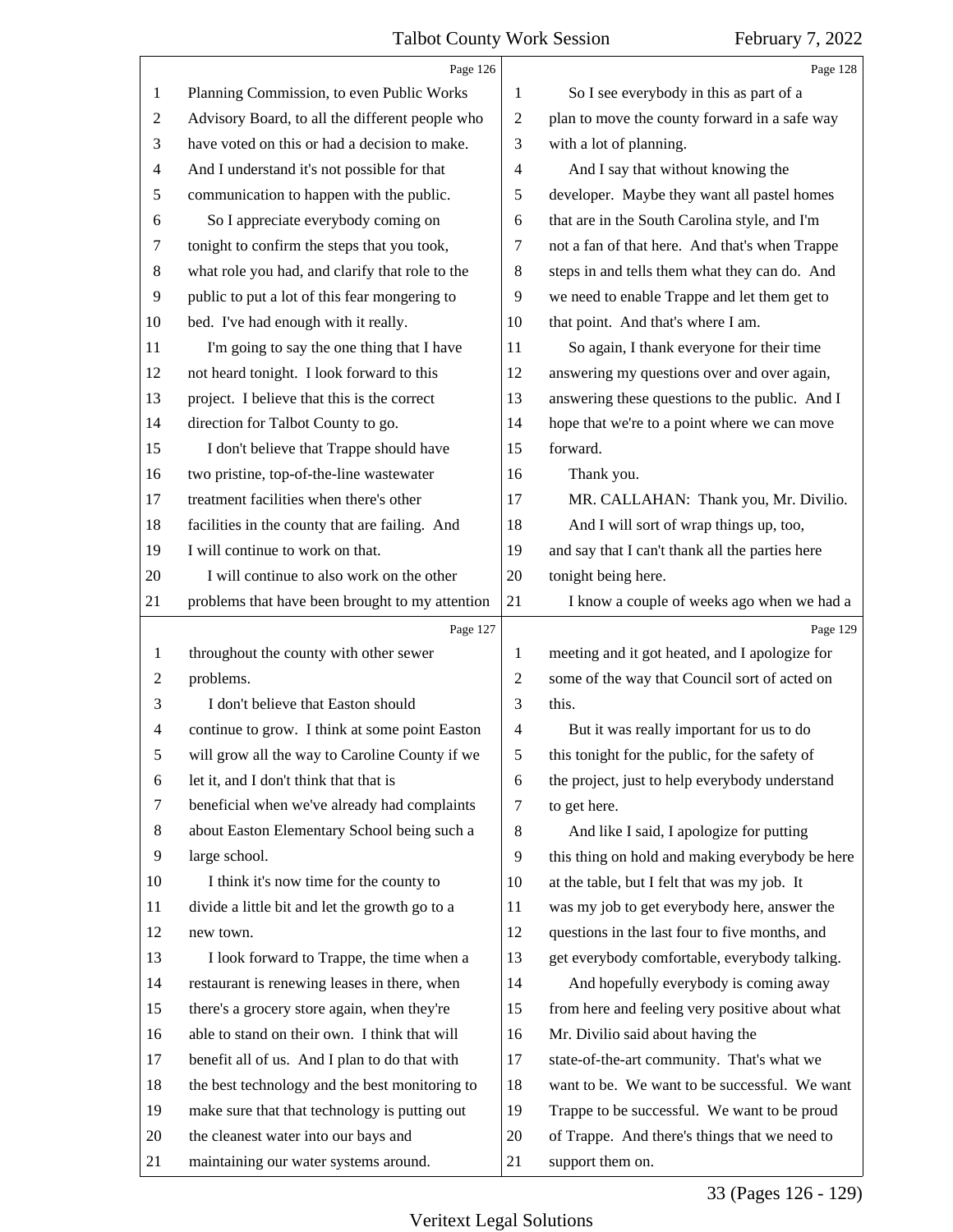Planning Commission, to even Public Works Advisory Board, to all the different people who have voted on this or had a decision to make. And I understand it's not possible for that communication to happen with the public.

So I appreciate everybody coming on tonight to confirm the steps that you took, what role you had, and clarify that role to the public to put a lot of this fear mongering to bed. I've had enough with it really.

I'm going to say the one thing that I have not heard tonight. I look forward to this project. I believe that this is the correct direction for Talbot County to go.

I don't believe that Trappe should have two pristine, top-of-the-line wastewater treatment facilities when there's other facilities in the county that are failing. And I will continue to work on that.

I will continue to also work on the other problems that have been brought to my attention throughout the county with other sewer problems.

I don't believe that Easton should continue to grow. I think at some point Easton will grow all the way to Caroline County if we let it, and I don't think that that is beneficial when we've already had complaints about Easton Elementary School being such a large school.

I think it's now time for the county to divide a little bit and let the growth go to a new town.

I look forward to Trappe, the time when a restaurant is renewing leases in there, when there's a grocery store again, when they're able to stand on their own. I think that will benefit all of us. And I plan to do that with the best technology and the best monitoring to make sure that that technology is putting out the cleanest water into our bays and maintaining our water systems around.

So I see everybody in this as part of a plan to move the county forward in a safe way with a lot of planning.

And I say that without knowing the developer. Maybe they want all pastel homes that are in the South Carolina style, and I'm not a fan of that here. And that's when Trappe steps in and tells them what they can do. And we need to enable Trappe and let them get to that point. And that's where I am.

So again, I thank everyone for their time answering my questions over and over again, answering these questions to the public. And I hope that we're to a point where we can move forward.

Thank you.

MR. CALLAHAN: Thank you, Mr. Divilio.

And I will sort of wrap things up, too, and say that I can't thank all the parties here tonight being here.

I know a couple of weeks ago when we had a meeting and it got heated, and I apologize for some of the way that Council sort of acted on this.

But it was really important for us to do this tonight for the public, for the safety of the project, just to help everybody understand to get here.

And like I said, I apologize for putting this thing on hold and making everybody be here at the table, but I felt that was my job. It was my job to get everybody here, answer the questions in the last four to five months, and get everybody comfortable, everybody talking.

And hopefully everybody is coming away from here and feeling very positive about what Mr. Divilio said about having the state-of-the-art community. That's what we want to be. We want to be successful. We want Trappe to be successful. We want to be proud of Trappe. And there's things that we need to support them on.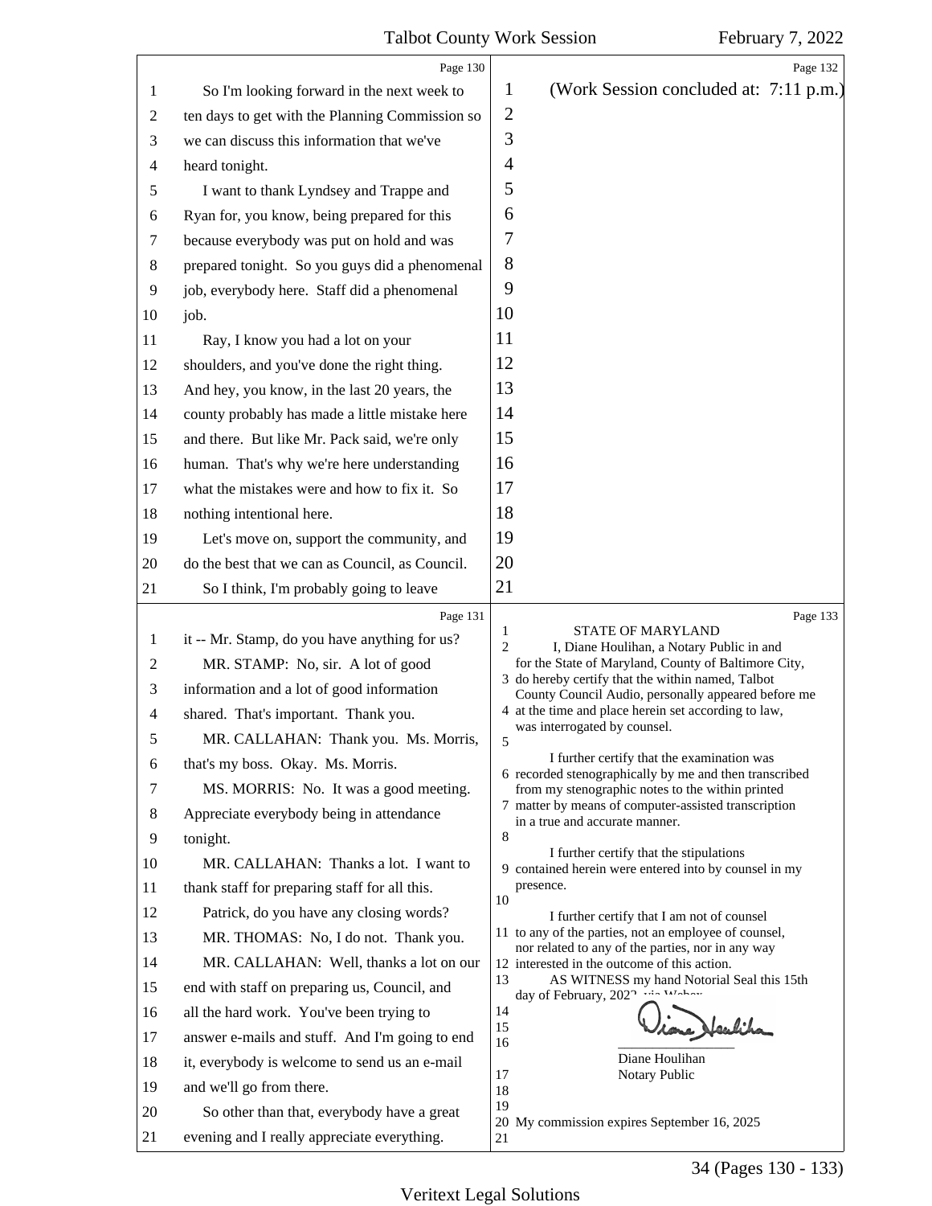Page 130

1 So I'm looking forward in the next week to
2 ten days to get with the Planning Commission so
3 we can discuss this information that we've
4 heard tonight.
5 I want to thank Lyndsey and Trappe and
6 Ryan for, you know, being prepared for this
7 because everybody was put on hold and was
8 prepared tonight. So you guys did a phenomenal
9 job, everybody here. Staff did a phenomenal
10 job.
11 Ray, I know you had a lot on your
12 shoulders, and you've done the right thing.
13 And hey, you know, in the last 20 years, the
14 county probably has made a little mistake here
15 and there. But like Mr. Pack said, we're only
16 human. That's why we're here understanding
17 what the mistakes were and how to fix it. So
18 nothing intentional here.
19 Let's move on, support the community, and
20 do the best that we can as Council, as Council.
21 So I think, I'm probably going to leave

Page 131

1 it -- Mr. Stamp, do you have anything for us?
2 MR. STAMP: No, sir. A lot of good
3 information and a lot of good information
4 shared. That's important. Thank you.
5 MR. CALLAHAN: Thank you. Ms. Morris,
6 that's my boss. Okay. Ms. Morris.
7 MS. MORRIS: No. It was a good meeting.
8 Appreciate everybody being in attendance
9 tonight.
10 MR. CALLAHAN: Thanks a lot. I want to
11 thank staff for preparing staff for all this.
12 Patrick, do you have any closing words?
13 MR. THOMAS: No, I do not. Thank you.
14 MR. CALLAHAN: Well, thanks a lot on our
15 end with staff on preparing us, Council, and
16 all the hard work. You've been trying to
17 answer e-mails and stuff. And I'm going to end
18 it, everybody is welcome to send us an e-mail
19 and we'll go from there.
20 So other than that, everybody have a great
21 evening and I really appreciate everything.

Page 132

1 (Work Session concluded at: 7:11 p.m.)
2
3
4
5
6
7
8
9
10
11
12
13
14
15
16
17
18
19
20
21

Page 133

1 STATE OF MARYLAND
2 I, Diane Houlihan, a Notary Public in and
for the State of Maryland, County of Baltimore City,
3 do hereby certify that the within named, Talbot
County Council Audio, personally appeared before me
4 at the time and place herein set according to law,
was interrogated by counsel.
5
I further certify that the examination was
6 recorded stenographically by me and then transcribed
from my stenographic notes to the within printed
7 matter by means of computer-assisted transcription
in a true and accurate manner.
8
I further certify that the stipulations
9 contained herein were entered into by counsel in my
presence.
10
I further certify that I am not of counsel
11 to any of the parties, not an employee of counsel,
nor related to any of the parties, nor in any way
12 interested in the outcome of this action.
13 AS WITNESS my hand Notorial Seal this 15th
day of February, 2022, via Webex.
14
15
16 _________________
Diane Houlihan
17 Notary Public
18
19
20 My commission expires September 16, 2025
21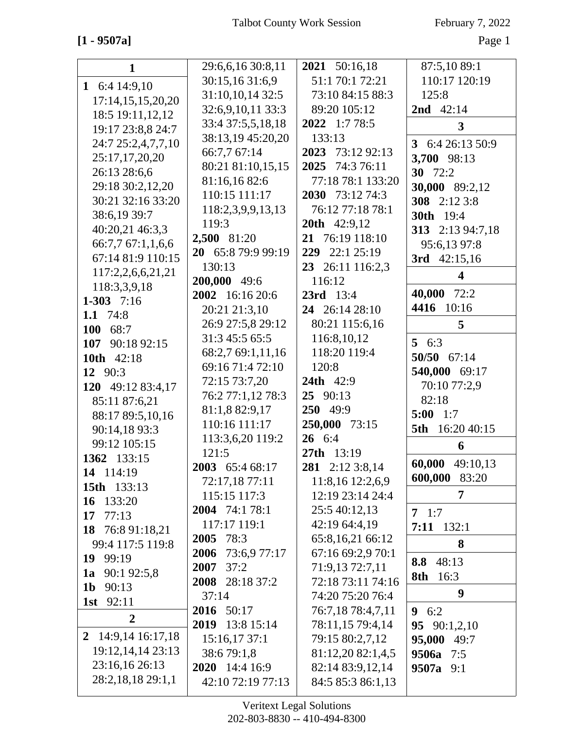**[1 - 9507a]**

**1**

**1** 6:4 14:9,10 17:14,15,15,20,20 18:5 19:11,12,12 19:17 23:8,8 24:7 24:7 25:2,4,7,7,10 25:17,17,20,20 26:13 28:6,6 29:18 30:2,12,20 30:21 32:16 33:20 38:6,19 39:7 40:20,21 46:3,3 66:7,7 67:1,1,6,6 67:14 81:9 110:15 117:2,2,6,6,21,21 118:3,3,9,18

**1-303** 7:16

**1.1** 74:8

**100** 68:7

**107** 90:18 92:15

**10th** 42:18

**12** 90:3

**120** 49:12 83:4,17 85:11 87:6,21 88:17 89:5,10,16 90:14,18 93:3 99:12 105:15

**1362** 133:15

**14** 114:19

**15th** 133:13

**16** 133:20

**17** 77:13

**18** 76:8 91:18,21 99:4 117:5 119:8

**19** 99:19

**1a** 90:1 92:5,8

**1b** 90:13

**1st** 92:11

**2**

**2** 14:9,14 16:17,18 19:12,14,14 23:13 23:16,16 26:13 28:2,18,18 29:1,1 29:6,6,16 30:8,11 30:15,16 31:6,9 31:10,10,14 32:5 32:6,9,10,11 33:3 33:4 37:5,5,18,18 38:13,19 45:20,20 66:7,7 67:14 80:21 81:10,15,15 81:16,16 82:6 110:15 111:17 118:2,3,9,9,13,13 119:3

**2,500** 81:20

**20** 65:8 79:9 99:19 130:13

**200,000** 49:6

**2002** 16:16 20:6 20:21 21:3,10 26:9 27:5,8 29:12 31:3 45:5 65:5 68:2,7 69:1,11,16 69:16 71:4 72:10 72:15 73:7,20 76:2 77:1,12 78:3 81:1,8 82:9,17 110:16 111:17 113:3,6,20 119:2 121:5

**2003** 65:4 68:17 72:17,18 77:11 115:15 117:3

**2004** 74:1 78:1 117:17 119:1

**2005** 78:3

**2006** 73:6,9 77:17

**2007** 37:2

**2008** 28:18 37:2 37:14

**2016** 50:17

**2019** 13:8 15:14 15:16,17 37:1 38:6 79:1,8

**2020** 14:4 16:9 42:10 72:19 77:13

**2021** 50:16,18 51:1 70:1 72:21 73:10 84:15 88:3 89:20 105:12

**2022** 1:7 78:5 133:13

**2023** 73:12 92:13

**2025** 74:3 76:11 77:18 78:1 133:20

**2030** 73:12 74:3 76:12 77:18 78:1

**20th** 42:9,12

**21** 76:19 118:10

**229** 22:1 25:19

**23** 26:11 116:2,3 116:12

**23rd** 13:4

**24** 26:14 28:10 80:21 115:6,16 116:8,10,12 118:20 119:4 120:8

**24th** 42:9

**25** 90:13

**250** 49:9

**250,000** 73:15

**26** 6:4

**27th** 13:19

**281** 2:12 3:8,14 11:8,16 12:2,6,9 12:19 23:14 24:4 25:5 40:12,13 42:19 64:4,19 65:8,16,21 66:12 67:16 69:2,9 70:1 71:9,13 72:7,11 72:18 73:11 74:16 74:20 75:20 76:4 76:7,18 78:4,7,11 78:11,15 79:4,14 79:15 80:2,7,12 81:12,20 82:1,4,5 82:14 83:9,12,14 84:5 85:3 86:1,13 87:5,10 89:1 110:17 120:19 125:8

**2nd** 42:14

**3**

**3** 6:4 26:13 50:9

**3,700** 98:13

**30** 72:2

**30,000** 89:2,12

**308** 2:12 3:8

**30th** 19:4

**313** 2:13 94:7,18 95:6,13 97:8

**3rd** 42:15,16

**4**

**40,000** 72:2

**4416** 10:16

**5**

**5** 6:3

**50/50** 67:14

**540,000** 69:17 70:10 77:2,9 82:18

**5:00** 1:7

**5th** 16:20 40:15

**6**

**60,000** 49:10,13

**600,000** 83:20

**7**

**7** 1:7

**7:11** 132:1

**8**

**8.8** 48:13

**8th** 16:3

**9**

**9** 6:2

**95** 90:1,2,10

**95,000** 49:7

**9506a** 7:5

**9507a** 9:1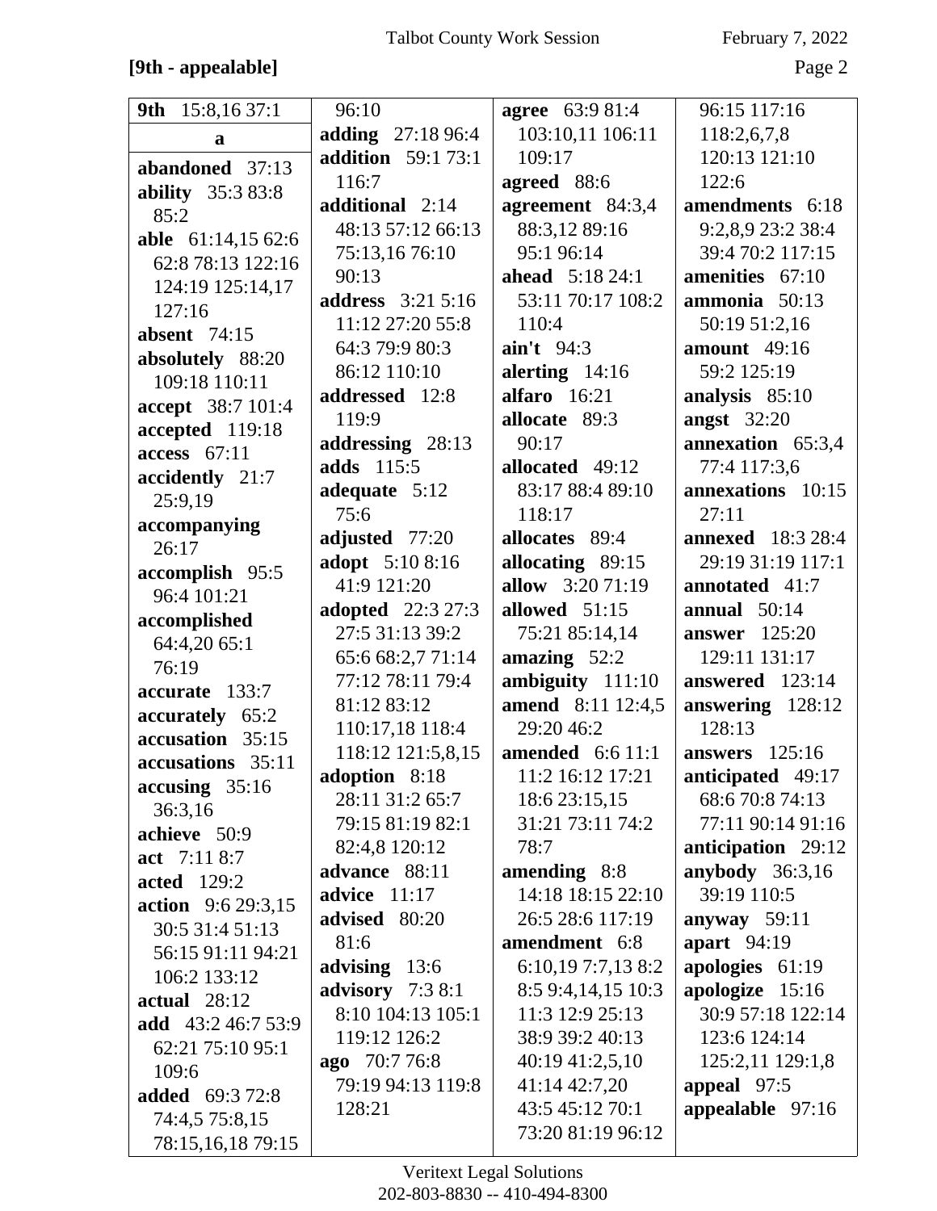**[9th - appealable]**

**9th** 15:8,16 37:1

**a**

**abandoned** 37:13
**ability** 35:3 83:8 85:2
**able** 61:14,15 62:6 62:8 78:13 122:16 124:19 125:14,17 127:16
**absent** 74:15
**absolutely** 88:20 109:18 110:11
**accept** 38:7 101:4
**accepted** 119:18
**access** 67:11
**accidently** 21:7 25:9,19
**accompanying** 26:17
**accomplish** 95:5 96:4 101:21
**accomplished** 64:4,20 65:1 76:19
**accurate** 133:7
**accurately** 65:2
**accusation** 35:15
**accusations** 35:11
**accusing** 35:16 36:3,16
**achieve** 50:9
**act** 7:11 8:7
**acted** 129:2
**action** 9:6 29:3,15 30:5 31:4 51:13 56:15 91:11 94:21 106:2 133:12
**actual** 28:12
**add** 43:2 46:7 53:9 62:21 75:10 95:1 109:6
**added** 69:3 72:8 74:4,5 75:8,15 78:15,16,18 79:15 96:10
**adding** 27:18 96:4
**addition** 59:1 73:1 116:7
**additional** 2:14 48:13 57:12 66:13 75:13,16 76:10 90:13
**address** 3:21 5:16 11:12 27:20 55:8 64:3 79:9 80:3 86:12 110:10
**addressed** 12:8 119:9
**addressing** 28:13
**adds** 115:5
**adequate** 5:12 75:6
**adjusted** 77:20
**adopt** 5:10 8:16 41:9 121:20
**adopted** 22:3 27:3 27:5 31:13 39:2 65:6 68:2,7 71:14 77:12 78:11 79:4 81:12 83:12 110:17,18 118:4 118:12 121:5,8,15
**adoption** 8:18 28:11 31:2 65:7 79:15 81:19 82:1 82:4,8 120:12
**advance** 88:11
**advice** 11:17
**advised** 80:20 81:6
**advising** 13:6
**advisory** 7:3 8:1 8:10 104:13 105:1 119:12 126:2
**ago** 70:7 76:8 79:19 94:13 119:8 128:21
**agree** 63:9 81:4 103:10,11 106:11 109:17
**agreed** 88:6
**agreement** 84:3,4 88:3,12 89:16 95:1 96:14
**ahead** 5:18 24:1 53:11 70:17 108:2 110:4
**ain't** 94:3
**alerting** 14:16
**alfaro** 16:21
**allocate** 89:3 90:17
**allocated** 49:12 83:17 88:4 89:10 118:17
**allocates** 89:4
**allocating** 89:15
**allow** 3:20 71:19
**allowed** 51:15 75:21 85:14,14
**amazing** 52:2
**ambiguity** 111:10
**amend** 8:11 12:4,5 29:20 46:2
**amended** 6:6 11:1 11:2 16:12 17:21 18:6 23:15,15 31:21 73:11 74:2 78:7
**amending** 8:8 14:18 18:15 22:10 26:5 28:6 117:19
**amendment** 6:8 6:10,19 7:7,13 8:2 8:5 9:4,14,15 10:3 11:3 12:9 25:13 38:9 39:2 40:13 40:19 41:2,5,10 41:14 42:7,20 43:5 45:12 70:1 73:20 81:19 96:12 96:15 117:16 118:2,6,7,8 120:13 121:10 122:6
**amendments** 6:18 9:2,8,9 23:2 38:4 39:4 70:2 117:15
**amenities** 67:10
**ammonia** 50:13 50:19 51:2,16
**amount** 49:16 59:2 125:19
**analysis** 85:10
**angst** 32:20
**annexation** 65:3,4 77:4 117:3,6
**annexations** 10:15 27:11
**annexed** 18:3 28:4 29:19 31:19 117:1
**annotated** 41:7
**annual** 50:14
**answer** 125:20 129:11 131:17
**answered** 123:14
**answering** 128:12 128:13
**answers** 125:16
**anticipated** 49:17 68:6 70:8 74:13 77:11 90:14 91:16
**anticipation** 29:12
**anybody** 36:3,16 39:19 110:5
**anyway** 59:11
**apart** 94:19
**apologies** 61:19
**apologize** 15:16 30:9 57:18 122:14 123:6 124:14 125:2,11 129:1,8
**appeal** 97:5
**appealable** 97:16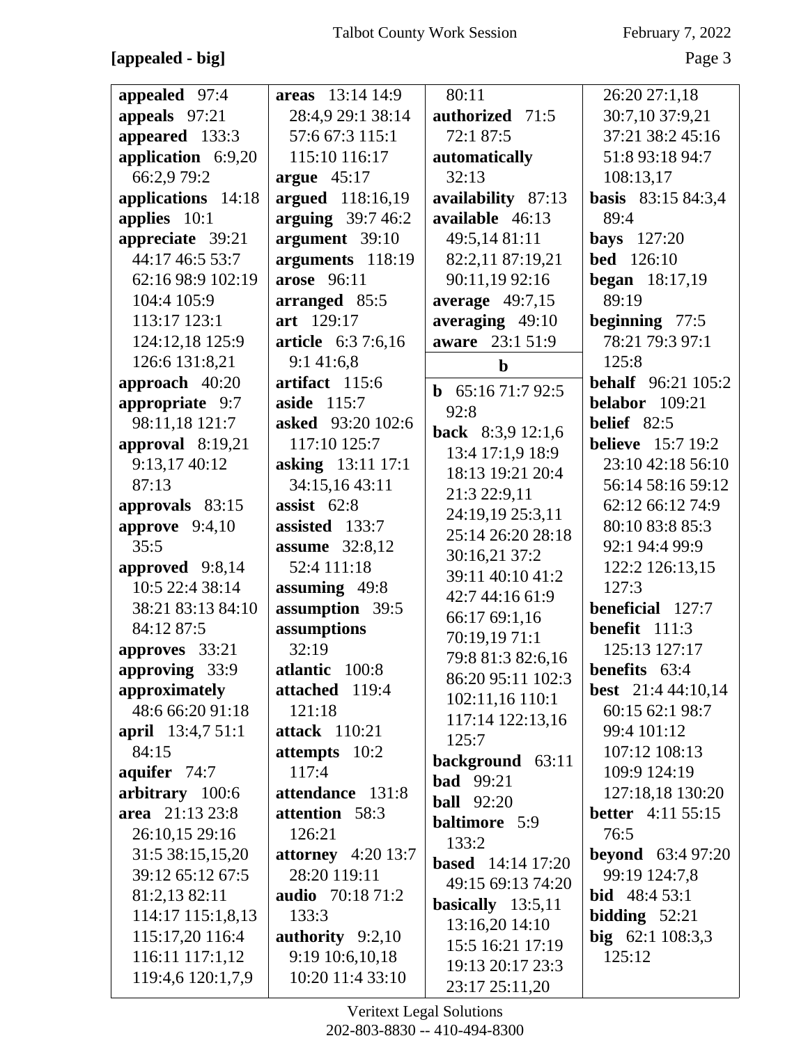**[appealed - big]**

**appealed** 97:4
**appeals** 97:21
**appeared** 133:3
**application** 6:9,20 66:2,9 79:2
**applications** 14:18
**applies** 10:1
**appreciate** 39:21 44:17 46:5 53:7 62:16 98:9 102:19 104:4 105:9 113:17 123:1 124:12,18 125:9 126:6 131:8,21
**approach** 40:20
**appropriate** 9:7 98:11,18 121:7
**approval** 8:19,21 9:13,17 40:12 87:13
**approvals** 83:15
**approve** 9:4,10 35:5
**approved** 9:8,14 10:5 22:4 38:14 38:21 83:13 84:10 84:12 87:5
**approves** 33:21
**approving** 33:9
**approximately** 48:6 66:20 91:18
**april** 13:4,7 51:1 84:15
**aquifer** 74:7
**arbitrary** 100:6
**area** 21:13 23:8 26:10,15 29:16 31:5 38:15,15,20 39:12 65:12 67:5 81:2,13 82:11 114:17 115:1,8,13 115:17,20 116:4 116:11 117:1,12 119:4,6 120:1,7,9
**areas** 13:14 14:9 28:4,9 29:1 38:14 57:6 67:3 115:1 115:10 116:17
**argue** 45:17
**argued** 118:16,19
**arguing** 39:7 46:2
**argument** 39:10
**arguments** 118:19
**arose** 96:11
**arranged** 85:5
**art** 129:17
**article** 6:3 7:6,16 9:1 41:6,8
**artifact** 115:6
**aside** 115:7
**asked** 93:20 102:6 117:10 125:7
**asking** 13:11 17:1 34:15,16 43:11
**assist** 62:8
**assisted** 133:7
**assume** 32:8,12 52:4 111:18
**assuming** 49:8
**assumption** 39:5
**assumptions** 32:19
**atlantic** 100:8
**attached** 119:4 121:18
**attack** 110:21
**attempts** 10:2 117:4
**attendance** 131:8
**attention** 58:3 126:21
**attorney** 4:20 13:7 28:20 119:11
**audio** 70:18 71:2 133:3
**authority** 9:2,10 9:19 10:6,10,18 10:20 11:4 33:10 80:11
**authorized** 71:5 72:1 87:5
**automatically** 32:13
**availability** 87:13
**available** 46:13 49:5,14 81:11 82:2,11 87:19,21 90:11,19 92:16
**average** 49:7,15
**averaging** 49:10
**aware** 23:1 51:9

**b**

**b** 65:16 71:7 92:5 92:8
**back** 8:3,9 12:1,6 13:4 17:1,9 18:9 18:13 19:21 20:4 21:3 22:9,11 24:19,19 25:3,11 25:14 26:20 28:18 30:16,21 37:2 39:11 40:10 41:2 42:7 44:16 61:9 66:17 69:1,16 70:19,19 71:1 79:8 81:3 82:6,16 86:20 95:11 102:3 102:11,16 110:1 117:14 122:13,16 125:7
**background** 63:11
**bad** 99:21
**ball** 92:20
**baltimore** 5:9 133:2
**based** 14:14 17:20 49:15 69:13 74:20
**basically** 13:5,11 13:16,20 14:10 15:5 16:21 17:19 19:13 20:17 23:3 23:17 25:11,20 26:20 27:1,18 30:7,10 37:9,21 37:21 38:2 45:16 51:8 93:18 94:7 108:13,17
**basis** 83:15 84:3,4 89:4
**bays** 127:20
**bed** 126:10
**began** 18:17,19 89:19
**beginning** 77:5 78:21 79:3 97:1 125:8
**behalf** 96:21 105:2
**belabor** 109:21
**belief** 82:5
**believe** 15:7 19:2 23:10 42:18 56:10 56:14 58:16 59:12 62:12 66:12 74:9 80:10 83:8 85:3 92:1 94:4 99:9 122:2 126:13,15 127:3
**beneficial** 127:7
**benefit** 111:3 125:13 127:17
**benefits** 63:4
**best** 21:4 44:10,14 60:15 62:1 98:7 99:4 101:12 107:12 108:13 109:9 124:19 127:18,18 130:20
**better** 4:11 55:15 76:5
**beyond** 63:4 97:20 99:19 124:7,8
**bid** 48:4 53:1
**bidding** 52:21
**big** 62:1 108:3,3 125:12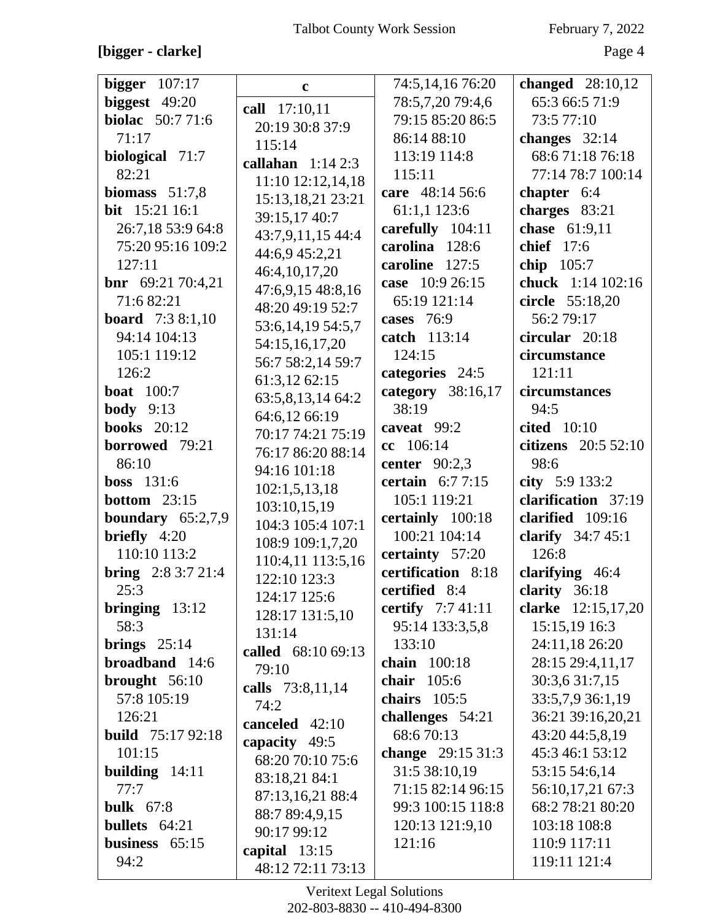**[bigger - clarke]**

**bigger** 107:17
**biggest** 49:20
**biolac** 50:7 71:6 71:17
**biological** 71:7 82:21
**biomass** 51:7,8
**bit** 15:21 16:1 26:7,18 53:9 64:8 75:20 95:16 109:2 127:11
**bnr** 69:21 70:4,21 71:6 82:21
**board** 7:3 8:1,10 94:14 104:13 105:1 119:12 126:2
**boat** 100:7
**body** 9:13
**books** 20:12
**borrowed** 79:21 86:10
**boss** 131:6
**bottom** 23:15
**boundary** 65:2,7,9
**briefly** 4:20 110:10 113:2
**bring** 2:8 3:7 21:4 25:3
**bringing** 13:12 58:3
**brings** 25:14
**broadband** 14:6
**brought** 56:10 57:8 105:19 126:21
**build** 75:17 92:18 101:15
**building** 14:11 77:7
**bulk** 67:8
**bullets** 64:21
**business** 65:15 94:2

**c**

**call** 17:10,11 20:19 30:8 37:9 115:14
**callahan** 1:14 2:3 11:10 12:12,14,18 15:13,18,21 23:21 39:15,17 40:7 43:7,9,11,15 44:4 44:6,9 45:2,21 46:4,10,17,20 47:6,9,15 48:8,16 48:20 49:19 52:7 53:6,14,19 54:5,7 54:15,16,17,20 56:7 58:2,14 59:7 61:3,12 62:15 63:5,8,13,14 64:2 64:6,12 66:19 70:17 74:21 75:19 76:17 86:20 88:14 94:16 101:18 102:1,5,13,18 103:10,15,19 104:3 105:4 107:1 108:9 109:1,7,20 110:4,11 113:5,16 122:10 123:3 124:17 125:6 128:17 131:5,10 131:14
**called** 68:10 69:13 79:10
**calls** 73:8,11,14 74:2
**canceled** 42:10
**capacity** 49:5 68:20 70:10 75:6 83:18,21 84:1 87:13,16,21 88:4 88:7 89:4,9,15 90:17 99:12
**capital** 13:15 48:12 72:11 73:13 74:5,14,16 76:20 78:5,7,20 79:4,6 79:15 85:20 86:5 86:14 88:10 113:19 114:8 115:11
**care** 48:14 56:6 61:1,1 123:6
**carefully** 104:11
**carolina** 128:6
**caroline** 127:5
**case** 10:9 26:15 65:19 121:14
**cases** 76:9
**catch** 113:14 124:15
**categories** 24:5
**category** 38:16,17 38:19
**caveat** 99:2
**cc** 106:14
**center** 90:2,3
**certain** 6:7 7:15 105:1 119:21
**certainly** 100:18 100:21 104:14
**certainty** 57:20
**certification** 8:18
**certified** 8:4
**certify** 7:7 41:11 95:14 133:3,5,8 133:10
**chain** 100:18
**chair** 105:6
**chairs** 105:5
**challenges** 54:21 68:6 70:13
**change** 29:15 31:3 31:5 38:10,19 71:15 82:14 96:15 99:3 100:15 118:8 120:13 121:9,10 121:16
**changed** 28:10,12 65:3 66:5 71:9 73:5 77:10
**changes** 32:14 68:6 71:18 76:18 77:14 78:7 100:14
**chapter** 6:4
**charges** 83:21
**chase** 61:9,11
**chief** 17:6
**chip** 105:7
**chuck** 1:14 102:16
**circle** 55:18,20 56:2 79:17
**circular** 20:18
**circumstance** 121:11
**circumstances** 94:5
**cited** 10:10
**citizens** 20:5 52:10 98:6
**city** 5:9 133:2
**clarification** 37:19
**clarified** 109:16
**clarify** 34:7 45:1 126:8
**clarifying** 46:4
**clarity** 36:18
**clarke** 12:15,17,20 15:15,19 16:3 24:11,18 26:20 28:15 29:4,11,17 30:3,6 31:7,15 33:5,7,9 36:1,19 36:21 39:16,20,21 43:20 44:5,8,19 45:3 46:1 53:12 53:15 54:6,14 56:10,17,21 67:3 68:2 78:21 80:20 103:18 108:8 110:9 117:11 119:11 121:4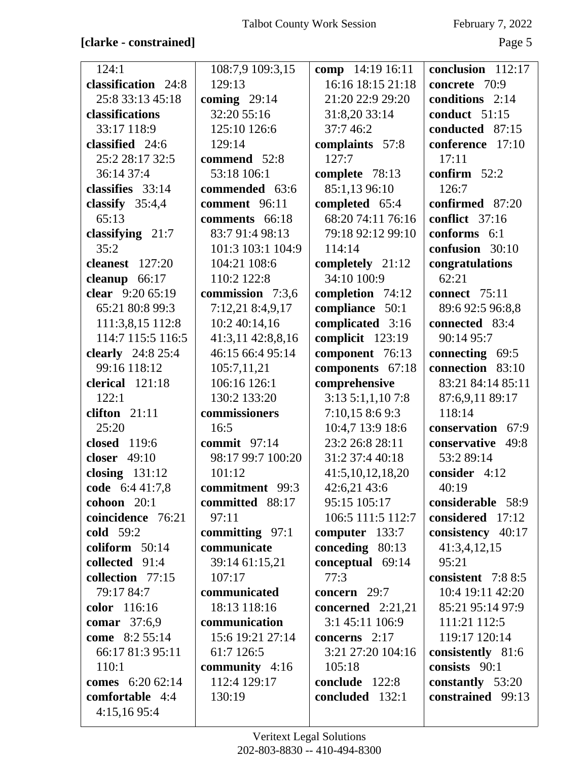**[clarke - constrained]**

124:1
**classification** 24:8 25:8 33:13 45:18
**classifications** 33:17 118:9
**classified** 24:6 25:2 28:17 32:5 36:14 37:4
**classifies** 33:14
**classify** 35:4,4 65:13
**classifying** 21:7 35:2
**cleanest** 127:20
**cleanup** 66:17
**clear** 9:20 65:19 65:21 80:8 99:3 111:3,8,15 112:8 114:7 115:5 116:5
**clearly** 24:8 25:4 99:16 118:12
**clerical** 121:18 122:1
**clifton** 21:11 25:20
**closed** 119:6
**closer** 49:10
**closing** 131:12
**code** 6:4 41:7,8
**cohoon** 20:1
**coincidence** 76:21
**cold** 59:2
**coliform** 50:14
**collected** 91:4
**collection** 77:15 79:17 84:7
**color** 116:16
**comar** 37:6,9
**come** 8:2 55:14 66:17 81:3 95:11 110:1
**comes** 6:20 62:14
**comfortable** 4:4 4:15,16 95:4

108:7,9 109:3,15 129:13
**coming** 29:14 32:20 55:16 125:10 126:6 129:14
**commend** 52:8 53:18 106:1
**commended** 63:6
**comment** 96:11
**comments** 66:18 83:7 91:4 98:13 101:3 103:1 104:9 104:21 108:6 110:2 122:8
**commission** 7:3,6 7:12,21 8:4,9,17 10:2 40:14,16 41:3,11 42:8,8,16 46:15 66:4 95:14 105:7,11,21 106:16 126:1 130:2 133:20
**commissioners** 16:5
**commit** 97:14 98:17 99:7 100:20 101:12
**commitment** 99:3
**committed** 88:17 97:11
**committing** 97:1
**communicate** 39:14 61:15,21 107:17
**communicated** 18:13 118:16
**communication** 15:6 19:21 27:14 61:7 126:5
**community** 4:16 112:4 129:17 130:19

**comp** 14:19 16:11 16:16 18:15 21:18 21:20 22:9 29:20 31:8,20 33:14 37:7 46:2
**complaints** 57:8 127:7
**complete** 78:13 85:1,13 96:10
**completed** 65:4 68:20 74:11 76:16 79:18 92:12 99:10 114:14
**completely** 21:12 34:10 100:9
**completion** 74:12
**compliance** 50:1
**complicated** 3:16
**complicit** 123:19
**component** 76:13
**components** 67:18
**comprehensive** 3:13 5:1,1,10 7:8 7:10,15 8:6 9:3 10:4,7 13:9 18:6 23:2 26:8 28:11 31:2 37:4 40:18 41:5,10,12,18,20 42:6,21 43:6 95:15 105:17 106:5 111:5 112:7
**computer** 133:7
**conceding** 80:13
**conceptual** 69:14 77:3
**concern** 29:7
**concerned** 2:21,21 3:1 45:11 106:9
**concerns** 2:17 3:21 27:20 104:16 105:18
**conclude** 122:8
**concluded** 132:1

**conclusion** 112:17
**concrete** 70:9
**conditions** 2:14
**conduct** 51:15
**conducted** 87:15
**conference** 17:10 17:11
**confirm** 52:2 126:7
**confirmed** 87:20
**conflict** 37:16
**conforms** 6:1
**confusion** 30:10
**congratulations** 62:21
**connect** 75:11 89:6 92:5 96:8,8
**connected** 83:4 90:14 95:7
**connecting** 69:5
**connection** 83:10 83:21 84:14 85:11 87:6,9,11 89:17 118:14
**conservation** 67:9
**conservative** 49:8 53:2 89:14
**consider** 4:12 40:19
**considerable** 58:9
**considered** 17:12
**consistency** 40:17 41:3,4,12,15 95:21
**consistent** 7:8 8:5 10:4 19:11 42:20 85:21 95:14 97:9 111:21 112:5 119:17 120:14
**consistently** 81:6
**consists** 90:1
**constantly** 53:20
**constrained** 99:13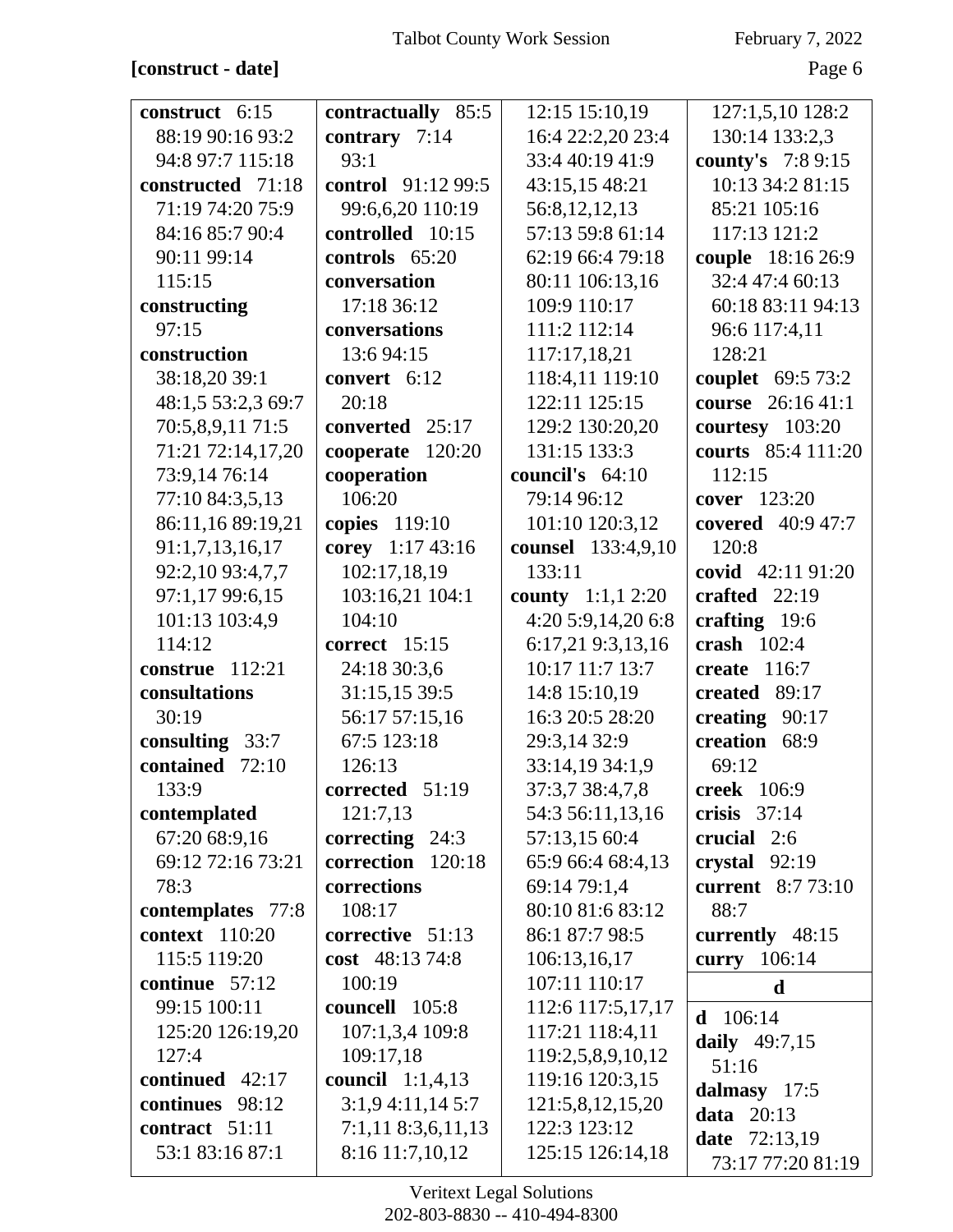**[construct - date]**

**construct** 6:15 88:19 90:16 93:2 94:8 97:7 115:18
**constructed** 71:18 71:19 74:20 75:9 84:16 85:7 90:4 90:11 99:14 115:15
**constructing** 97:15
**construction** 38:18,20 39:1 48:1,5 53:2,3 69:7 70:5,8,9,11 71:5 71:21 72:14,17,20 73:9,14 76:14 77:10 84:3,5,13 86:11,16 89:19,21 91:1,7,13,16,17 92:2,10 93:4,7,7 97:1,17 99:6,15 101:13 103:4,9 114:12
**construe** 112:21
**consultations** 30:19
**consulting** 33:7
**contained** 72:10 133:9
**contemplated** 67:20 68:9,16 69:12 72:16 73:21 78:3
**contemplates** 77:8
**context** 110:20 115:5 119:20
**continue** 57:12 99:15 100:11 125:20 126:19,20 127:4
**continued** 42:17
**continues** 98:12
**contract** 51:11 53:1 83:16 87:1
**contractually** 85:5
**contrary** 7:14 93:1
**control** 91:12 99:5 99:6,6,20 110:19
**controlled** 10:15
**controls** 65:20
**conversation** 17:18 36:12
**conversations** 13:6 94:15
**convert** 6:12 20:18
**converted** 25:17
**cooperate** 120:20
**cooperation** 106:20
**copies** 119:10
**corey** 1:17 43:16 102:17,18,19 103:16,21 104:1 104:10
**correct** 15:15 24:18 30:3,6 31:15,15 39:5 56:17 57:15,16 67:5 123:18 126:13
**corrected** 51:19 121:7,13
**correcting** 24:3
**correction** 120:18
**corrections** 108:17
**corrective** 51:13
**cost** 48:13 74:8 100:19
**councell** 105:8 107:1,3,4 109:8 109:17,18
**council** 1:1,4,13 3:1,9 4:11,14 5:7 7:1,11 8:3,6,11,13 8:16 11:7,10,12 12:15 15:10,19 16:4 22:2,20 23:4 33:4 40:19 41:9 43:15,15 48:21 56:8,12,12,13 57:13 59:8 61:14 62:19 66:4 79:18 80:11 106:13,16 109:9 110:17 111:2 112:14 117:17,18,21 118:4,11 119:10 122:11 125:15 129:2 130:20,20 131:15 133:3
**council's** 64:10 79:14 96:12 101:10 120:3,12
**counsel** 133:4,9,10 133:11
**county** 1:1,1 2:20 4:20 5:9,14,20 6:8 6:17,21 9:3,13,16 10:17 11:7 13:7 14:8 15:10,19 16:3 20:5 28:20 29:3,14 32:9 33:14,19 34:1,9 37:3,7 38:4,7,8 54:3 56:11,13,16 57:13,15 60:4 65:9 66:4 68:4,13 69:14 79:1,4 80:10 81:6 83:12 86:1 87:7 98:5 106:13,16,17 107:11 110:17 112:6 117:5,17,17 117:21 118:4,11 119:2,5,8,9,10,12 119:16 120:3,15 121:5,8,12,15,20 122:3 123:12 125:15 126:14,18 127:1,5,10 128:2 130:14 133:2,3
**county's** 7:8 9:15 10:13 34:2 81:15 85:21 105:16 117:13 121:2
**couple** 18:16 26:9 32:4 47:4 60:13 60:18 83:11 94:13 96:6 117:4,11 128:21
**couplet** 69:5 73:2
**course** 26:16 41:1
**courtesy** 103:20
**courts** 85:4 111:20 112:15
**cover** 123:20
**covered** 40:9 47:7 120:8
**covid** 42:11 91:20
**crafted** 22:19
**crafting** 19:6
**crash** 102:4
**create** 116:7
**created** 89:17
**creating** 90:17
**creation** 68:9 69:12
**creek** 106:9
**crisis** 37:14
**crucial** 2:6
**crystal** 92:19
**current** 8:7 73:10 88:7
**currently** 48:15
**curry** 106:14

### d

**d** 106:14
**daily** 49:7,15 51:16
**dalmasy** 17:5
**data** 20:13
**date** 72:13,19 73:17 77:20 81:19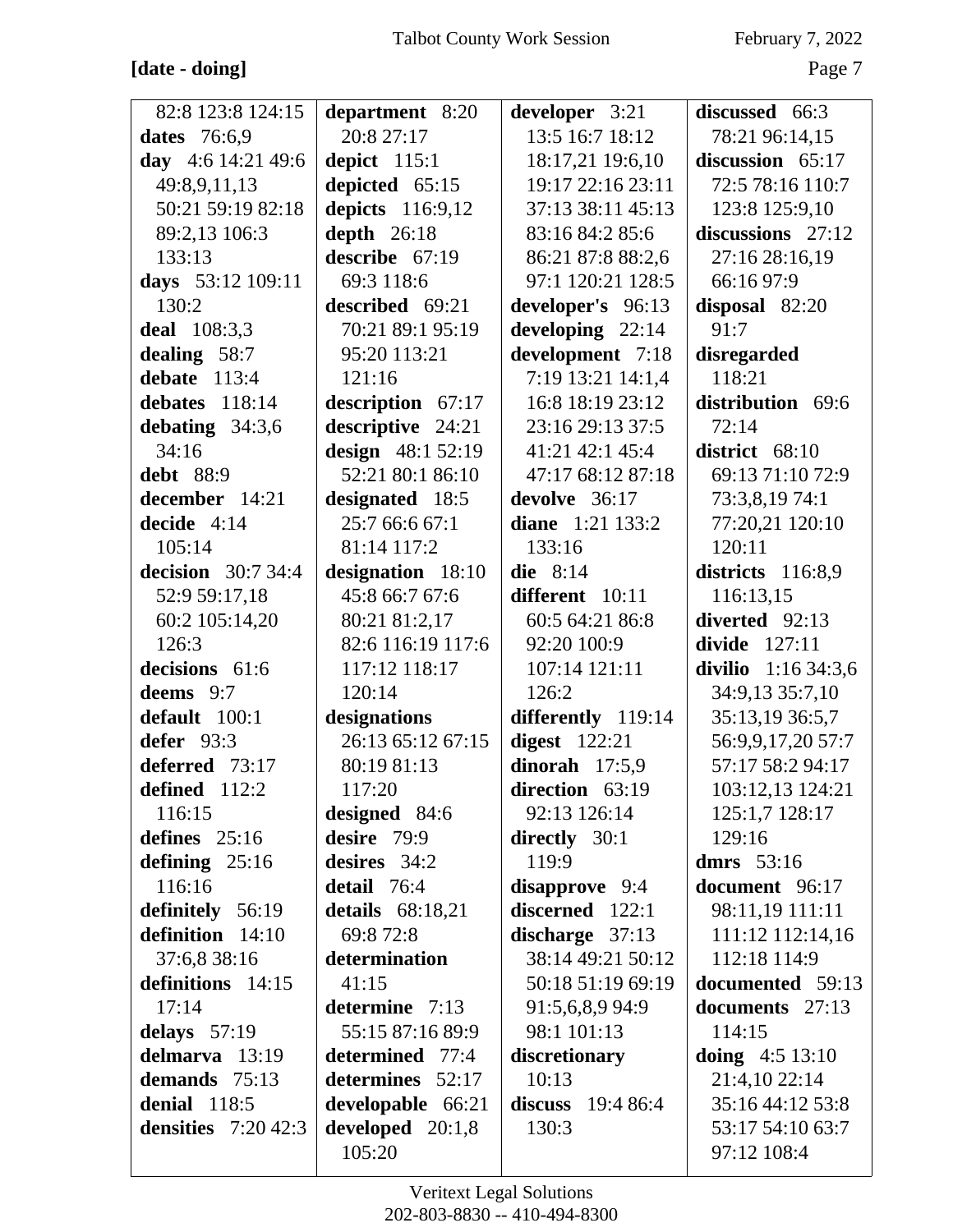**[date - doing]**

82:8 123:8 124:15
**dates** 76:6,9
**day** 4:6 14:21 49:6 49:8,9,11,13 50:21 59:19 82:18 89:2,13 106:3 133:13
**days** 53:12 109:11 130:2
**deal** 108:3,3
**dealing** 58:7
**debate** 113:4
**debates** 118:14
**debating** 34:3,6 34:16
**debt** 88:9
**december** 14:21
**decide** 4:14 105:14
**decision** 30:7 34:4 52:9 59:17,18 60:2 105:14,20 126:3
**decisions** 61:6
**deems** 9:7
**default** 100:1
**defer** 93:3
**deferred** 73:17
**defined** 112:2 116:15
**defines** 25:16
**defining** 25:16 116:16
**definitely** 56:19
**definition** 14:10 37:6,8 38:16
**definitions** 14:15 17:14
**delays** 57:19
**delmarva** 13:19
**demands** 75:13
**denial** 118:5
**densities** 7:20 42:3

**department** 8:20 20:8 27:17
**depict** 115:1
**depicted** 65:15
**depicts** 116:9,12
**depth** 26:18
**describe** 67:19 69:3 118:6
**described** 69:21 70:21 89:1 95:19 95:20 113:21 121:16
**description** 67:17
**descriptive** 24:21
**design** 48:1 52:19 52:21 80:1 86:10
**designated** 18:5 25:7 66:6 67:1 81:14 117:2
**designation** 18:10 45:8 66:7 67:6 80:21 81:2,17 82:6 116:19 117:6 117:12 118:17 120:14
**designations** 26:13 65:12 67:15 80:19 81:13 117:20
**designed** 84:6
**desire** 79:9
**desires** 34:2
**detail** 76:4
**details** 68:18,21 69:8 72:8
**determination** 41:15
**determine** 7:13 55:15 87:16 89:9
**determined** 77:4
**determines** 52:17
**developable** 66:21
**developed** 20:1,8 105:20

**developer** 3:21 13:5 16:7 18:12 18:17,21 19:6,10 19:17 22:16 23:11 37:13 38:11 45:13 83:16 84:2 85:6 86:21 87:8 88:2,6 97:1 120:21 128:5
**developer's** 96:13
**developing** 22:14
**development** 7:18 7:19 13:21 14:1,4 16:8 18:19 23:12 23:16 29:13 37:5 41:21 42:1 45:4 47:17 68:12 87:18
**devolve** 36:17
**diane** 1:21 133:2 133:16
**die** 8:14
**different** 10:11 60:5 64:21 86:8 92:20 100:9 107:14 121:11 126:2
**differently** 119:14
**digest** 122:21
**dinorah** 17:5,9
**direction** 63:19 92:13 126:14
**directly** 30:1 119:9
**disapprove** 9:4
**discerned** 122:1
**discharge** 37:13 38:14 49:21 50:12 50:18 51:19 69:19 91:5,6,8,9 94:9 98:1 101:13
**discretionary** 10:13
**discuss** 19:4 86:4 130:3

**discussed** 66:3 78:21 96:14,15
**discussion** 65:17 72:5 78:16 110:7 123:8 125:9,10
**discussions** 27:12 27:16 28:16,19 66:16 97:9
**disposal** 82:20 91:7
**disregarded** 118:21
**distribution** 69:6 72:14
**district** 68:10 69:13 71:10 72:9 73:3,8,19 74:1 77:20,21 120:10 120:11
**districts** 116:8,9 116:13,15
**diverted** 92:13
**divide** 127:11
**divilio** 1:16 34:3,6 34:9,13 35:7,10 35:13,19 36:5,7 56:9,9,17,20 57:7 57:17 58:2 94:17 103:12,13 124:21 125:1,7 128:17 129:16
**dmrs** 53:16
**document** 96:17 98:11,19 111:11 111:12 112:14,16 112:18 114:9
**documented** 59:13
**documents** 27:13 114:15
**doing** 4:5 13:10 21:4,10 22:14 35:16 44:12 53:8 53:17 54:10 63:7 97:12 108:4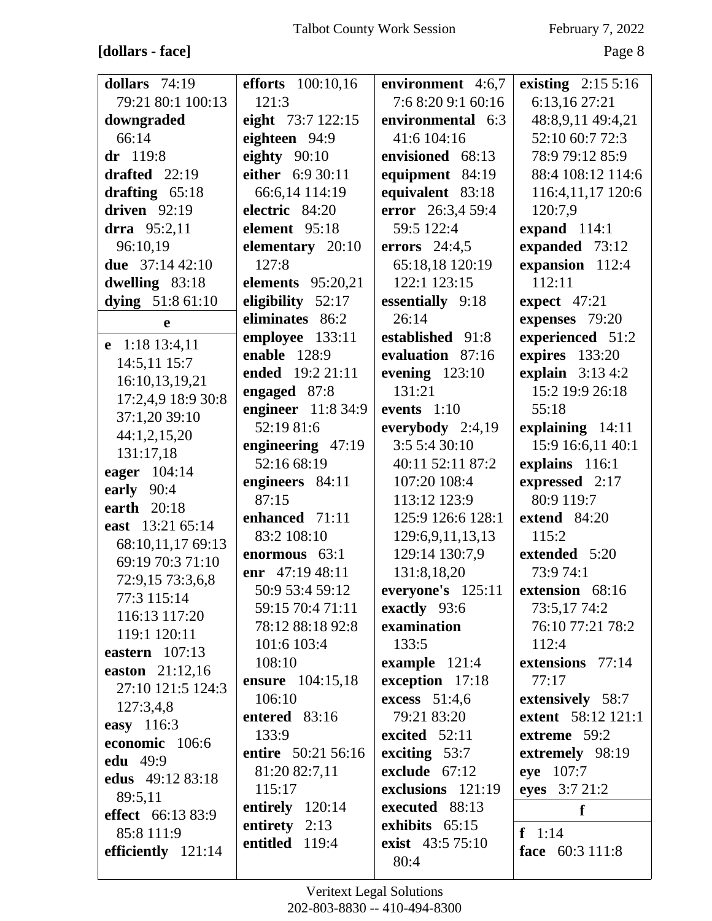**[dollars - face]**

**dollars** 74:19 79:21 80:1 100:13
**downgraded** 66:14
**dr** 119:8
**drafted** 22:19
**drafting** 65:18
**driven** 92:19
**drra** 95:2,11 96:10,19
**due** 37:14 42:10
**dwelling** 83:18
**dying** 51:8 61:10

**e**

**e** 1:18 13:4,11 14:5,11 15:7 16:10,13,19,21 17:2,4,9 18:9 30:8 37:1,20 39:10 44:1,2,15,20 131:17,18
**eager** 104:14
**early** 90:4
**earth** 20:18
**east** 13:21 65:14 68:10,11,17 69:13 69:19 70:3 71:10 72:9,15 73:3,6,8 77:3 115:14 116:13 117:20 119:1 120:11
**eastern** 107:13
**easton** 21:12,16 27:10 121:5 124:3 127:3,4,8
**easy** 116:3
**economic** 106:6
**edu** 49:9
**edus** 49:12 83:18 89:5,11
**effect** 66:13 83:9 85:8 111:9
**efficiently** 121:14
**efforts** 100:10,16 121:3
**eight** 73:7 122:15
**eighteen** 94:9
**eighty** 90:10
**either** 6:9 30:11 66:6,14 114:19
**electric** 84:20
**element** 95:18
**elementary** 20:10 127:8
**elements** 95:20,21
**eligibility** 52:17
**eliminates** 86:2
**employee** 133:11
**enable** 128:9
**ended** 19:2 21:11
**engaged** 87:8
**engineer** 11:8 34:9 52:19 81:6
**engineering** 47:19 52:16 68:19
**engineers** 84:11 87:15
**enhanced** 71:11 83:2 108:10
**enormous** 63:1
**enr** 47:19 48:11 50:9 53:4 59:12 59:15 70:4 71:11 78:12 88:18 92:8 101:6 103:4 108:10
**ensure** 104:15,18 106:10
**entered** 83:16 133:9
**entire** 50:21 56:16 81:20 82:7,11 115:17
**entirely** 120:14
**entirety** 2:13
**entitled** 119:4
**environment** 4:6,7 7:6 8:20 9:1 60:16
**environmental** 6:3 41:6 104:16
**envisioned** 68:13
**equipment** 84:19
**equivalent** 83:18
**error** 26:3,4 59:4 59:5 122:4
**errors** 24:4,5 65:18,18 120:19 122:1 123:15
**essentially** 9:18 26:14
**established** 91:8
**evaluation** 87:16
**evening** 123:10 131:21
**events** 1:10
**everybody** 2:4,19 3:5 5:4 30:10 40:11 52:11 87:2 107:20 108:4 113:12 123:9 125:9 126:6 128:1 129:6,9,11,13,13 129:14 130:7,9 131:8,18,20
**everyone's** 125:11
**exactly** 93:6
**examination** 133:5
**example** 121:4
**exception** 17:18
**excess** 51:4,6 79:21 83:20
**excited** 52:11
**exciting** 53:7
**exclude** 67:12
**exclusions** 121:19
**executed** 88:13
**exhibits** 65:15
**exist** 43:5 75:10 80:4
**existing** 2:15 5:16 6:13,16 27:21 48:8,9,11 49:4,21 52:10 60:7 72:3 78:9 79:12 85:9 88:4 108:12 114:6 116:4,11,17 120:6 120:7,9
**expand** 114:1
**expanded** 73:12
**expansion** 112:4 112:11
**expect** 47:21
**expenses** 79:20
**experienced** 51:2
**expires** 133:20
**explain** 3:13 4:2 15:2 19:9 26:18 55:18
**explaining** 14:11 15:9 16:6,11 40:1
**explains** 116:1
**expressed** 2:17 80:9 119:7
**extend** 84:20 115:2
**extended** 5:20 73:9 74:1
**extension** 68:16 73:5,17 74:2 76:10 77:21 78:2 112:4
**extensions** 77:14 77:17
**extensively** 58:7
**extent** 58:12 121:1
**extreme** 59:2
**extremely** 98:19
**eye** 107:7
**eyes** 3:7 21:2

**f**

**f** 1:14
**face** 60:3 111:8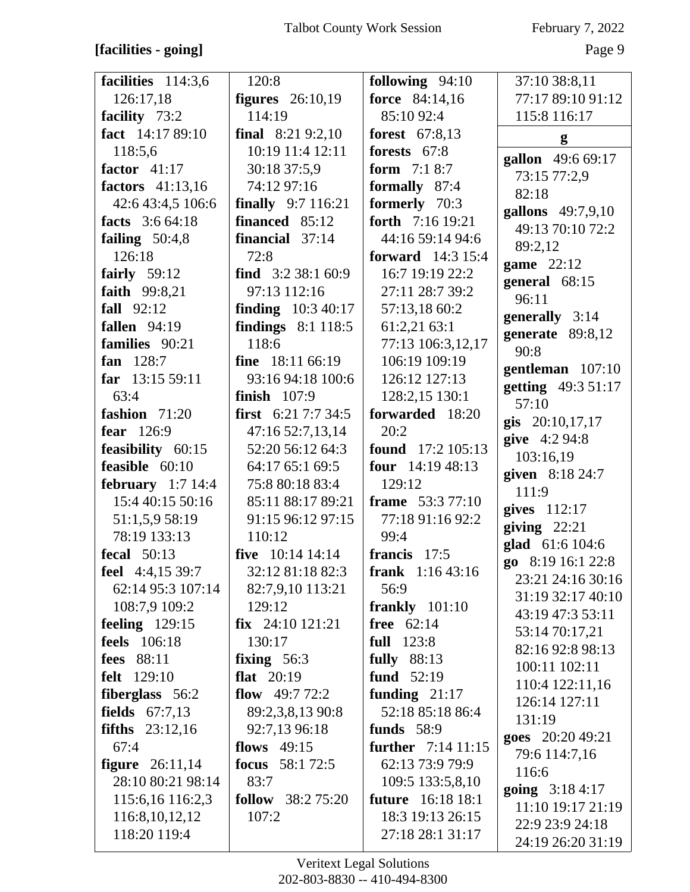**[facilities - going]**

**facilities** 114:3,6 126:17,18
**facility** 73:2
**fact** 14:17 89:10 118:5,6
**factor** 41:17
**factors** 41:13,16 42:6 43:4,5 106:6
**facts** 3:6 64:18
**failing** 50:4,8 126:18
**fairly** 59:12
**faith** 99:8,21
**fall** 92:12
**fallen** 94:19
**families** 90:21
**fan** 128:7
**far** 13:15 59:11 63:4
**fashion** 71:20
**fear** 126:9
**feasibility** 60:15
**feasible** 60:10
**february** 1:7 14:4 15:4 40:15 50:16 51:1,5,9 58:19 78:19 133:13
**fecal** 50:13
**feel** 4:4,15 39:7 62:14 95:3 107:14 108:7,9 109:2
**feeling** 129:15
**feels** 106:18
**fees** 88:11
**felt** 129:10
**fiberglass** 56:2
**fields** 67:7,13
**fifths** 23:12,16 67:4
**figure** 26:11,14 28:10 80:21 98:14 115:6,16 116:2,3 116:8,10,12,12 118:20 119:4 120:8
**figures** 26:10,19 114:19
**final** 8:21 9:2,10 10:19 11:4 12:11 30:18 37:5,9 74:12 97:16
**finally** 9:7 116:21
**financed** 85:12
**financial** 37:14 72:8
**find** 3:2 38:1 60:9 97:13 112:16
**finding** 10:3 40:17
**findings** 8:1 118:5 118:6
**fine** 18:11 66:19 93:16 94:18 100:6
**finish** 107:9
**first** 6:21 7:7 34:5 47:16 52:7,13,14 52:20 56:12 64:3 64:17 65:1 69:5 75:8 80:18 83:4 85:11 88:17 89:21 91:15 96:12 97:15 110:12
**five** 10:14 14:14 32:12 81:18 82:3 82:7,9,10 113:21 129:12
**fix** 24:10 121:21 130:17
**fixing** 56:3
**flat** 20:19
**flow** 49:7 72:2 89:2,3,8,13 90:8 92:7,13 96:18
**flows** 49:15
**focus** 58:1 72:5 83:7
**follow** 38:2 75:20 107:2
**following** 94:10
**force** 84:14,16 85:10 92:4
**forest** 67:8,13
**forests** 67:8
**form** 7:1 8:7
**formally** 87:4
**formerly** 70:3
**forth** 7:16 19:21 44:16 59:14 94:6
**forward** 14:3 15:4 16:7 19:19 22:2 27:11 28:7 39:2 57:13,18 60:2 61:2,21 63:1 77:13 106:3,12,17 106:19 109:19 126:12 127:13 128:2,15 130:1
**forwarded** 18:20 20:2
**found** 17:2 105:13
**four** 14:19 48:13 129:12
**frame** 53:3 77:10 77:18 91:16 92:2 99:4
**francis** 17:5
**frank** 1:16 43:16 56:9
**frankly** 101:10
**free** 62:14
**full** 123:8
**fully** 88:13
**fund** 52:19
**funding** 21:17 52:18 85:18 86:4
**funds** 58:9
**further** 7:14 11:15 62:13 73:9 79:9 109:5 133:5,8,10
**future** 16:18 18:1 18:3 19:13 26:15 27:18 28:1 31:17 37:10 38:8,11 77:17 89:10 91:12 115:8 116:17

**g**

**gallon** 49:6 69:17 73:15 77:2,9 82:18
**gallons** 49:7,9,10 49:13 70:10 72:2 89:2,12
**game** 22:12
**general** 68:15 96:11
**generally** 3:14
**generate** 89:8,12 90:8
**gentleman** 107:10
**getting** 49:3 51:17 57:10
**gis** 20:10,17,17
**give** 4:2 94:8 103:16,19
**given** 8:18 24:7 111:9
**gives** 112:17
**giving** 22:21
**glad** 61:6 104:6
**go** 8:19 16:1 22:8 23:21 24:16 30:16 31:19 32:17 40:10 43:19 47:3 53:11 53:14 70:17,21 82:16 92:8 98:13 100:11 102:11 110:4 122:11,16 126:14 127:11 131:19
**goes** 20:20 49:21 79:6 114:7,16 116:6
**going** 3:18 4:17 11:10 19:17 21:19 22:9 23:9 24:18 24:19 26:20 31:19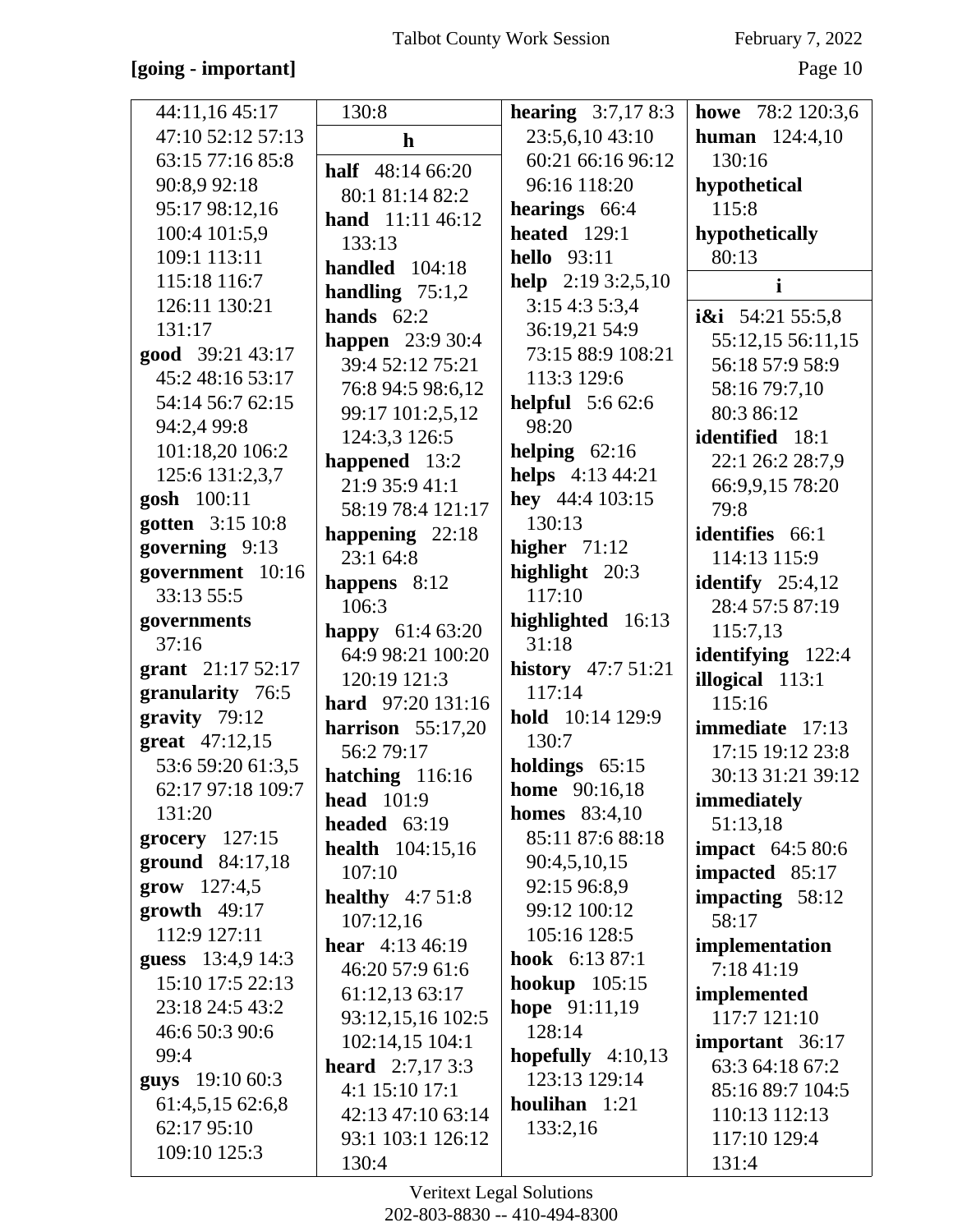**[going - important]**

44:11,16 45:17 47:10 52:12 57:13 63:15 77:16 85:8 90:8,9 92:18 95:17 98:12,16 100:4 101:5,9 109:1 113:11 115:18 116:7 126:11 130:21 131:17
**good** 39:21 43:17 45:2 48:16 53:17 54:14 56:7 62:15 94:2,4 99:8 101:18,20 106:2 125:6 131:2,3,7
**gosh** 100:11
**gotten** 3:15 10:8
**governing** 9:13
**government** 10:16 33:13 55:5
**governments** 37:16
**grant** 21:17 52:17
**granularity** 76:5
**gravity** 79:12
**great** 47:12,15 53:6 59:20 61:3,5 62:17 97:18 109:7 131:20
**grocery** 127:15
**ground** 84:17,18
**grow** 127:4,5
**growth** 49:17 112:9 127:11
**guess** 13:4,9 14:3 15:10 17:5 22:13 23:18 24:5 43:2 46:6 50:3 90:6 99:4
**guys** 19:10 60:3 61:4,5,15 62:6,8 62:17 95:10 109:10 125:3 130:8

**h**

**half** 48:14 66:20 80:1 81:14 82:2
**hand** 11:11 46:12 133:13
**handled** 104:18
**handling** 75:1,2
**hands** 62:2
**happen** 23:9 30:4 39:4 52:12 75:21 76:8 94:5 98:6,12 99:17 101:2,5,12 124:3,3 126:5
**happened** 13:2 21:9 35:9 41:1 58:19 78:4 121:17
**happening** 22:18 23:1 64:8
**happens** 8:12 106:3
**happy** 61:4 63:20 64:9 98:21 100:20 120:19 121:3
**hard** 97:20 131:16
**harrison** 55:17,20 56:2 79:17
**hatching** 116:16
**head** 101:9
**headed** 63:19
**health** 104:15,16 107:10
**healthy** 4:7 51:8 107:12,16
**hear** 4:13 46:19 46:20 57:9 61:6 61:12,13 63:17 93:12,15,16 102:5 102:14,15 104:1
**heard** 2:7,17 3:3 4:1 15:10 17:1 42:13 47:10 63:14 93:1 103:1 126:12 130:4
**hearing** 3:7,17 8:3 23:5,6,10 43:10 60:21 66:16 96:12 96:16 118:20
**hearings** 66:4
**heated** 129:1
**hello** 93:11
**help** 2:19 3:2,5,10 3:15 4:3 5:3,4 36:19,21 54:9 73:15 88:9 108:21 113:3 129:6
**helpful** 5:6 62:6 98:20
**helping** 62:16
**helps** 4:13 44:21
**hey** 44:4 103:15 130:13
**higher** 71:12
**highlight** 20:3 117:10
**highlighted** 16:13 31:18
**history** 47:7 51:21 117:14
**hold** 10:14 129:9 130:7
**holdings** 65:15
**home** 90:16,18
**homes** 83:4,10 85:11 87:6 88:18 90:4,5,10,15 92:15 96:8,9 99:12 100:12 105:16 128:5
**hook** 6:13 87:1
**hookup** 105:15
**hope** 91:11,19 128:14
**hopefully** 4:10,13 123:13 129:14
**houlihan** 1:21 133:2,16
**howe** 78:2 120:3,6
**human** 124:4,10 130:16
**hypothetical** 115:8
**hypothetically** 80:13

**i**

**i&i** 54:21 55:5,8 55:12,15 56:11,15 56:18 57:9 58:9 58:16 79:7,10 80:3 86:12
**identified** 18:1 22:1 26:2 28:7,9 66:9,9,15 78:20 79:8
**identifies** 66:1 114:13 115:9
**identify** 25:4,12 28:4 57:5 87:19 115:7,13
**identifying** 122:4
**illogical** 113:1 115:16
**immediate** 17:13 17:15 19:12 23:8 30:13 31:21 39:12
**immediately** 51:13,18
**impact** 64:5 80:6
**impacted** 85:17
**impacting** 58:12 58:17
**implementation** 7:18 41:19
**implemented** 117:7 121:10
**important** 36:17 63:3 64:18 67:2 85:16 89:7 104:5 110:13 112:13 117:10 129:4 131:4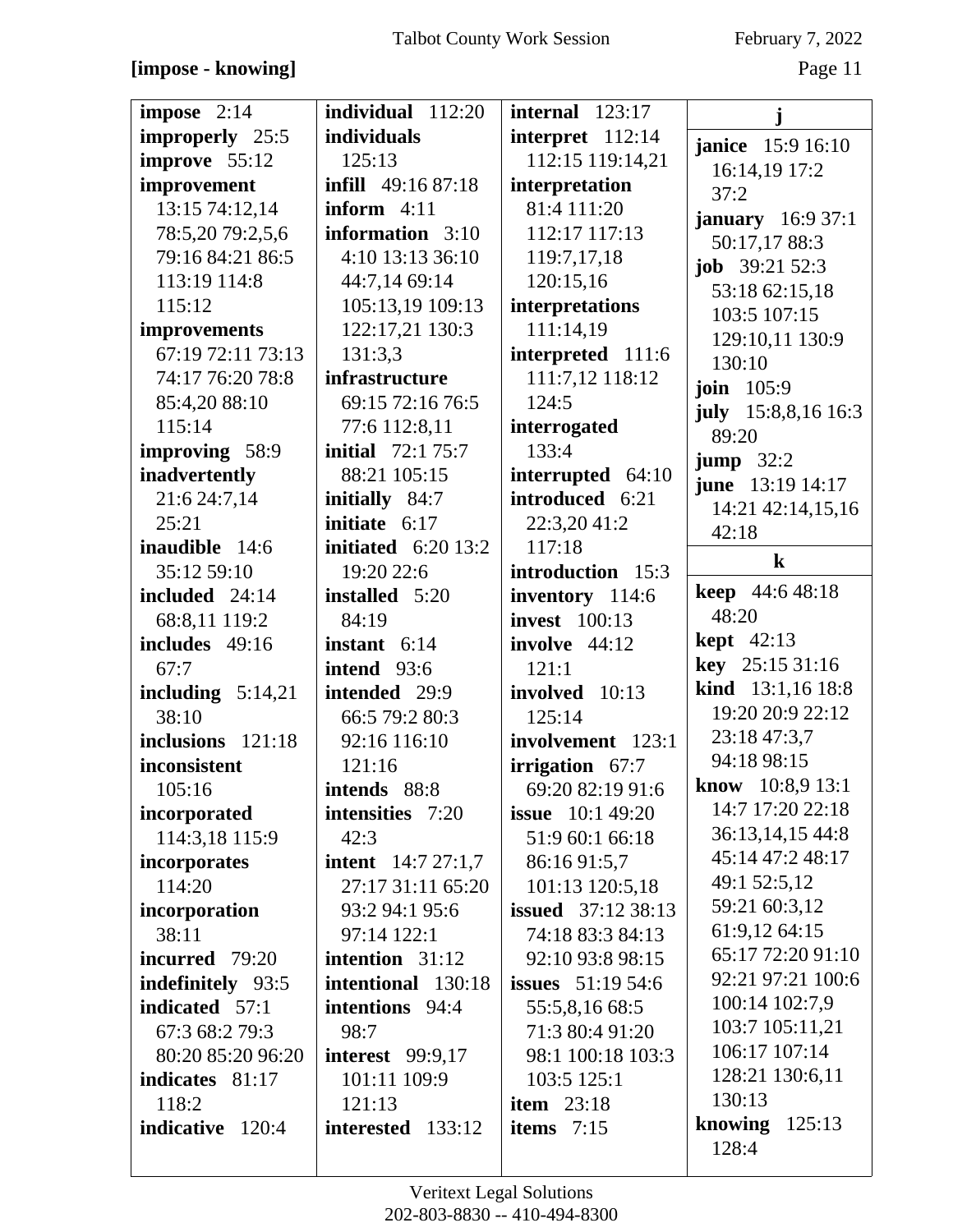**[impose - knowing]**

**impose** 2:14
**improperly** 25:5
**improve** 55:12
**improvement** 13:15 74:12,14 78:5,20 79:2,5,6 79:16 84:21 86:5 113:19 114:8 115:12
**improvements** 67:19 72:11 73:13 74:17 76:20 78:8 85:4,20 88:10 115:14
**improving** 58:9
**inadvertently** 21:6 24:7,14 25:21
**inaudible** 14:6 35:12 59:10
**included** 24:14 68:8,11 119:2
**includes** 49:16 67:7
**including** 5:14,21 38:10
**inclusions** 121:18
**inconsistent** 105:16
**incorporated** 114:3,18 115:9
**incorporates** 114:20
**incorporation** 38:11
**incurred** 79:20
**indefinitely** 93:5
**indicated** 57:1 67:3 68:2 79:3 80:20 85:20 96:20
**indicates** 81:17 118:2
**indicative** 120:4
**individual** 112:20
**individuals** 125:13
**infill** 49:16 87:18
**inform** 4:11
**information** 3:10 4:10 13:13 36:10 44:7,14 69:14 105:13,19 109:13 122:17,21 130:3 131:3,3
**infrastructure** 69:15 72:16 76:5 77:6 112:8,11
**initial** 72:1 75:7 88:21 105:15
**initially** 84:7
**initiate** 6:17
**initiated** 6:20 13:2 19:20 22:6
**installed** 5:20 84:19
**instant** 6:14
**intend** 93:6
**intended** 29:9 66:5 79:2 80:3 92:16 116:10 121:16
**intends** 88:8
**intensities** 7:20 42:3
**intent** 14:7 27:1,7 27:17 31:11 65:20 93:2 94:1 95:6 97:14 122:1
**intention** 31:12
**intentional** 130:18
**intentions** 94:4 98:7
**interest** 99:9,17 101:11 109:9 121:13
**interested** 133:12
**internal** 123:17
**interpret** 112:14 112:15 119:14,21
**interpretation** 81:4 111:20 112:17 117:13 119:7,17,18 120:15,16
**interpretations** 111:14,19
**interpreted** 111:6 111:7,12 118:12 124:5
**interrogated** 133:4
**interrupted** 64:10
**introduced** 6:21 22:3,20 41:2 117:18
**introduction** 15:3
**inventory** 114:6
**invest** 100:13
**involve** 44:12 121:1
**involved** 10:13 125:14
**involvement** 123:1
**irrigation** 67:7 69:20 82:19 91:6
**issue** 10:1 49:20 51:9 60:1 66:18 86:16 91:5,7 101:13 120:5,18
**issued** 37:12 38:13 74:18 83:3 84:13 92:10 93:8 98:15
**issues** 51:19 54:6 55:5,8,16 68:5 71:3 80:4 91:20 98:1 100:18 103:3 103:5 125:1
**item** 23:18
**items** 7:15

## j

**janice** 15:9 16:10 16:14,19 17:2 37:2
**january** 16:9 37:1 50:17,17 88:3
**job** 39:21 52:3 53:18 62:15,18 103:5 107:15 129:10,11 130:9 130:10
**join** 105:9
**july** 15:8,8,16 16:3 89:20
**jump** 32:2
**june** 13:19 14:17 14:21 42:14,15,16 42:18

## k

**keep** 44:6 48:18 48:20
**kept** 42:13
**key** 25:15 31:16
**kind** 13:1,16 18:8 19:20 20:9 22:12 23:18 47:3,7 94:18 98:15
**know** 10:8,9 13:1 14:7 17:20 22:18 36:13,14,15 44:8 45:14 47:2 48:17 49:1 52:5,12 59:21 60:3,12 61:9,12 64:15 65:17 72:20 91:10 92:21 97:21 100:6 100:14 102:7,9 103:7 105:11,21 106:17 107:14 128:21 130:6,11 130:13
**knowing** 125:13 128:4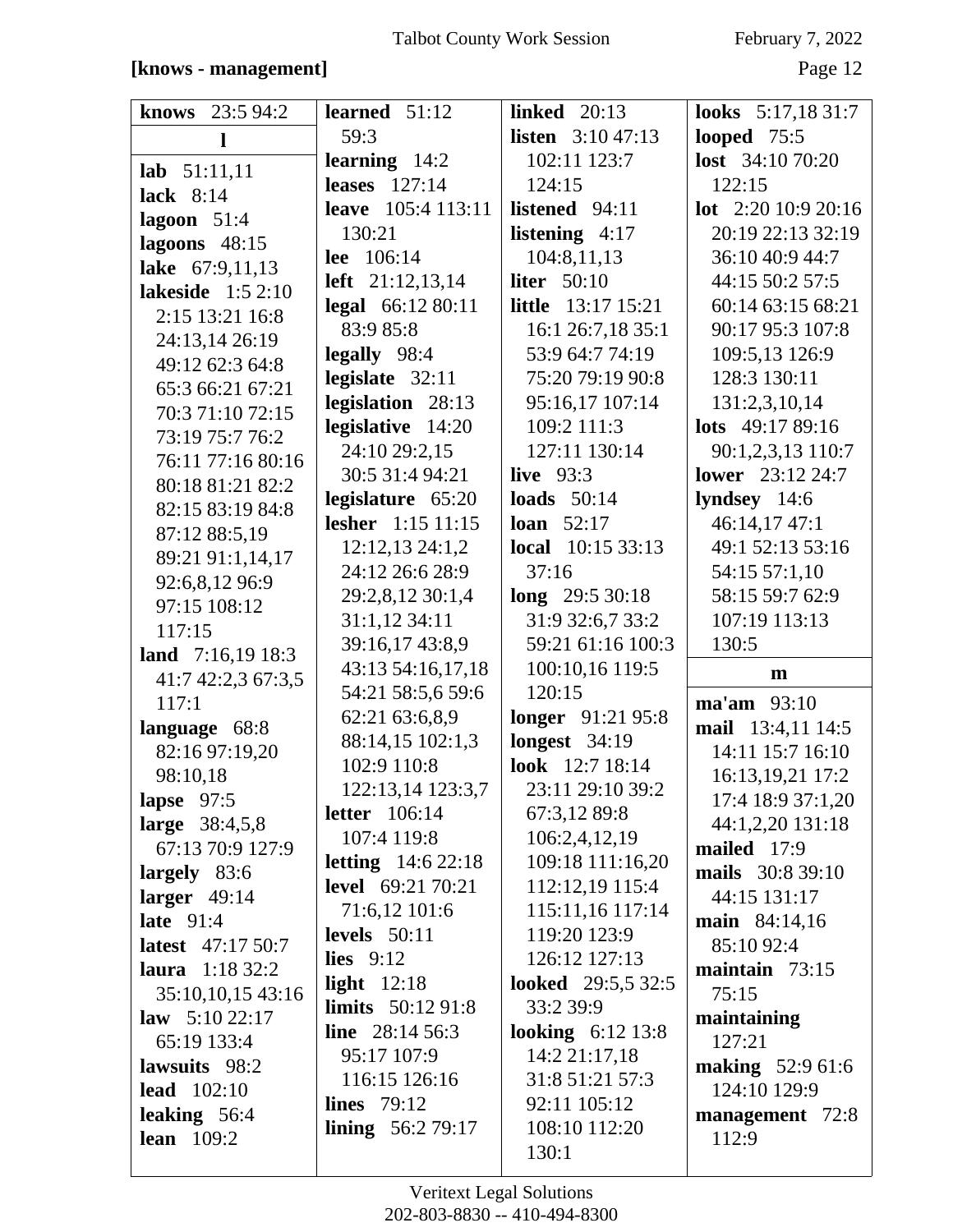**[knows - management]**

**knows** 23:5 94:2

**l**

**lab** 51:11,11
**lack** 8:14
**lagoon** 51:4
**lagoons** 48:15
**lake** 67:9,11,13
**lakeside** 1:5 2:10 2:15 13:21 16:8 24:13,14 26:19 49:12 62:3 64:8 65:3 66:21 67:21 70:3 71:10 72:15 73:19 75:7 76:2 76:11 77:16 80:16 80:18 81:21 82:2 82:15 83:19 84:8 87:12 88:5,19 89:21 91:1,14,17 92:6,8,12 96:9 97:15 108:12 117:15
**land** 7:16,19 18:3 41:7 42:2,3 67:3,5 117:1
**language** 68:8 82:16 97:19,20 98:10,18
**lapse** 97:5
**large** 38:4,5,8 67:13 70:9 127:9
**largely** 83:6
**larger** 49:14
**late** 91:4
**latest** 47:17 50:7
**laura** 1:18 32:2 35:10,10,15 43:16
**law** 5:10 22:17 65:19 133:4
**lawsuits** 98:2
**lead** 102:10
**leaking** 56:4
**lean** 109:2
**learned** 51:12 59:3
**learning** 14:2
**leases** 127:14
**leave** 105:4 113:11 130:21
**lee** 106:14
**left** 21:12,13,14
**legal** 66:12 80:11 83:9 85:8
**legally** 98:4
**legislate** 32:11
**legislation** 28:13
**legislative** 14:20 24:10 29:2,15 30:5 31:4 94:21
**legislature** 65:20
**lesher** 1:15 11:15 12:12,13 24:1,2 24:12 26:6 28:9 29:2,8,12 30:1,4 31:1,12 34:11 39:16,17 43:8,9 43:13 54:16,17,18 54:21 58:5,6 59:6 62:21 63:6,8,9 88:14,15 102:1,3 102:9 110:8 122:13,14 123:3,7
**letter** 106:14 107:4 119:8
**letting** 14:6 22:18
**level** 69:21 70:21 71:6,12 101:6
**levels** 50:11
**lies** 9:12
**light** 12:18
**limits** 50:12 91:8
**line** 28:14 56:3 95:17 107:9 116:15 126:16
**lines** 79:12
**lining** 56:2 79:17
**linked** 20:13
**listen** 3:10 47:13 102:11 123:7 124:15
**listened** 94:11
**listening** 4:17 104:8,11,13
**liter** 50:10
**little** 13:17 15:21 16:1 26:7,18 35:1 53:9 64:7 74:19 75:20 79:19 90:8 95:16,17 107:14 109:2 111:3 127:11 130:14
**live** 93:3
**loads** 50:14
**loan** 52:17
**local** 10:15 33:13 37:16
**long** 29:5 30:18 31:9 32:6,7 33:2 59:21 61:16 100:3 100:10,16 119:5 120:15
**longer** 91:21 95:8
**longest** 34:19
**look** 12:7 18:14 23:11 29:10 39:2 67:3,12 89:8 106:2,4,12,19 109:18 111:16,20 112:12,19 115:4 115:11,16 117:14 119:20 123:9 126:12 127:13
**looked** 29:5,5 32:5 33:2 39:9
**looking** 6:12 13:8 14:2 21:17,18 31:8 51:21 57:3 92:11 105:12 108:10 112:20 130:1
**looks** 5:17,18 31:7
**looped** 75:5
**lost** 34:10 70:20 122:15
**lot** 2:20 10:9 20:16 20:19 22:13 32:19 36:10 40:9 44:7 44:15 50:2 57:5 60:14 63:15 68:21 90:17 95:3 107:8 109:5,13 126:9 128:3 130:11 131:2,3,10,14
**lots** 49:17 89:16 90:1,2,3,13 110:7
**lower** 23:12 24:7
**lyndsey** 14:6 46:14,17 47:1 49:1 52:13 53:16 54:15 57:1,10 58:15 59:7 62:9 107:19 113:13 130:5

**m**

**ma'am** 93:10
**mail** 13:4,11 14:5 14:11 15:7 16:10 16:13,19,21 17:2 17:4 18:9 37:1,20 44:1,2,20 131:18
**mailed** 17:9
**mails** 30:8 39:10 44:15 131:17
**main** 84:14,16 85:10 92:4
**maintain** 73:15 75:15
**maintaining** 127:21
**making** 52:9 61:6 124:10 129:9
**management** 72:8 112:9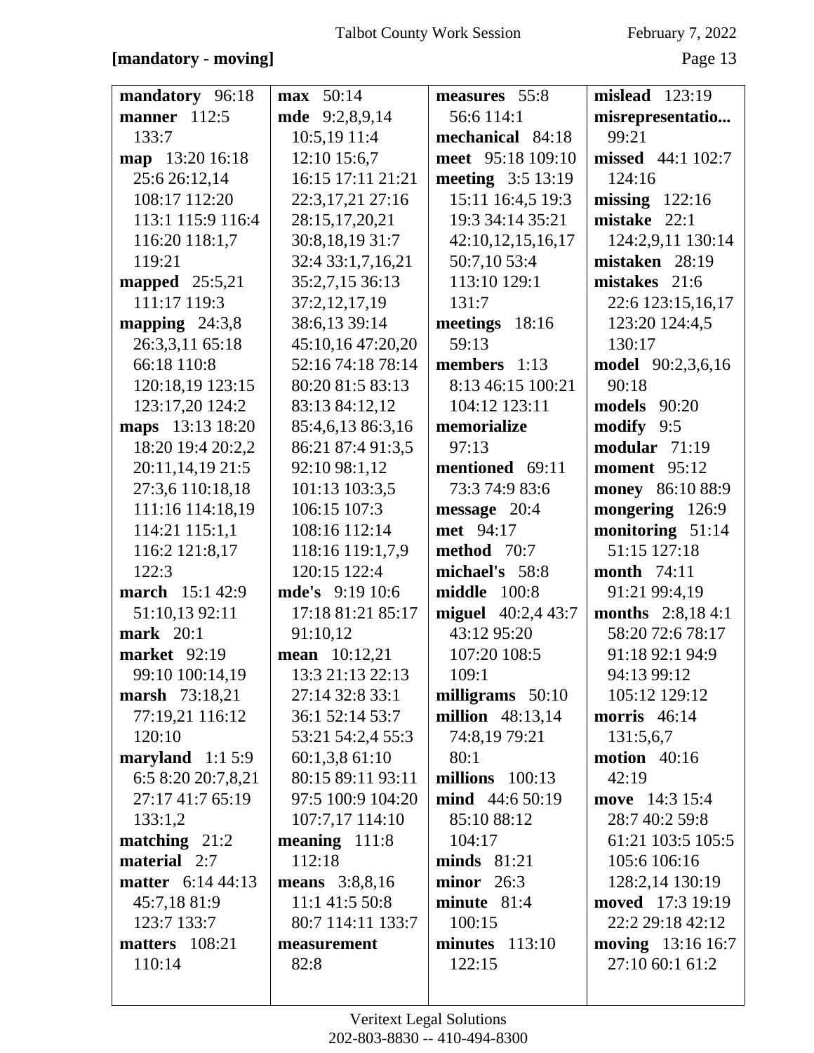**[mandatory - moving]**

**mandatory** 96:18
**manner** 112:5 133:7
**map** 13:20 16:18 25:6 26:12,14 108:17 112:20 113:1 115:9 116:4 116:20 118:1,7 119:21
**mapped** 25:5,21 111:17 119:3
**mapping** 24:3,8 26:3,3,11 65:18 66:18 110:8 120:18,19 123:15 123:17,20 124:2
**maps** 13:13 18:20 18:20 19:4 20:2,2 20:11,14,19 21:5 27:3,6 110:18,18 111:16 114:18,19 114:21 115:1,1 116:2 121:8,17 122:3
**march** 15:1 42:9 51:10,13 92:11
**mark** 20:1
**market** 92:19 99:10 100:14,19
**marsh** 73:18,21 77:19,21 116:12 120:10
**maryland** 1:1 5:9 6:5 8:20 20:7,8,21 27:17 41:7 65:19 133:1,2
**matching** 21:2
**material** 2:7
**matter** 6:14 44:13 45:7,18 81:9 123:7 133:7
**matters** 108:21 110:14
**max** 50:14
**mde** 9:2,8,9,14 10:5,19 11:4 12:10 15:6,7 16:15 17:11 21:21 22:3,17,21 27:16 28:15,17,20,21 30:8,18,19 31:7 32:4 33:1,7,16,21 35:2,7,15 36:13 37:2,12,17,19 38:6,13 39:14 45:10,16 47:20,20 52:16 74:18 78:14 80:20 81:5 83:13 83:13 84:12,12 85:4,6,13 86:3,16 86:21 87:4 91:3,5 92:10 98:1,12 101:13 103:3,5 106:15 107:3 108:16 112:14 118:16 119:1,7,9 120:15 122:4
**mde's** 9:19 10:6 17:18 81:21 85:17 91:10,12
**mean** 10:12,21 13:3 21:13 22:13 27:14 32:8 33:1 36:1 52:14 53:7 53:21 54:2,4 55:3 60:1,3,8 61:10 80:15 89:11 93:11 97:5 100:9 104:20 107:7,17 114:10
**meaning** 111:8 112:18
**means** 3:8,8,16 11:1 41:5 50:8 80:7 114:11 133:7
**measurement** 82:8
**measures** 55:8 56:6 114:1
**mechanical** 84:18
**meet** 95:18 109:10
**meeting** 3:5 13:19 15:11 16:4,5 19:3 19:3 34:14 35:21 42:10,12,15,16,17 50:7,10 53:4 113:10 129:1 131:7
**meetings** 18:16 59:13
**members** 1:13 8:13 46:15 100:21 104:12 123:11
**memorialize** 97:13
**mentioned** 69:11 73:3 74:9 83:6
**message** 20:4
**met** 94:17
**method** 70:7
**michael's** 58:8
**middle** 100:8
**miguel** 40:2,4 43:7 43:12 95:20 107:20 108:5 109:1
**milligrams** 50:10
**million** 48:13,14 74:8,19 79:21 80:1
**millions** 100:13
**mind** 44:6 50:19 85:10 88:12 104:17
**minds** 81:21
**minor** 26:3
**minute** 81:4 100:15
**minutes** 113:10 122:15
**mislead** 123:19
**misrepresentatio...** 99:21
**missed** 44:1 102:7 124:16
**missing** 122:16
**mistake** 22:1 124:2,9,11 130:14
**mistaken** 28:19
**mistakes** 21:6 22:6 123:15,16,17 123:20 124:4,5 130:17
**model** 90:2,3,6,16 90:18
**models** 90:20
**modify** 9:5
**modular** 71:19
**moment** 95:12
**money** 86:10 88:9
**mongering** 126:9
**monitoring** 51:14 51:15 127:18
**month** 74:11 91:21 99:4,19
**months** 2:8,18 4:1 58:20 72:6 78:17 91:18 92:1 94:9 94:13 99:12 105:12 129:12
**morris** 46:14 131:5,6,7
**motion** 40:16 42:19
**move** 14:3 15:4 28:7 40:2 59:8 61:21 103:5 105:5 105:6 106:16 128:2,14 130:19
**moved** 17:3 19:19 22:2 29:18 42:12
**moving** 13:16 16:7 27:10 60:1 61:2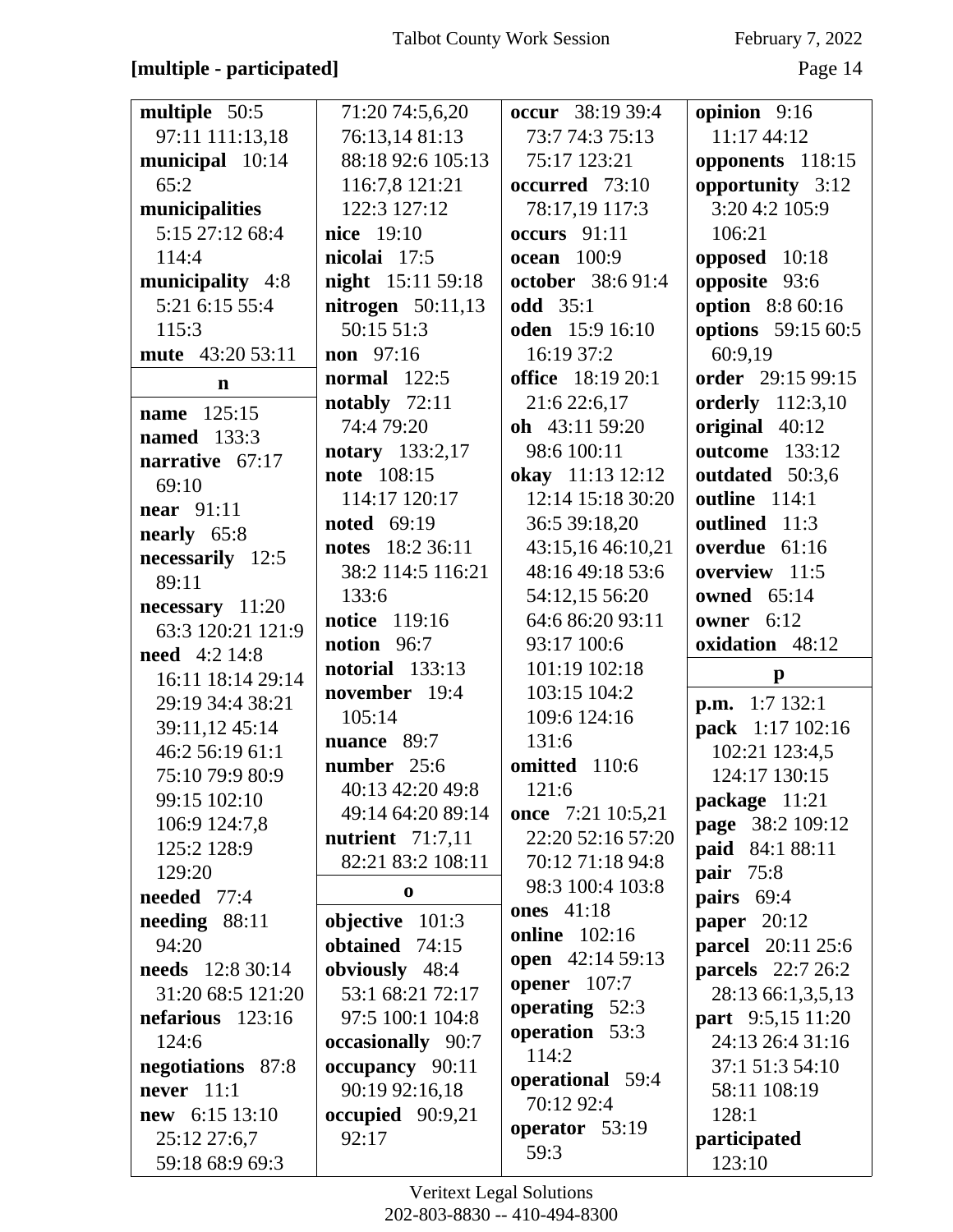**[multiple - participated]**

**multiple** 50:5 97:11 111:13,18
**municipal** 10:14 65:2
**municipalities** 5:15 27:12 68:4 114:4
**municipality** 4:8 5:21 6:15 55:4 115:3
**mute** 43:20 53:11

**n**

**name** 125:15
**named** 133:3
**narrative** 67:17 69:10
**near** 91:11
**nearly** 65:8
**necessarily** 12:5 89:11
**necessary** 11:20 63:3 120:21 121:9
**need** 4:2 14:8 16:11 18:14 29:14 29:19 34:4 38:21 39:11,12 45:14 46:2 56:19 61:1 75:10 79:9 80:9 99:15 102:10 106:9 124:7,8 125:2 128:9 129:20
**needed** 77:4
**needing** 88:11 94:20
**needs** 12:8 30:14 31:20 68:5 121:20
**nefarious** 123:16 124:6
**negotiations** 87:8
**never** 11:1
**new** 6:15 13:10 25:12 27:6,7 59:18 68:9 69:3 71:20 74:5,6,20 76:13,14 81:13 88:18 92:6 105:13 116:7,8 121:21 122:3 127:12
**nice** 19:10
**nicolai** 17:5
**night** 15:11 59:18
**nitrogen** 50:11,13 50:15 51:3
**non** 97:16
**normal** 122:5
**notably** 72:11 74:4 79:20
**notary** 133:2,17
**note** 108:15 114:17 120:17
**noted** 69:19
**notes** 18:2 36:11 38:2 114:5 116:21 133:6
**notice** 119:16
**notion** 96:7
**notorial** 133:13
**november** 19:4 105:14
**nuance** 89:7
**number** 25:6 40:13 42:20 49:8 49:14 64:20 89:14
**nutrient** 71:7,11 82:21 83:2 108:11

**o**

**objective** 101:3
**obtained** 74:15
**obviously** 48:4 53:1 68:21 72:17 97:5 100:1 104:8
**occasionally** 90:7
**occupancy** 90:11 90:19 92:16,18
**occupied** 90:9,21 92:17
**occur** 38:19 39:4 73:7 74:3 75:13 75:17 123:21
**occurred** 73:10 78:17,19 117:3
**occurs** 91:11
**ocean** 100:9
**october** 38:6 91:4
**odd** 35:1
**oden** 15:9 16:10 16:19 37:2
**office** 18:19 20:1 21:6 22:6,17
**oh** 43:11 59:20 98:6 100:11
**okay** 11:13 12:12 12:14 15:18 30:20 36:5 39:18,20 43:15,16 46:10,21 48:16 49:18 53:6 54:12,15 56:20 64:6 86:20 93:11 93:17 100:6 101:19 102:18 103:15 104:2 109:6 124:16 131:6
**omitted** 110:6 121:6
**once** 7:21 10:5,21 22:20 52:16 57:20 70:12 71:18 94:8 98:3 100:4 103:8
**ones** 41:18
**online** 102:16
**open** 42:14 59:13
**opener** 107:7
**operating** 52:3
**operation** 53:3 114:2
**operational** 59:4 70:12 92:4
**operator** 53:19 59:3
**opinion** 9:16 11:17 44:12
**opponents** 118:15
**opportunity** 3:12 3:20 4:2 105:9 106:21
**opposed** 10:18
**opposite** 93:6
**option** 8:8 60:16
**options** 59:15 60:5 60:9,19
**order** 29:15 99:15
**orderly** 112:3,10
**original** 40:12
**outcome** 133:12
**outdated** 50:3,6
**outline** 114:1
**outlined** 11:3
**overdue** 61:16
**overview** 11:5
**owned** 65:14
**owner** 6:12
**oxidation** 48:12

**p**

**p.m.** 1:7 132:1
**pack** 1:17 102:16 102:21 123:4,5 124:17 130:15
**package** 11:21
**page** 38:2 109:12
**paid** 84:1 88:11
**pair** 75:8
**pairs** 69:4
**paper** 20:12
**parcel** 20:11 25:6
**parcels** 22:7 26:2 28:13 66:1,3,5,13
**part** 9:5,15 11:20 24:13 26:4 31:16 37:1 51:3 54:10 58:11 108:19 128:1
**participated** 123:10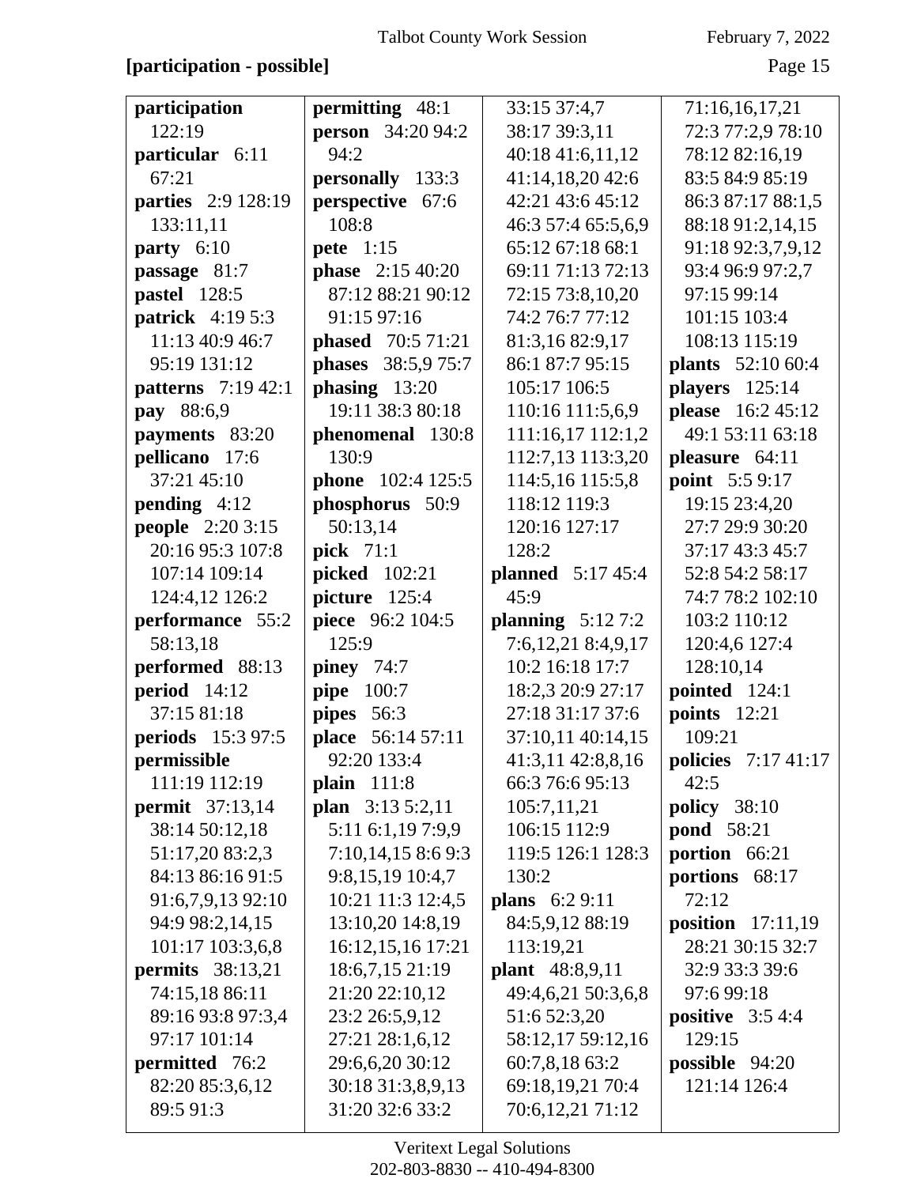**[participation - possible]**

**participation** 122:19
**particular** 6:11 67:21
**parties** 2:9 128:19 133:11,11
**party** 6:10
**passage** 81:7
**pastel** 128:5
**patrick** 4:19 5:3 11:13 40:9 46:7 95:19 131:12
**patterns** 7:19 42:1
**pay** 88:6,9
**payments** 83:20
**pellicano** 17:6 37:21 45:10
**pending** 4:12
**people** 2:20 3:15 20:16 95:3 107:8 107:14 109:14 124:4,12 126:2
**performance** 55:2 58:13,18
**performed** 88:13
**period** 14:12 37:15 81:18
**periods** 15:3 97:5
**permissible** 111:19 112:19
**permit** 37:13,14 38:14 50:12,18 51:17,20 83:2,3 84:13 86:16 91:5 91:6,7,9,13 92:10 94:9 98:2,14,15 101:17 103:3,6,8
**permits** 38:13,21 74:15,18 86:11 89:16 93:8 97:3,4 97:17 101:14
**permitted** 76:2 82:20 85:3,6,12 89:5 91:3
**permitting** 48:1
**person** 34:20 94:2 94:2
**personally** 133:3
**perspective** 67:6 108:8
**pete** 1:15
**phase** 2:15 40:20 87:12 88:21 90:12 91:15 97:16
**phased** 70:5 71:21
**phases** 38:5,9 75:7
**phasing** 13:20 19:11 38:3 80:18
**phenomenal** 130:8 130:9
**phone** 102:4 125:5
**phosphorus** 50:9 50:13,14
**pick** 71:1
**picked** 102:21
**picture** 125:4
**piece** 96:2 104:5 125:9
**piney** 74:7
**pipe** 100:7
**pipes** 56:3
**place** 56:14 57:11 92:20 133:4
**plain** 111:8
**plan** 3:13 5:2,11 5:11 6:1,19 7:9,9 7:10,14,15 8:6 9:3 9:8,15,19 10:4,7 10:21 11:3 12:4,5 13:10,20 14:8,19 16:12,15,16 17:21 18:6,7,15 21:19 21:20 22:10,12 23:2 26:5,9,12 27:21 28:1,6,12 29:6,6,20 30:12 30:18 31:3,8,9,13 31:20 32:6 33:2 33:15 37:4,7 38:17 39:3,11 40:18 41:6,11,12 41:14,18,20 42:6 42:21 43:6 45:12 46:3 57:4 65:5,6,9 65:12 67:18 68:1 69:11 71:13 72:13 72:15 73:8,10,20 74:2 76:7 77:12 81:3,16 82:9,17 86:1 87:7 95:15 105:17 106:5 110:16 111:5,6,9 111:16,17 112:1,2 112:7,13 113:3,20 114:5,16 115:5,8 118:12 119:3 120:16 127:17 128:2
**planned** 5:17 45:4 45:9
**planning** 5:12 7:2 7:6,12,21 8:4,9,17 10:2 16:18 17:7 18:2,3 20:9 27:17 27:18 31:17 37:6 37:10,11 40:14,15 41:3,11 42:8,8,16 66:3 76:6 95:13 105:7,11,21 106:15 112:9 119:5 126:1 128:3 130:2
**plans** 6:2 9:11 84:5,9,12 88:19 113:19,21
**plant** 48:8,9,11 49:4,6,21 50:3,6,8 51:6 52:3,20 58:12,17 59:12,16 60:7,8,18 63:2 69:18,19,21 70:4 70:6,12,21 71:12 71:16,16,17,21 72:3 77:2,9 78:10 78:12 82:16,19 83:5 84:9 85:19 86:3 87:17 88:1,5 88:18 91:2,14,15 91:18 92:3,7,9,12 93:4 96:9 97:2,7 97:15 99:14 101:15 103:4 108:13 115:19
**plants** 52:10 60:4
**players** 125:14
**please** 16:2 45:12 49:1 53:11 63:18
**pleasure** 64:11
**point** 5:5 9:17 19:15 23:4,20 27:7 29:9 30:20 37:17 43:3 45:7 52:8 54:2 58:17 74:7 78:2 102:10 103:2 110:12 120:4,6 127:4 128:10,14
**pointed** 124:1
**points** 12:21 109:21
**policies** 7:17 41:17 42:5
**policy** 38:10
**pond** 58:21
**portion** 66:21
**portions** 68:17 72:12
**position** 17:11,19 28:21 30:15 32:7 32:9 33:3 39:6 97:6 99:18
**positive** 3:5 4:4 129:15
**possible** 94:20 121:14 126:4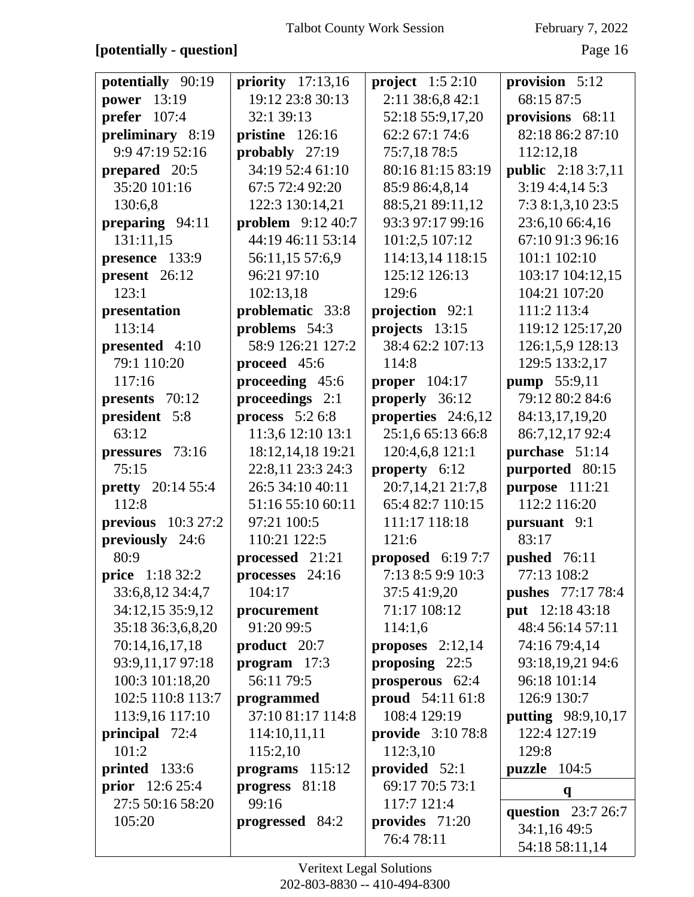**[potentially - question]**

**potentially** 90:19
**power** 13:19
**prefer** 107:4
**preliminary** 8:19 9:9 47:19 52:16
**prepared** 20:5 35:20 101:16 130:6,8
**preparing** 94:11 131:11,15
**presence** 133:9
**present** 26:12 123:1
**presentation** 113:14
**presented** 4:10 79:1 110:20 117:16
**presents** 70:12
**president** 5:8 63:12
**pressures** 73:16 75:15
**pretty** 20:14 55:4 112:8
**previous** 10:3 27:2
**previously** 24:6 80:9
**price** 1:18 32:2 33:6,8,12 34:4,7 34:12,15 35:9,12 35:18 36:3,6,8,20 70:14,16,17,18 93:9,11,17 97:18 100:3 101:18,20 102:5 110:8 113:7 113:9,16 117:10
**principal** 72:4 101:2
**printed** 133:6
**prior** 12:6 25:4 27:5 50:16 58:20 105:20
**priority** 17:13,16 19:12 23:8 30:13 32:1 39:13
**pristine** 126:16
**probably** 27:19 34:19 52:4 61:10 67:5 72:4 92:20 122:3 130:14,21
**problem** 9:12 40:7 44:19 46:11 53:14 56:11,15 57:6,9 96:21 97:10 102:13,18
**problematic** 33:8
**problems** 54:3 58:9 126:21 127:2
**proceed** 45:6
**proceeding** 45:6
**proceedings** 2:1
**process** 5:2 6:8 11:3,6 12:10 13:1 18:12,14,18 19:21 22:8,11 23:3 24:3 26:5 34:10 40:11 51:16 55:10 60:11 97:21 100:5 110:21 122:5
**processed** 21:21
**processes** 24:16 104:17
**procurement** 91:20 99:5
**product** 20:7
**program** 17:3 56:11 79:5
**programmed** 37:10 81:17 114:8 114:10,11,11 115:2,10
**programs** 115:12
**progress** 81:18 99:16
**progressed** 84:2
**project** 1:5 2:10 2:11 38:6,8 42:1 52:18 55:9,17,20 62:2 67:1 74:6 75:7,18 78:5 80:16 81:15 83:19 85:9 86:4,8,14 88:5,21 89:11,12 93:3 97:17 99:16 101:2,5 107:12 114:13,14 118:15 125:12 126:13 129:6
**projection** 92:1
**projects** 13:15 38:4 62:2 107:13 114:8
**proper** 104:17
**properly** 36:12
**properties** 24:6,12 25:1,6 65:13 66:8 120:4,6,8 121:1
**property** 6:12 20:7,14,21 21:7,8 65:4 82:7 110:15 111:17 118:18 121:6
**proposed** 6:19 7:7 7:13 8:5 9:9 10:3 37:5 41:9,20 71:17 108:12 114:1,6
**proposes** 2:12,14
**proposing** 22:5
**prosperous** 62:4
**proud** 54:11 61:8 108:4 129:19
**provide** 3:10 78:8 112:3,10
**provided** 52:1 69:17 70:5 73:1 117:7 121:4
**provides** 71:20 76:4 78:11
**provision** 5:12 68:15 87:5
**provisions** 68:11 82:18 86:2 87:10 112:12,18
**public** 2:18 3:7,11 3:19 4:4,14 5:3 7:3 8:1,3,10 23:5 23:6,10 66:4,16 67:10 91:3 96:16 101:1 102:10 103:17 104:12,15 104:21 107:20 111:2 113:4 119:12 125:17,20 126:1,5,9 128:13 129:5 133:2,17
**pump** 55:9,11 79:12 80:2 84:6 84:13,17,19,20 86:7,12,17 92:4
**purchase** 51:14
**purported** 80:15
**purpose** 111:21 112:2 116:20
**pursuant** 9:1 83:17
**pushed** 76:11 77:13 108:2
**pushes** 77:17 78:4
**put** 12:18 43:18 48:4 56:14 57:11 74:16 79:4,14 93:18,19,21 94:6 96:18 101:14 126:9 130:7
**putting** 98:9,10,17 122:4 127:19 129:8
**puzzle** 104:5

**q**

**question** 23:7 26:7 34:1,16 49:5 54:18 58:11,14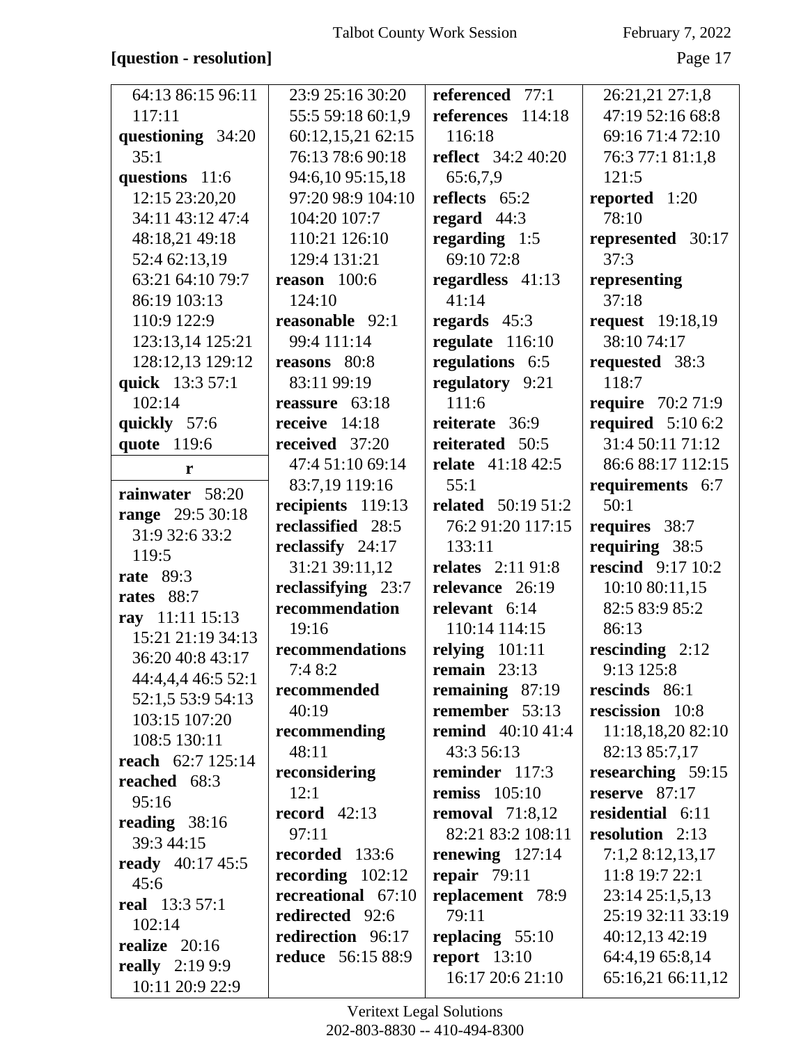**[question - resolution]**

64:13 86:15 96:11 117:11
**questioning** 34:20 35:1
**questions** 11:6 12:15 23:20,20 34:11 43:12 47:4 48:18,21 49:18 52:4 62:13,19 63:21 64:10 79:7 86:19 103:13 110:9 122:9 123:13,14 125:21 128:12,13 129:12
**quick** 13:3 57:1 102:14
**quickly** 57:6
**quote** 119:6

**r**

**rainwater** 58:20
**range** 29:5 30:18 31:9 32:6 33:2 119:5
**rate** 89:3
**rates** 88:7
**ray** 11:11 15:13 15:21 21:19 34:13 36:20 40:8 43:17 44:4,4,4 46:5 52:1 52:1,5 53:9 54:13 103:15 107:20 108:5 130:11
**reach** 62:7 125:14
**reached** 68:3 95:16
**reading** 38:16 39:3 44:15
**ready** 40:17 45:5 45:6
**real** 13:3 57:1 102:14
**realize** 20:16
**really** 2:19 9:9 10:11 20:9 22:9 23:9 25:16 30:20 55:5 59:18 60:1,9 60:12,15,21 62:15 76:13 78:6 90:18 94:6,10 95:15,18 97:20 98:9 104:10 104:20 107:7 110:21 126:10 129:4 131:21
**reason** 100:6 124:10
**reasonable** 92:1 99:4 111:14
**reasons** 80:8 83:11 99:19
**reassure** 63:18
**receive** 14:18
**received** 37:20 47:4 51:10 69:14 83:7,19 119:16
**recipients** 119:13
**reclassified** 28:5
**reclassify** 24:17 31:21 39:11,12
**reclassifying** 23:7
**recommendation** 19:16
**recommendations** 7:4 8:2
**recommended** 40:19
**recommending** 48:11
**reconsidering** 12:1
**record** 42:13 97:11
**recorded** 133:6
**recording** 102:12
**recreational** 67:10
**redirected** 92:6
**redirection** 96:17
**reduce** 56:15 88:9
**referenced** 77:1
**references** 114:18 116:18
**reflect** 34:2 40:20 65:6,7,9
**reflects** 65:2
**regard** 44:3
**regarding** 1:5 69:10 72:8
**regardless** 41:13 41:14
**regards** 45:3
**regulate** 116:10
**regulations** 6:5
**regulatory** 9:21 111:6
**reiterate** 36:9
**reiterated** 50:5
**relate** 41:18 42:5 55:1
**related** 50:19 51:2 76:2 91:20 117:15 133:11
**relates** 2:11 91:8
**relevance** 26:19
**relevant** 6:14 110:14 114:15
**relying** 101:11
**remain** 23:13
**remaining** 87:19
**remember** 53:13
**remind** 40:10 41:4 43:3 56:13
**reminder** 117:3
**remiss** 105:10
**removal** 71:8,12 82:21 83:2 108:11
**renewing** 127:14
**repair** 79:11
**replacement** 78:9 79:11
**replacing** 55:10
**report** 13:10 16:17 20:6 21:10 26:21,21 27:1,8 47:19 52:16 68:8 69:16 71:4 72:10 76:3 77:1 81:1,8 121:5
**reported** 1:20 78:10
**represented** 30:17 37:3
**representing** 37:18
**request** 19:18,19 38:10 74:17
**requested** 38:3 118:7
**require** 70:2 71:9
**required** 5:10 6:2 31:4 50:11 71:12 86:6 88:17 112:15
**requirements** 6:7 50:1
**requires** 38:7
**requiring** 38:5
**rescind** 9:17 10:2 10:10 80:11,15 82:5 83:9 85:2 86:13
**rescinding** 2:12 9:13 125:8
**rescinds** 86:1
**rescission** 10:8 11:18,18,20 82:10 82:13 85:7,17
**researching** 59:15
**reserve** 87:17
**residential** 6:11
**resolution** 2:13 7:1,2 8:12,13,17 11:8 19:7 22:1 23:14 25:1,5,13 25:19 32:11 33:19 40:12,13 42:19 64:4,19 65:8,14 65:16,21 66:11,12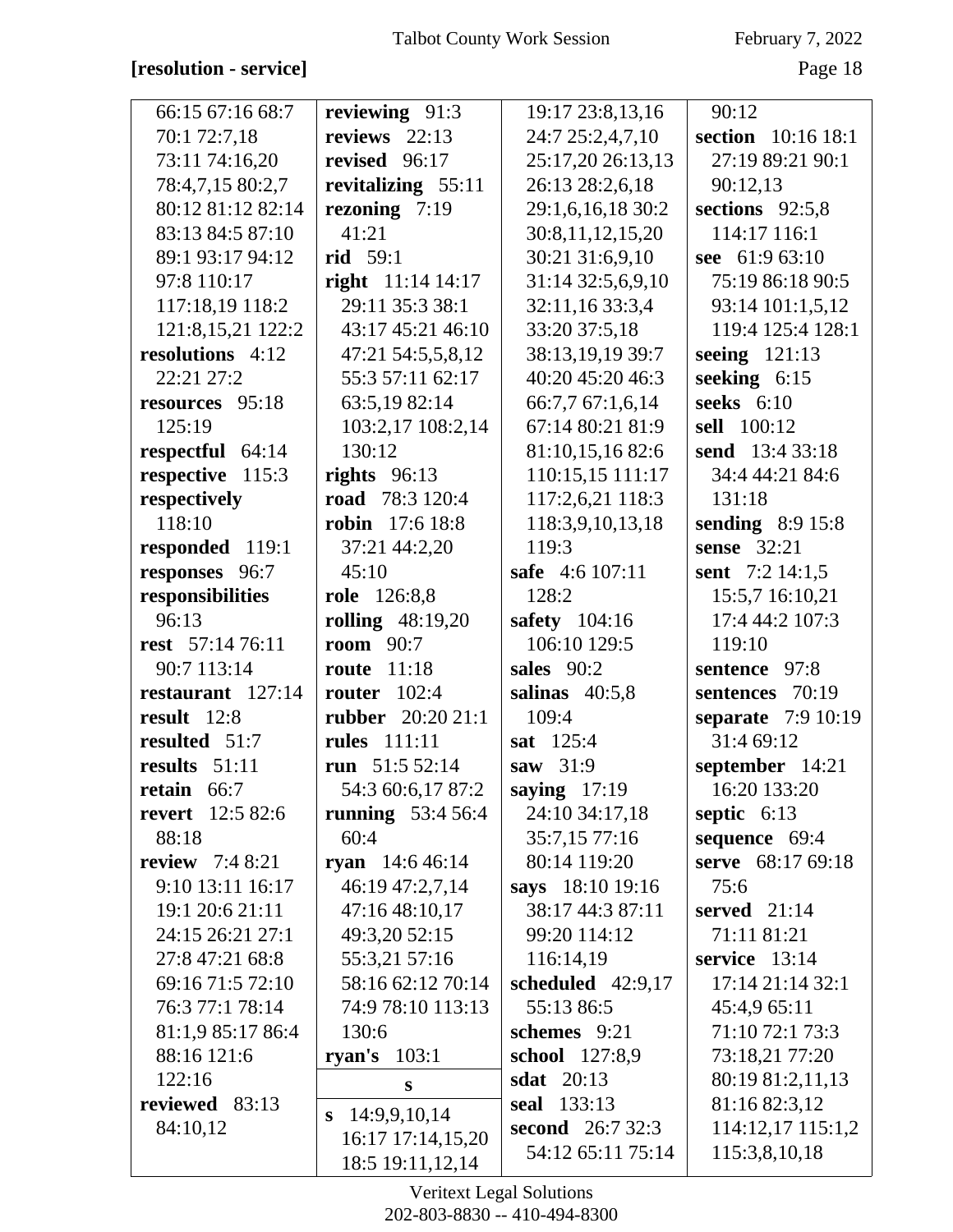**[resolution - service]**

66:15 67:16 68:7 70:1 72:7,18 73:11 74:16,20 78:4,7,15 80:2,7 80:12 81:12 82:14 83:13 84:5 87:10 89:1 93:17 94:12 97:8 110:17 117:18,19 118:2 121:8,15,21 122:2

**resolutions** 4:12 22:21 27:2

**resources** 95:18 125:19

**respectful** 64:14

**respective** 115:3

**respectively** 118:10

**responded** 119:1

**responses** 96:7

**responsibilities** 96:13

**rest** 57:14 76:11 90:7 113:14

**restaurant** 127:14

**result** 12:8

**resulted** 51:7

**results** 51:11

**retain** 66:7

**revert** 12:5 82:6 88:18

**review** 7:4 8:21 9:10 13:11 16:17 19:1 20:6 21:11 24:15 26:21 27:1 27:8 47:21 68:8 69:16 71:5 72:10 76:3 77:1 78:14 81:1,9 85:17 86:4 88:16 121:6 122:16

**reviewed** 83:13 84:10,12

**reviewing** 91:3

**reviews** 22:13

**revised** 96:17

**revitalizing** 55:11

**rezoning** 7:19 41:21

**rid** 59:1

**right** 11:14 14:17 29:11 35:3 38:1 43:17 45:21 46:10 47:21 54:5,5,8,12 55:3 57:11 62:17 63:5,19 82:14 103:2,17 108:2,14 130:12

**rights** 96:13

**road** 78:3 120:4

**robin** 17:6 18:8 37:21 44:2,20 45:10

**role** 126:8,8

**rolling** 48:19,20

**room** 90:7

**route** 11:18

**router** 102:4

**rubber** 20:20 21:1

**rules** 111:11

**run** 51:5 52:14 54:3 60:6,17 87:2

**running** 53:4 56:4 60:4

**ryan** 14:6 46:14 46:19 47:2,7,14 47:16 48:10,17 49:3,20 52:15 55:3,21 57:16 58:16 62:12 70:14 74:9 78:10 113:13 130:6

**ryan's** 103:1

**s**

**s** 14:9,9,10,14 16:17 17:14,15,20 18:5 19:11,12,14 19:17 23:8,13,16 24:7 25:2,4,7,10 25:17,20 26:13,13 26:13 28:2,6,18 29:1,6,16,18 30:2 30:8,11,12,15,20 30:21 31:6,9,10 31:14 32:5,6,9,10 32:11,16 33:3,4 33:20 37:5,18 38:13,19,19 39:7 40:20 45:20 46:3 66:7,7 67:1,6,14 67:14 80:21 81:9 81:10,15,16 82:6 110:15,15 111:17 117:2,6,21 118:3 118:3,9,10,13,18 119:3

**safe** 4:6 107:11 128:2

**safety** 104:16 106:10 129:5

**sales** 90:2

**salinas** 40:5,8 109:4

**sat** 125:4

**saw** 31:9

**saying** 17:19 24:10 34:17,18 35:7,15 77:16 80:14 119:20

**says** 18:10 19:16 38:17 44:3 87:11 99:20 114:12 116:14,19

**scheduled** 42:9,17 55:13 86:5

**schemes** 9:21

**school** 127:8,9

**sdat** 20:13

**seal** 133:13

**second** 26:7 32:3 54:12 65:11 75:14 90:12

**section** 10:16 18:1 27:19 89:21 90:1 90:12,13

**sections** 92:5,8 114:17 116:1

**see** 61:9 63:10 75:19 86:18 90:5 93:14 101:1,5,12 119:4 125:4 128:1

**seeing** 121:13

**seeking** 6:15

**seeks** 6:10

**sell** 100:12

**send** 13:4 33:18 34:4 44:21 84:6 131:18

**sending** 8:9 15:8

**sense** 32:21

**sent** 7:2 14:1,5 15:5,7 16:10,21 17:4 44:2 107:3 119:10

**sentence** 97:8

**sentences** 70:19

**separate** 7:9 10:19 31:4 69:12

**september** 14:21 16:20 133:20

**septic** 6:13

**sequence** 69:4

**serve** 68:17 69:18 75:6

**served** 21:14 71:11 81:21

**service** 13:14 17:14 21:14 32:1 45:4,9 65:11 71:10 72:1 73:3 73:18,21 77:20 80:19 81:2,11,13 81:16 82:3,12 114:12,17 115:1,2 115:3,8,10,18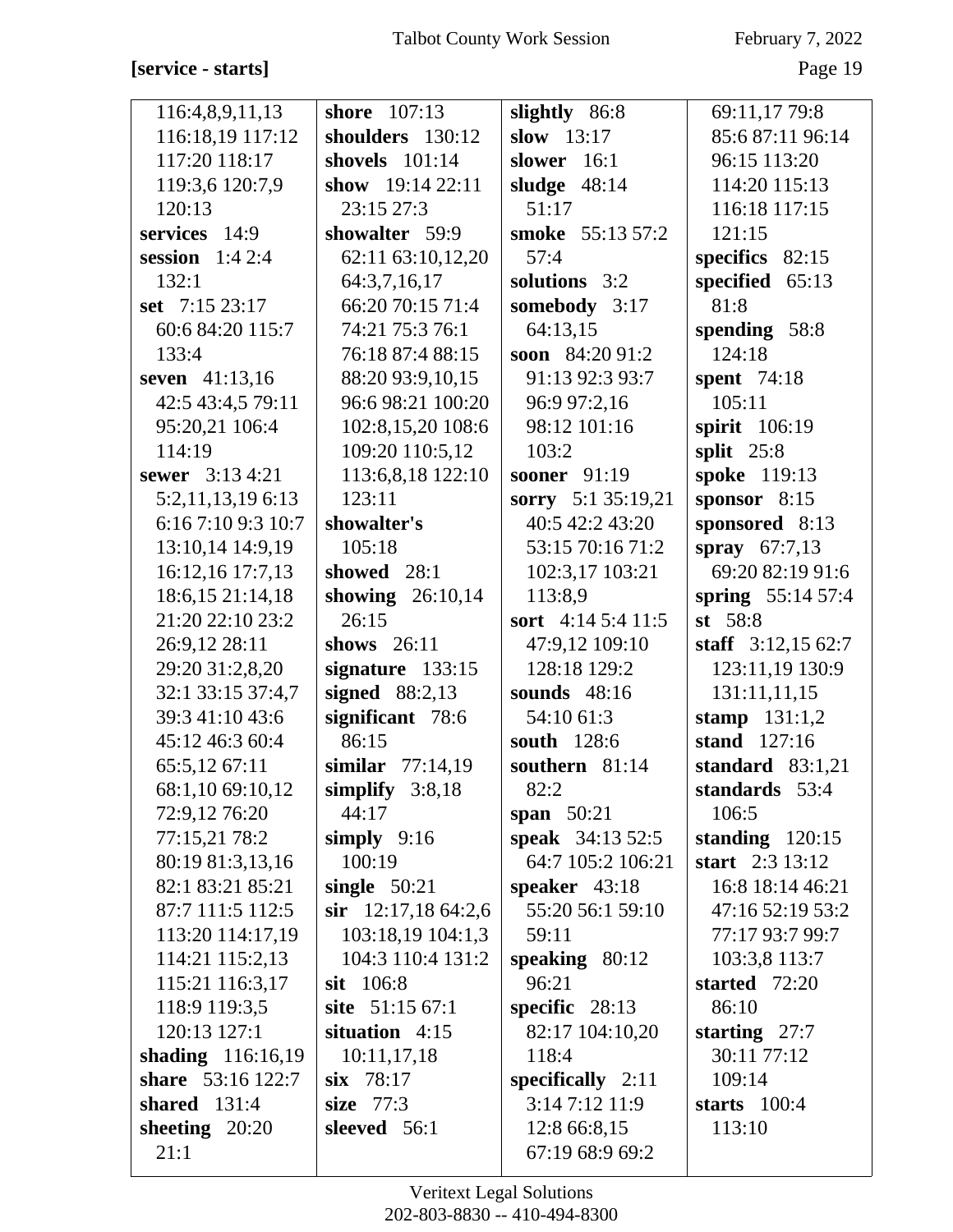**[service - starts]**

116:4,8,9,11,13 116:18,19 117:12 117:20 118:17 119:3,6 120:7,9 120:13
**services** 14:9
**session** 1:4 2:4 132:1
**set** 7:15 23:17 60:6 84:20 115:7 133:4
**seven** 41:13,16 42:5 43:4,5 79:11 95:20,21 106:4 114:19
**sewer** 3:13 4:21 5:2,11,13,19 6:13 6:16 7:10 9:3 10:7 13:10,14 14:9,19 16:12,16 17:7,13 18:6,15 21:14,18 21:20 22:10 23:2 26:9,12 28:11 29:20 31:2,8,20 32:1 33:15 37:4,7 39:3 41:10 43:6 45:12 46:3 60:4 65:5,12 67:11 68:1,10 69:10,12 72:9,12 76:20 77:15,21 78:2 80:19 81:3,13,16 82:1 83:21 85:21 87:7 111:5 112:5 113:20 114:17,19 114:21 115:2,13 115:21 116:3,17 118:9 119:3,5 120:13 127:1
**shading** 116:16,19
**share** 53:16 122:7
**shared** 131:4
**sheeting** 20:20 21:1
**shore** 107:13
**shoulders** 130:12
**shovels** 101:14
**show** 19:14 22:11 23:15 27:3
**showalter** 59:9 62:11 63:10,12,20 64:3,7,16,17 66:20 70:15 71:4 74:21 75:3 76:1 76:18 87:4 88:15 88:20 93:9,10,15 96:6 98:21 100:20 102:8,15,20 108:6 109:20 110:5,12 113:6,8,18 122:10 123:11
**showalter's** 105:18
**showed** 28:1
**showing** 26:10,14 26:15
**shows** 26:11
**signature** 133:15
**signed** 88:2,13
**significant** 78:6 86:15
**similar** 77:14,19
**simplify** 3:8,18 44:17
**simply** 9:16 100:19
**single** 50:21
**sir** 12:17,18 64:2,6 103:18,19 104:1,3 104:3 110:4 131:2
**sit** 106:8
**site** 51:15 67:1
**situation** 4:15 10:11,17,18
**six** 78:17
**size** 77:3
**sleeved** 56:1
**slightly** 86:8
**slow** 13:17
**slower** 16:1
**sludge** 48:14 51:17
**smoke** 55:13 57:2 57:4
**solutions** 3:2
**somebody** 3:17 64:13,15
**soon** 84:20 91:2 91:13 92:3 93:7 96:9 97:2,16 98:12 101:16 103:2
**sooner** 91:19
**sorry** 5:1 35:19,21 40:5 42:2 43:20 53:15 70:16 71:2 102:3,17 103:21 113:8,9
**sort** 4:14 5:4 11:5 47:9,12 109:10 128:18 129:2
**sounds** 48:16 54:10 61:3
**south** 128:6
**southern** 81:14 82:2
**span** 50:21
**speak** 34:13 52:5 64:7 105:2 106:21
**speaker** 43:18 55:20 56:1 59:10 59:11
**speaking** 80:12 96:21
**specific** 28:13 82:17 104:10,20 118:4
**specifically** 2:11 3:14 7:12 11:9 12:8 66:8,15 67:19 68:9 69:2 69:11,17 79:8 85:6 87:11 96:14 96:15 113:20 114:20 115:13 116:18 117:15 121:15
**specifics** 82:15
**specified** 65:13 81:8
**spending** 58:8 124:18
**spent** 74:18 105:11
**spirit** 106:19
**split** 25:8
**spoke** 119:13
**sponsor** 8:15
**sponsored** 8:13
**spray** 67:7,13 69:20 82:19 91:6
**spring** 55:14 57:4
**st** 58:8
**staff** 3:12,15 62:7 123:11,19 130:9 131:11,11,15
**stamp** 131:1,2
**stand** 127:16
**standard** 83:1,21
**standards** 53:4 106:5
**standing** 120:15
**start** 2:3 13:12 16:8 18:14 46:21 47:16 52:19 53:2 77:17 93:7 99:7 103:3,8 113:7
**started** 72:20 86:10
**starting** 27:7 30:11 77:12 109:14
**starts** 100:4 113:10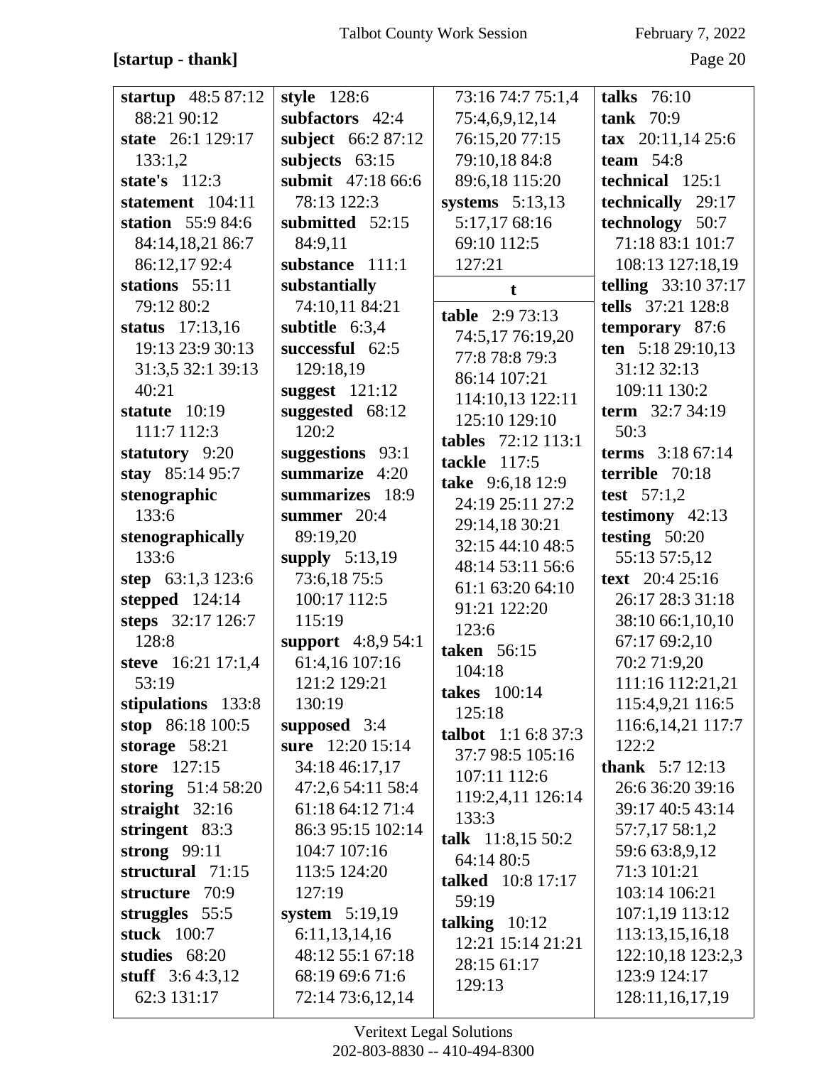**[startup - thank]**

**startup** 48:5 87:12 88:21 90:12
**state** 26:1 129:17 133:1,2
**state's** 112:3
**statement** 104:11
**station** 55:9 84:6 84:14,18,21 86:7 86:12,17 92:4
**stations** 55:11 79:12 80:2
**status** 17:13,16 19:13 23:9 30:13 31:3,5 32:1 39:13 40:21
**statute** 10:19 111:7 112:3
**statutory** 9:20
**stay** 85:14 95:7
**stenographic** 133:6
**stenographically** 133:6
**step** 63:1,3 123:6
**stepped** 124:14
**steps** 32:17 126:7 128:8
**steve** 16:21 17:1,4 53:19
**stipulations** 133:8
**stop** 86:18 100:5
**storage** 58:21
**store** 127:15
**storing** 51:4 58:20
**straight** 32:16
**stringent** 83:3
**strong** 99:11
**structural** 71:15
**structure** 70:9
**struggles** 55:5
**stuck** 100:7
**studies** 68:20
**stuff** 3:6 4:3,12 62:3 131:17
**style** 128:6
**subfactors** 42:4
**subject** 66:2 87:12
**subjects** 63:15
**submit** 47:18 66:6 78:13 122:3
**submitted** 52:15 84:9,11
**substance** 111:1
**substantially** 74:10,11 84:21
**subtitle** 6:3,4
**successful** 62:5 129:18,19
**suggest** 121:12
**suggested** 68:12 120:2
**suggestions** 93:1
**summarize** 4:20
**summarizes** 18:9
**summer** 20:4 89:19,20
**supply** 5:13,19 73:6,18 75:5 100:17 112:5 115:19
**support** 4:8,9 54:1 61:4,16 107:16 121:2 129:21 130:19
**supposed** 3:4
**sure** 12:20 15:14 34:18 46:17,17 47:2,6 54:11 58:4 61:18 64:12 71:4 86:3 95:15 102:14 104:7 107:16 113:5 124:20 127:19
**system** 5:19,19 6:11,13,14,16 48:12 55:1 67:18 68:19 69:6 71:6 72:14 73:6,12,14 73:16 74:7 75:1,4 75:4,6,9,12,14 76:15,20 77:15 79:10,18 84:8 89:6,18 115:20
**systems** 5:13,13 5:17,17 68:16 69:10 112:5 127:21

**t**

**table** 2:9 73:13 74:5,17 76:19,20 77:8 78:8 79:3 86:14 107:21 114:10,13 122:11 125:10 129:10
**tables** 72:12 113:1
**tackle** 117:5
**take** 9:6,18 12:9 24:19 25:11 27:2 29:14,18 30:21 32:15 44:10 48:5 48:14 53:11 56:6 61:1 63:20 64:10 91:21 122:20 123:6
**taken** 56:15 104:18
**takes** 100:14 125:18
**talbot** 1:1 6:8 37:3 37:7 98:5 105:16 107:11 112:6 119:2,4,11 126:14 133:3
**talk** 11:8,15 50:2 64:14 80:5
**talked** 10:8 17:17 59:19
**talking** 10:12 12:21 15:14 21:21 28:15 61:17 129:13
**talks** 76:10
**tank** 70:9
**tax** 20:11,14 25:6
**team** 54:8
**technical** 125:1
**technically** 29:17
**technology** 50:7 71:18 83:1 101:7 108:13 127:18,19
**telling** 33:10 37:17
**tells** 37:21 128:8
**temporary** 87:6
**ten** 5:18 29:10,13 31:12 32:13 109:11 130:2
**term** 32:7 34:19 50:3
**terms** 3:18 67:14
**terrible** 70:18
**test** 57:1,2
**testimony** 42:13
**testing** 50:20 55:13 57:5,12
**text** 20:4 25:16 26:17 28:3 31:18 38:10 66:1,10,10 67:17 69:2,10 70:2 71:9,20 111:16 112:21,21 115:4,9,21 116:5 116:6,14,21 117:7 122:2
**thank** 5:7 12:13 26:6 36:20 39:16 39:17 40:5 43:14 57:7,17 58:1,2 59:6 63:8,9,12 71:3 101:21 103:14 106:21 107:1,19 113:12 113:13,15,16,18 122:10,18 123:2,3 123:9 124:17 128:11,16,17,19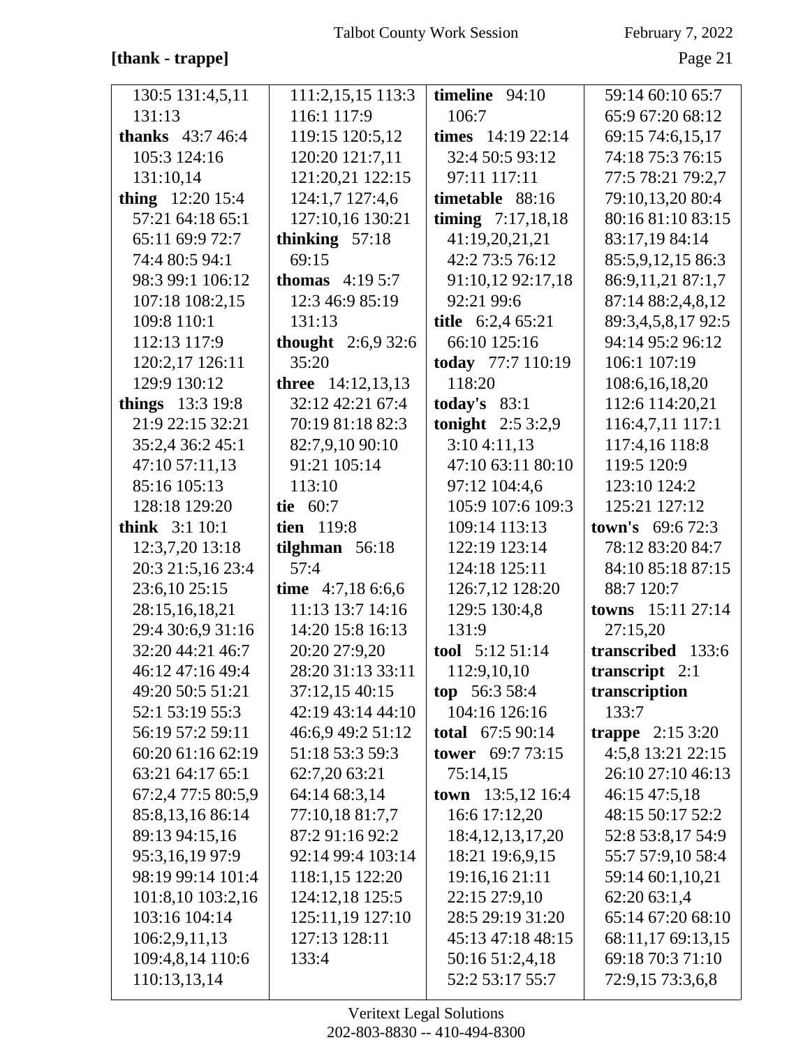**[thank - trappe]**

130:5 131:4,5,11 131:13
**thanks** 43:7 46:4 105:3 124:16 131:10,14
**thing** 12:20 15:4 57:21 64:18 65:1 65:11 69:9 72:7 74:4 80:5 94:1 98:3 99:1 106:12 107:18 108:2,15 109:8 110:1 112:13 117:9 120:2,17 126:11 129:9 130:12
**things** 13:3 19:8 21:9 22:15 32:21 35:2,4 36:2 45:1 47:10 57:11,13 85:16 105:13 128:18 129:20
**think** 3:1 10:1 12:3,7,20 13:18 20:3 21:5,16 23:4 23:6,10 25:15 28:15,16,18,21 29:4 30:6,9 31:16 32:20 44:21 46:7 46:12 47:16 49:4 49:20 50:5 51:21 52:1 53:19 55:3 56:19 57:2 59:11 60:20 61:16 62:19 63:21 64:17 65:1 67:2,4 77:5 80:5,9 85:8,13,16 86:14 89:13 94:15,16 95:3,16,19 97:9 98:19 99:14 101:4 101:8,10 103:2,16 103:16 104:14 106:2,9,11,13 109:4,8,14 110:6 110:13,13,14 111:2,15,15 113:3 116:1 117:9 119:15 120:5,12 120:20 121:7,11 121:20,21 122:15 124:1,7 127:4,6 127:10,16 130:21
**thinking** 57:18 69:15
**thomas** 4:19 5:7 12:3 46:9 85:19 131:13
**thought** 2:6,9 32:6 35:20
**three** 14:12,13,13 32:12 42:21 67:4 70:19 81:18 82:3 82:7,9,10 90:10 91:21 105:14 113:10
**tie** 60:7
**tien** 119:8
**tilghman** 56:18 57:4
**time** 4:7,18 6:6,6 11:13 13:7 14:16 14:20 15:8 16:13 20:20 27:9,20 28:20 31:13 33:11 37:12,15 40:15 42:19 43:14 44:10 46:6,9 49:2 51:12 51:18 53:3 59:3 62:7,20 63:21 64:14 68:3,14 77:10,18 81:7,7 87:2 91:16 92:2 92:14 99:4 103:14 118:1,15 122:20 124:12,18 125:5 125:11,19 127:10 127:13 128:11 133:4
**timeline** 94:10 106:7
**times** 14:19 22:14 32:4 50:5 93:12 97:11 117:11
**timetable** 88:16
**timing** 7:17,18,18 41:19,20,21,21 42:2 73:5 76:12 91:10,12 92:17,18 92:21 99:6
**title** 6:2,4 65:21 66:10 125:16
**today** 77:7 110:19 118:20
**today's** 83:1
**tonight** 2:5 3:2,9 3:10 4:11,13 47:10 63:11 80:10 97:12 104:4,6 105:9 107:6 109:3 109:14 113:13 122:19 123:14 124:18 125:11 126:7,12 128:20 129:5 130:4,8 131:9
**tool** 5:12 51:14 112:9,10,10
**top** 56:3 58:4 104:16 126:16
**total** 67:5 90:14
**tower** 69:7 73:15 75:14,15
**town** 13:5,12 16:4 16:6 17:12,20 18:4,12,13,17,20 18:21 19:6,9,15 19:16,16 21:11 22:15 27:9,10 28:5 29:19 31:20 45:13 47:18 48:15 50:16 51:2,4,18 52:2 53:17 55:7 59:14 60:10 65:7 65:9 67:20 68:12 69:15 74:6,15,17 74:18 75:3 76:15 77:5 78:21 79:2,7 79:10,13,20 80:4 80:16 81:10 83:15 83:17,19 84:14 85:5,9,12,15 86:3 86:9,11,21 87:1,7 87:14 88:2,4,8,12 89:3,4,5,8,17 92:5 94:14 95:2 96:12 106:1 107:19 108:6,16,18,20 112:6 114:20,21 116:4,7,11 117:1 117:4,16 118:8 119:5 120:9 123:10 124:2 125:21 127:12
**town's** 69:6 72:3 78:12 83:20 84:7 84:10 85:18 87:15 88:7 120:7
**towns** 15:11 27:14 27:15,20
**transcribed** 133:6
**transcript** 2:1
**transcription** 133:7
**trappe** 2:15 3:20 4:5,8 13:21 22:15 26:10 27:10 46:13 46:15 47:5,18 48:15 50:17 52:2 52:8 53:8,17 54:9 55:7 57:9,10 58:4 59:14 60:1,10,21 62:20 63:1,4 65:14 67:20 68:10 68:11,17 69:13,15 69:18 70:3 71:10 72:9,15 73:3,6,8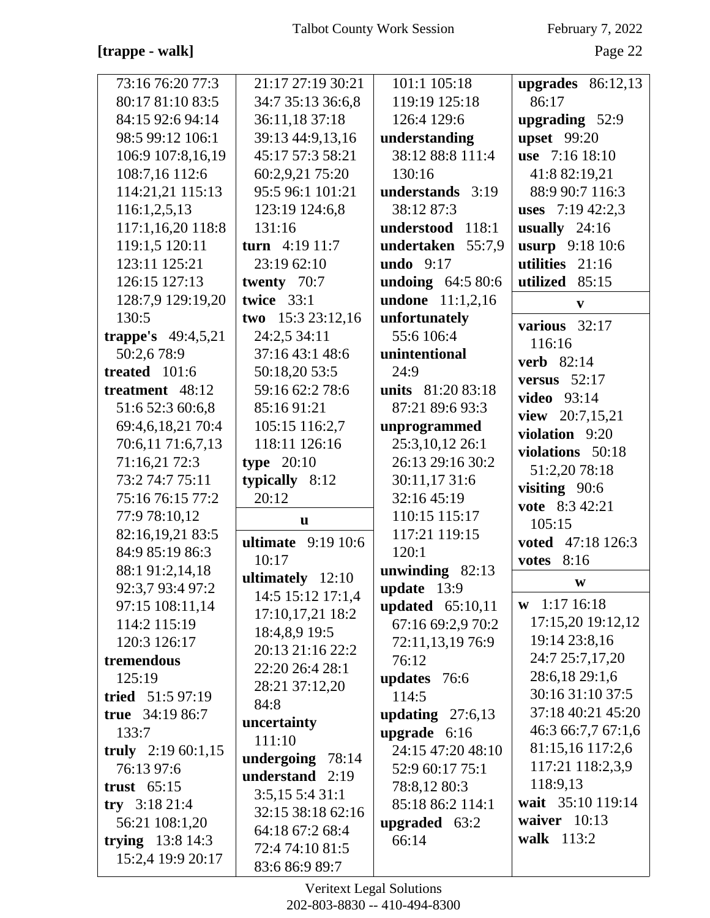**[trappe - walk]**

73:16 76:20 77:3 80:17 81:10 83:5 84:15 92:6 94:14 98:5 99:12 106:1 106:9 107:8,16,19 108:7,16 112:6 114:21,21 115:13 116:1,2,5,13 117:1,16,20 118:8 119:1,5 120:11 123:11 125:21 126:15 127:13 128:7,9 129:19,20 130:5

**trappe's** 49:4,5,21 50:2,6 78:9

**treated** 101:6

**treatment** 48:12 51:6 52:3 60:6,8 69:4,6,18,21 70:4 70:6,11 71:6,7,13 71:16,21 72:3 73:2 74:7 75:11 75:16 76:15 77:2 77:9 78:10,12 82:16,19,21 83:5 84:9 85:19 86:3 88:1 91:2,14,18 92:3,7 93:4 97:2 97:15 108:11,14 114:2 115:19 120:3 126:17

**tremendous** 125:19

**tried** 51:5 97:19

**true** 34:19 86:7 133:7

**truly** 2:19 60:1,15 76:13 97:6

**trust** 65:15

**try** 3:18 21:4 56:21 108:1,20

**trying** 13:8 14:3 15:2,4 19:9 20:17 21:17 27:19 30:21 34:7 35:13 36:6,8 36:11,18 37:18 39:13 44:9,13,16 45:17 57:3 58:21 60:2,9,21 75:20 95:5 96:1 101:21 123:19 124:6,8 131:16

**turn** 4:19 11:7 23:19 62:10

**twenty** 70:7

**twice** 33:1

**two** 15:3 23:12,16 24:2,5 34:11 37:16 43:1 48:6 50:18,20 53:5 59:16 62:2 78:6 85:16 91:21 105:15 116:2,7 118:11 126:16

**type** 20:10

**typically** 8:12 20:12

**u**

**ultimate** 9:19 10:6 10:17

**ultimately** 12:10 14:5 15:12 17:1,4 17:10,17,21 18:2 18:4,8,9 19:5 20:13 21:16 22:2 22:20 26:4 28:1 28:21 37:12,20 84:8

**uncertainty** 111:10

**undergoing** 78:14

**understand** 2:19 3:5,15 5:4 31:1 32:15 38:18 62:16 64:18 67:2 68:4 72:4 74:10 81:5 83:6 86:9 89:7 101:1 105:18 119:19 125:18 126:4 129:6

**understanding** 38:12 88:8 111:4 130:16

**understands** 3:19 38:12 87:3

**understood** 118:1

**undertaken** 55:7,9

**undo** 9:17

**undoing** 64:5 80:6

**undone** 11:1,2,16

**unfortunately** 55:6 106:4

**unintentional** 24:9

**units** 81:20 83:18 87:21 89:6 93:3

**unprogrammed** 25:3,10,12 26:1 26:13 29:16 30:2 30:11,17 31:6 32:16 45:19 110:15 115:17 117:21 119:15 120:1

**unwinding** 82:13

**update** 13:9

**updated** 65:10,11 67:16 69:2,9 70:2 72:11,13,19 76:9 76:12

**updates** 76:6 114:5

**updating** 27:6,13

**upgrade** 6:16 24:15 47:20 48:10 52:9 60:17 75:1 78:8,12 80:3 85:18 86:2 114:1

**upgraded** 63:2 66:14

**upgrades** 86:12,13 86:17

**upgrading** 52:9

**upset** 99:20

**use** 7:16 18:10 41:8 82:19,21 88:9 90:7 116:3

**uses** 7:19 42:2,3

**usually** 24:16

**usurp** 9:18 10:6

**utilities** 21:16

**utilized** 85:15

**v**

**various** 32:17 116:16

**verb** 82:14

**versus** 52:17

**video** 93:14

**view** 20:7,15,21

**violation** 9:20

**violations** 50:18 51:2,20 78:18

**visiting** 90:6

**vote** 8:3 42:21 105:15

**voted** 47:18 126:3

**votes** 8:16

**w**

**w** 1:17 16:18 17:15,20 19:12,12 19:14 23:8,16 24:7 25:7,17,20 28:6,18 29:1,6 30:16 31:10 37:5 37:18 40:21 45:20 46:3 66:7,7 67:1,6 81:15,16 117:2,6 117:21 118:2,3,9 118:9,13

**wait** 35:10 119:14

**waiver** 10:13

**walk** 113:2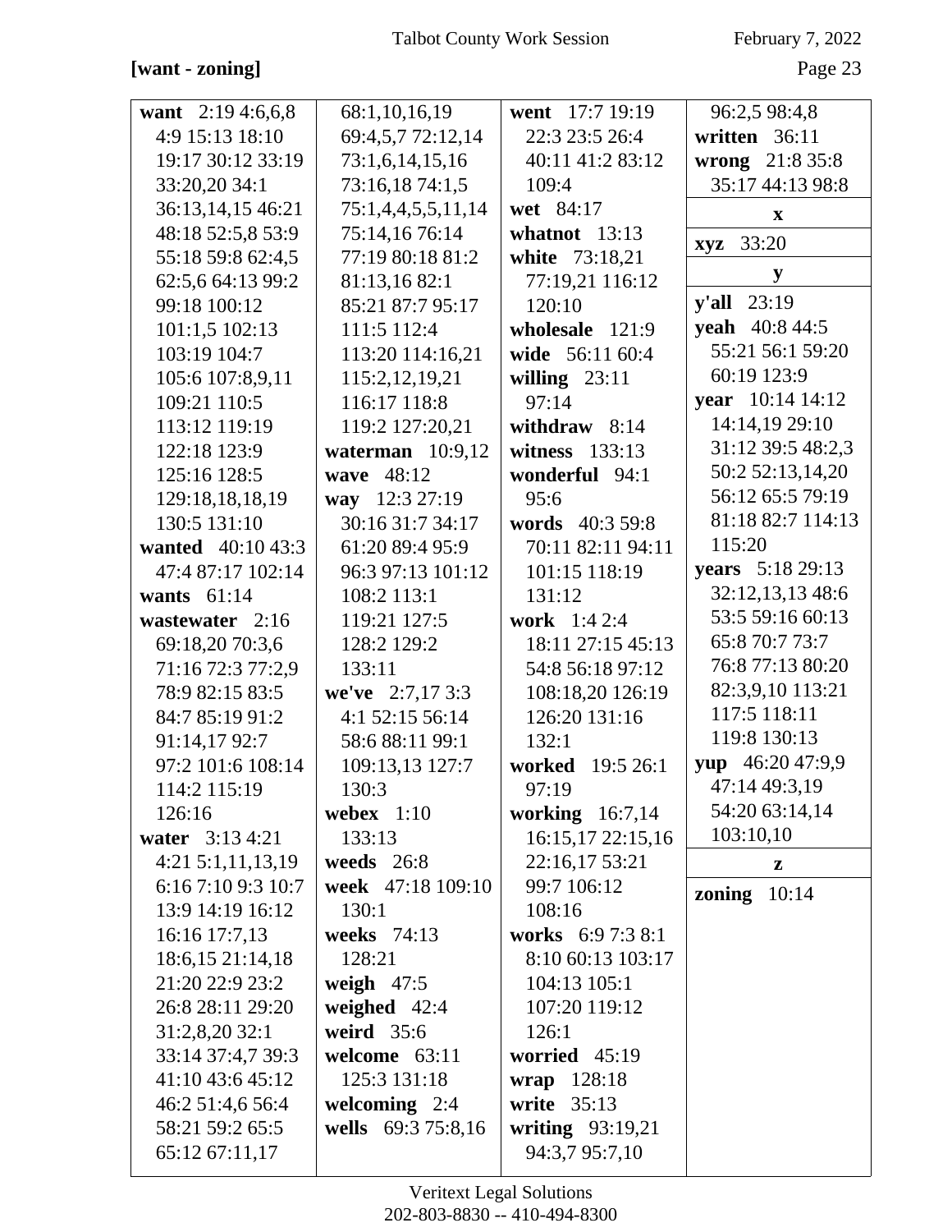**[want - zoning]**

**want** 2:19 4:6,6,8 4:9 15:13 18:10 19:17 30:12 33:19 33:20,20 34:1 36:13,14,15 46:21 48:18 52:5,8 53:9 55:18 59:8 62:4,5 62:5,6 64:13 99:2 99:18 100:12 101:1,5 102:13 103:19 104:7 105:6 107:8,9,11 109:21 110:5 113:12 119:19 122:18 123:9 125:16 128:5 129:18,18,18,19 130:5 131:10

**wanted** 40:10 43:3 47:4 87:17 102:14

**wants** 61:14

**wastewater** 2:16 69:18,20 70:3,6 71:16 72:3 77:2,9 78:9 82:15 83:5 84:7 85:19 91:2 91:14,17 92:7 97:2 101:6 108:14 114:2 115:19 126:16

**water** 3:13 4:21 4:21 5:1,11,13,19 6:16 7:10 9:3 10:7 13:9 14:19 16:12 16:16 17:7,13 18:6,15 21:14,18 21:20 22:9 23:2 26:8 28:11 29:20 31:2,8,20 32:1 33:14 37:4,7 39:3 41:10 43:6 45:12 46:2 51:4,6 56:4 58:21 59:2 65:5 65:12 67:11,17 68:1,10,16,19 69:4,5,7 72:12,14 73:1,6,14,15,16 73:16,18 74:1,5 75:1,4,4,5,5,11,14 75:14,16 76:14 77:19 80:18 81:2 81:13,16 82:1 85:21 87:7 95:17 111:5 112:4 113:20 114:16,21 115:2,12,19,21 116:17 118:8 119:2 127:20,21

**waterman** 10:9,12

**wave** 48:12

**way** 12:3 27:19 30:16 31:7 34:17 61:20 89:4 95:9 96:3 97:13 101:12 108:2 113:1 119:21 127:5 128:2 129:2 133:11

**we've** 2:7,17 3:3 4:1 52:15 56:14 58:6 88:11 99:1 109:13,13 127:7 130:3

**webex** 1:10 133:13

**weeds** 26:8

**week** 47:18 109:10 130:1

**weeks** 74:13 128:21

**weigh** 47:5

**weighed** 42:4

**weird** 35:6

**welcome** 63:11 125:3 131:18

**welcoming** 2:4

**wells** 69:3 75:8,16

**went** 17:7 19:19 22:3 23:5 26:4 40:11 41:2 83:12 109:4

**wet** 84:17

**whatnot** 13:13

**white** 73:18,21 77:19,21 116:12 120:10

**wholesale** 121:9

**wide** 56:11 60:4

**willing** 23:11 97:14

**withdraw** 8:14

**witness** 133:13

**wonderful** 94:1 95:6

**words** 40:3 59:8 70:11 82:11 94:11 101:15 118:19 131:12

**work** 1:4 2:4 18:11 27:15 45:13 54:8 56:18 97:12 108:18,20 126:19 126:20 131:16 132:1

**worked** 19:5 26:1 97:19

**working** 16:7,14 16:15,17 22:15,16 22:16,17 53:21 99:7 106:12 108:16

**works** 6:9 7:3 8:1 8:10 60:13 103:17 104:13 105:1 107:20 119:12 126:1

**worried** 45:19

**wrap** 128:18

**write** 35:13

**writing** 93:19,21 94:3,7 95:7,10 96:2,5 98:4,8

**written** 36:11

**wrong** 21:8 35:8 35:17 44:13 98:8

**x**

**xyz** 33:20

**y**

**y'all** 23:19

**yeah** 40:8 44:5 55:21 56:1 59:20 60:19 123:9

**year** 10:14 14:12 14:14,19 29:10 31:12 39:5 48:2,3 50:2 52:13,14,20 56:12 65:5 79:19 81:18 82:7 114:13 115:20

**years** 5:18 29:13 32:12,13,13 48:6 53:5 59:16 60:13 65:8 70:7 73:7 76:8 77:13 80:20 82:3,9,10 113:21 117:5 118:11 119:8 130:13

**yup** 46:20 47:9,9 47:14 49:3,19 54:20 63:14,14 103:10,10

**z**

**zoning** 10:14